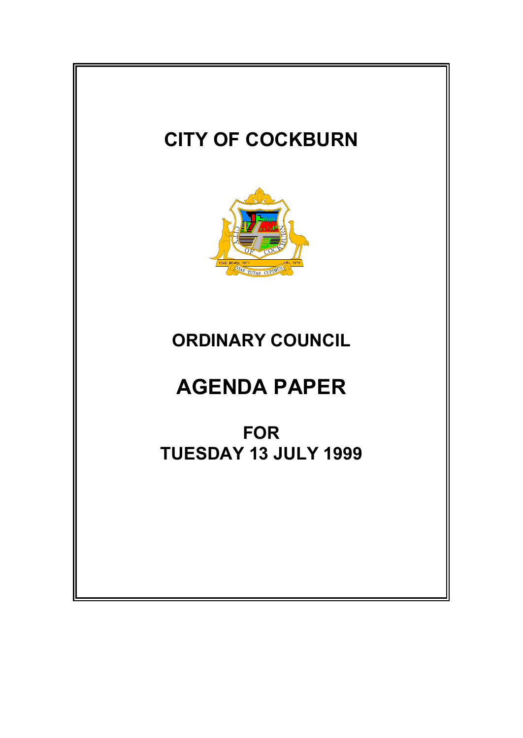# CITY OF COCKBURN

## ORDINARY COUNCIL

# AGENDA PAPER

## FOR TUESDAY 13 JULY 1999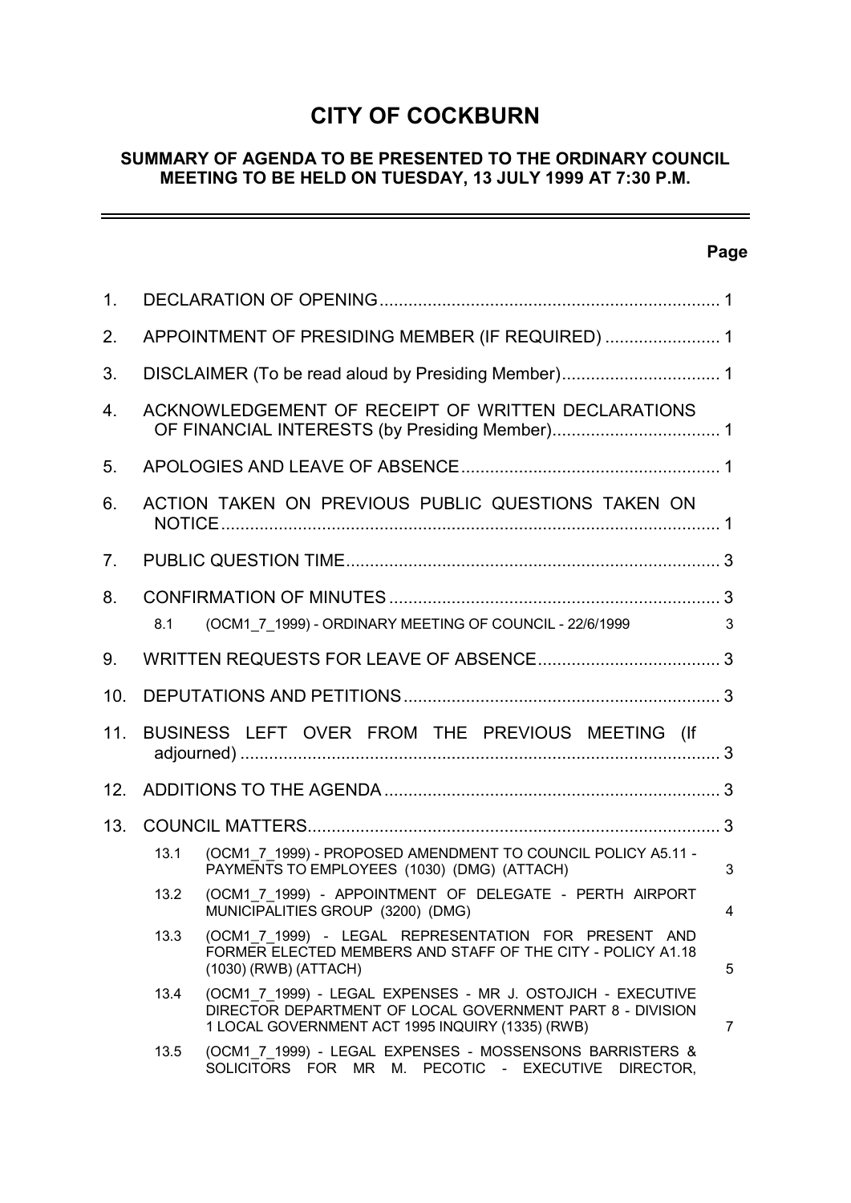# CITY OF COCKBURN

## SUMMARY OF AGENDA TO BE PRESENTED TO THE ORDINARY COUNCIL MEETING TO BE HELD ON TUESDAY, 13 JULY 1999 AT 7:30 P.M.

| | | Page |
|---|---|---|
| 1. | DECLARATION OF OPENING | 1 |
| 2. | APPOINTMENT OF PRESIDING MEMBER (IF REQUIRED) | 1 |
| 3. | DISCLAIMER (To be read aloud by Presiding Member) | 1 |
| 4. | ACKNOWLEDGEMENT OF RECEIPT OF WRITTEN DECLARATIONS OF FINANCIAL INTERESTS (by Presiding Member) | 1 |
| 5. | APOLOGIES AND LEAVE OF ABSENCE | 1 |
| 6. | ACTION TAKEN ON PREVIOUS PUBLIC QUESTIONS TAKEN ON NOTICE | 1 |
| 7. | PUBLIC QUESTION TIME | 3 |
| 8. | CONFIRMATION OF MINUTES | 3 |
| | 8.1 (OCM1_7_1999) - ORDINARY MEETING OF COUNCIL - 22/6/1999 | 3 |
| 9. | WRITTEN REQUESTS FOR LEAVE OF ABSENCE | 3 |
| 10. | DEPUTATIONS AND PETITIONS | 3 |
| 11. | BUSINESS LEFT OVER FROM THE PREVIOUS MEETING (If adjourned) | 3 |
| 12. | ADDITIONS TO THE AGENDA | 3 |
| 13. | COUNCIL MATTERS | 3 |
| | 13.1 (OCM1_7_1999) - PROPOSED AMENDMENT TO COUNCIL POLICY A5.11 - PAYMENTS TO EMPLOYEES (1030) (DMG) (ATTACH) | 3 |
| | 13.2 (OCM1_7_1999) - APPOINTMENT OF DELEGATE - PERTH AIRPORT MUNICIPALITIES GROUP (3200) (DMG) | 4 |
| | 13.3 (OCM1_7_1999) - LEGAL REPRESENTATION FOR PRESENT AND FORMER ELECTED MEMBERS AND STAFF OF THE CITY - POLICY A1.18 (1030) (RWB) (ATTACH) | 5 |
| | 13.4 (OCM1_7_1999) - LEGAL EXPENSES - MR J. OSTOJICH - EXECUTIVE DIRECTOR DEPARTMENT OF LOCAL GOVERNMENT PART 8 - DIVISION 1 LOCAL GOVERNMENT ACT 1995 INQUIRY (1335) (RWB) | 7 |
| | 13.5 (OCM1_7_1999) - LEGAL EXPENSES - MOSSENSONS BARRISTERS & SOLICITORS FOR MR M. PECOTIC - EXECUTIVE DIRECTOR, | |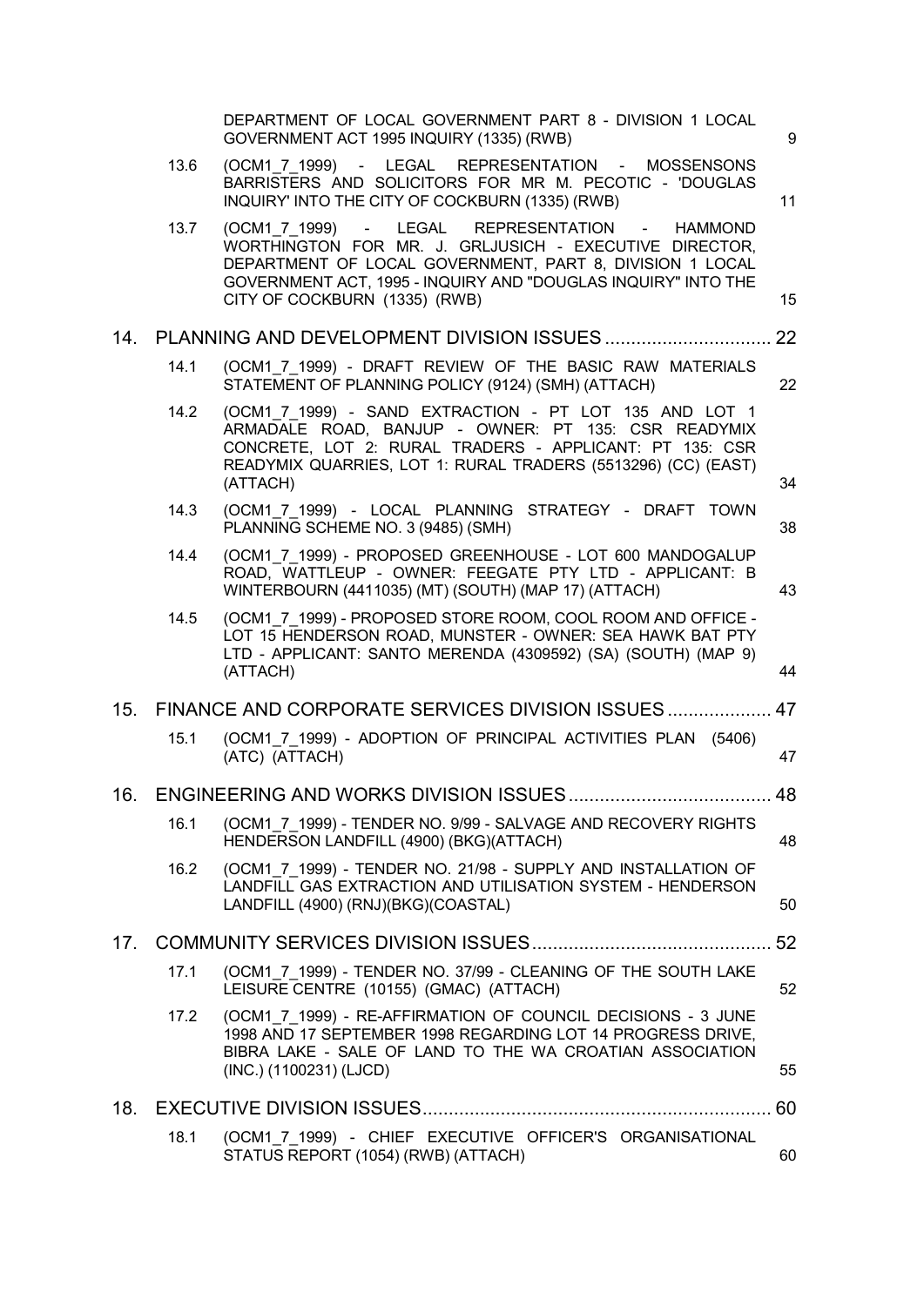| | | | |
|---|---|---|---|
| | | DEPARTMENT OF LOCAL GOVERNMENT PART 8 - DIVISION 1 LOCAL GOVERNMENT ACT 1995 INQUIRY (1335) (RWB) | 9 |
| | 13.6 | (OCM1_7_1999) - LEGAL REPRESENTATION - MOSSENSONS BARRISTERS AND SOLICITORS FOR MR M. PECOTIC - 'DOUGLAS INQUIRY' INTO THE CITY OF COCKBURN (1335) (RWB) | 11 |
| | 13.7 | (OCM1_7_1999) - LEGAL REPRESENTATION - HAMMOND WORTHINGTON FOR MR. J. GRLJUSICH - EXECUTIVE DIRECTOR, DEPARTMENT OF LOCAL GOVERNMENT, PART 8, DIVISION 1 LOCAL GOVERNMENT ACT, 1995 - INQUIRY AND "DOUGLAS INQUIRY" INTO THE CITY OF COCKBURN (1335) (RWB) | 15 |
| 14. | PLANNING AND DEVELOPMENT DIVISION ISSUES | | 22 |
| | 14.1 | (OCM1_7_1999) - DRAFT REVIEW OF THE BASIC RAW MATERIALS STATEMENT OF PLANNING POLICY (9124) (SMH) (ATTACH) | 22 |
| | 14.2 | (OCM1_7_1999) - SAND EXTRACTION - PT LOT 135 AND LOT 1 ARMADALE ROAD, BANJUP - OWNER: PT 135: CSR READYMIX CONCRETE, LOT 2: RURAL TRADERS - APPLICANT: PT 135: CSR READYMIX QUARRIES, LOT 1: RURAL TRADERS (5513296) (CC) (EAST) (ATTACH) | 34 |
| | 14.3 | (OCM1_7_1999) - LOCAL PLANNING STRATEGY - DRAFT TOWN PLANNING SCHEME NO. 3 (9485) (SMH) | 38 |
| | 14.4 | (OCM1_7_1999) - PROPOSED GREENHOUSE - LOT 600 MANDOGALUP ROAD, WATTLEUP - OWNER: FEEGATE PTY LTD - APPLICANT: B WINTERBOURN (4411035) (MT) (SOUTH) (MAP 17) (ATTACH) | 43 |
| | 14.5 | (OCM1_7_1999) - PROPOSED STORE ROOM, COOL ROOM AND OFFICE - LOT 15 HENDERSON ROAD, MUNSTER - OWNER: SEA HAWK BAT PTY LTD - APPLICANT: SANTO MERENDA (4309592) (SA) (SOUTH) (MAP 9) (ATTACH) | 44 |
| 15. | FINANCE AND CORPORATE SERVICES DIVISION ISSUES | | 47 |
| | 15.1 | (OCM1_7_1999) - ADOPTION OF PRINCIPAL ACTIVITIES PLAN (5406) (ATC) (ATTACH) | 47 |
| 16. | ENGINEERING AND WORKS DIVISION ISSUES | | 48 |
| | 16.1 | (OCM1_7_1999) - TENDER NO. 9/99 - SALVAGE AND RECOVERY RIGHTS HENDERSON LANDFILL (4900) (BKG)(ATTACH) | 48 |
| | 16.2 | (OCM1_7_1999) - TENDER NO. 21/98 - SUPPLY AND INSTALLATION OF LANDFILL GAS EXTRACTION AND UTILISATION SYSTEM - HENDERSON LANDFILL (4900) (RNJ)(BKG)(COASTAL) | 50 |
| 17. | COMMUNITY SERVICES DIVISION ISSUES | | 52 |
| | 17.1 | (OCM1_7_1999) - TENDER NO. 37/99 - CLEANING OF THE SOUTH LAKE LEISURE CENTRE (10155) (GMAC) (ATTACH) | 52 |
| | 17.2 | (OCM1_7_1999) - RE-AFFIRMATION OF COUNCIL DECISIONS - 3 JUNE 1998 AND 17 SEPTEMBER 1998 REGARDING LOT 14 PROGRESS DRIVE, BIBRA LAKE - SALE OF LAND TO THE WA CROATIAN ASSOCIATION (INC.) (1100231) (LJCD) | 55 |
| 18. | EXECUTIVE DIVISION ISSUES | | 60 |
| | 18.1 | (OCM1_7_1999) - CHIEF EXECUTIVE OFFICER'S ORGANISATIONAL STATUS REPORT (1054) (RWB) (ATTACH) | 60 |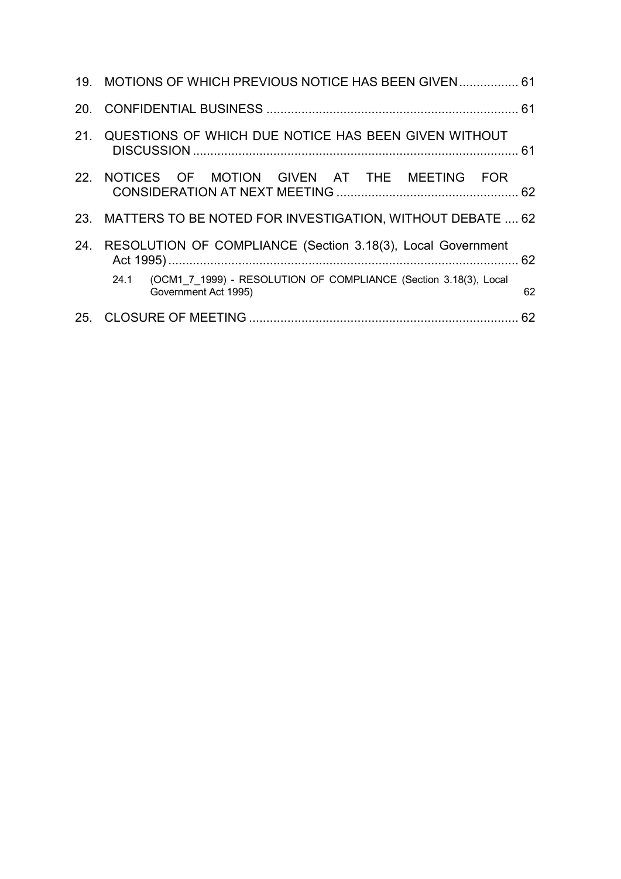19. MOTIONS OF WHICH PREVIOUS NOTICE HAS BEEN GIVEN ................. 61

20. CONFIDENTIAL BUSINESS ........................................................................ 61

21. QUESTIONS OF WHICH DUE NOTICE HAS BEEN GIVEN WITHOUT DISCUSSION ............................................................................................. 61

22. NOTICES OF MOTION GIVEN AT THE MEETING FOR CONSIDERATION AT NEXT MEETING .................................................... 62

23. MATTERS TO BE NOTED FOR INVESTIGATION, WITHOUT DEBATE .... 62

24. RESOLUTION OF COMPLIANCE (Section 3.18(3), Local Government Act 1995) .................................................................................................... 62

    24.1 (OCM1_7_1999) - RESOLUTION OF COMPLIANCE (Section 3.18(3), Local Government Act 1995) 62

25. CLOSURE OF MEETING ............................................................................. 62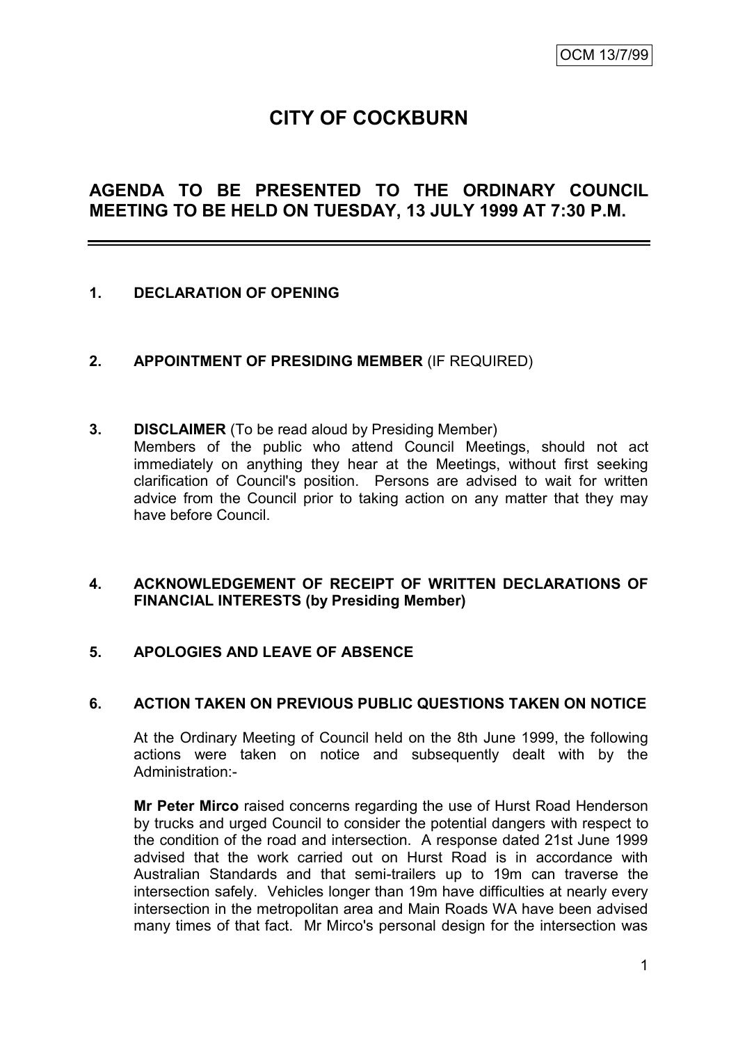OCM 13/7/99

# CITY OF COCKBURN

## AGENDA TO BE PRESENTED TO THE ORDINARY COUNCIL MEETING TO BE HELD ON TUESDAY, 13 JULY 1999 AT 7:30 P.M.

---

**1. DECLARATION OF OPENING**

**2. APPOINTMENT OF PRESIDING MEMBER** (IF REQUIRED)

**3. DISCLAIMER** (To be read aloud by Presiding Member)

Members of the public who attend Council Meetings, should not act immediately on anything they hear at the Meetings, without first seeking clarification of Council's position. Persons are advised to wait for written advice from the Council prior to taking action on any matter that they may have before Council.

**4. ACKNOWLEDGEMENT OF RECEIPT OF WRITTEN DECLARATIONS OF FINANCIAL INTERESTS (by Presiding Member)**

**5. APOLOGIES AND LEAVE OF ABSENCE**

**6. ACTION TAKEN ON PREVIOUS PUBLIC QUESTIONS TAKEN ON NOTICE**

At the Ordinary Meeting of Council held on the 8th June 1999, the following actions were taken on notice and subsequently dealt with by the Administration:-

**Mr Peter Mirco** raised concerns regarding the use of Hurst Road Henderson by trucks and urged Council to consider the potential dangers with respect to the condition of the road and intersection. A response dated 21st June 1999 advised that the work carried out on Hurst Road is in accordance with Australian Standards and that semi-trailers up to 19m can traverse the intersection safely. Vehicles longer than 19m have difficulties at nearly every intersection in the metropolitan area and Main Roads WA have been advised many times of that fact. Mr Mirco's personal design for the intersection was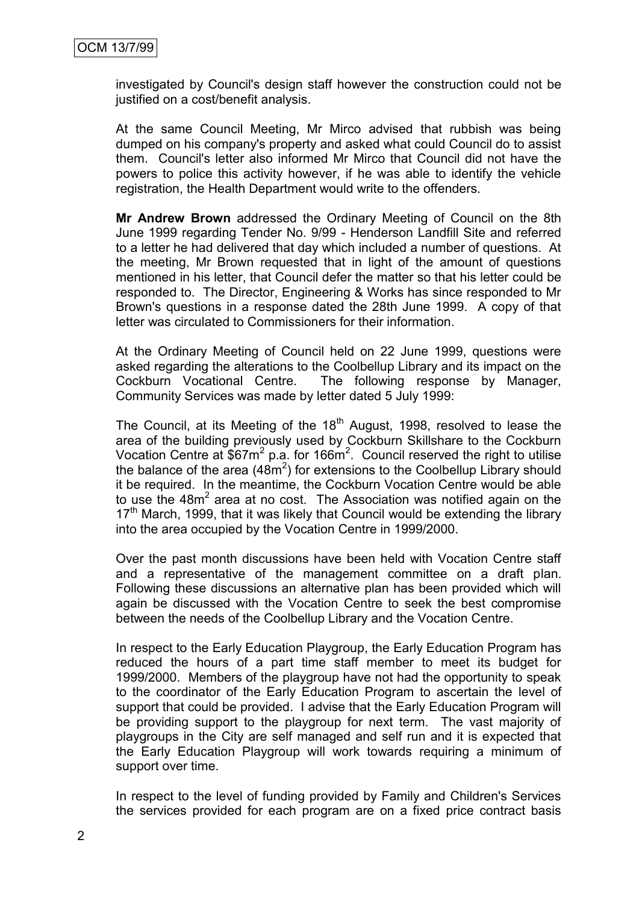investigated by Council's design staff however the construction could not be justified on a cost/benefit analysis.

At the same Council Meeting, Mr Mirco advised that rubbish was being dumped on his company's property and asked what could Council do to assist them. Council's letter also informed Mr Mirco that Council did not have the powers to police this activity however, if he was able to identify the vehicle registration, the Health Department would write to the offenders.

**Mr Andrew Brown** addressed the Ordinary Meeting of Council on the 8th June 1999 regarding Tender No. 9/99 - Henderson Landfill Site and referred to a letter he had delivered that day which included a number of questions. At the meeting, Mr Brown requested that in light of the amount of questions mentioned in his letter, that Council defer the matter so that his letter could be responded to. The Director, Engineering & Works has since responded to Mr Brown's questions in a response dated the 28th June 1999. A copy of that letter was circulated to Commissioners for their information.

At the Ordinary Meeting of Council held on 22 June 1999, questions were asked regarding the alterations to the Coolbellup Library and its impact on the Cockburn Vocational Centre. The following response by Manager, Community Services was made by letter dated 5 July 1999:

The Council, at its Meeting of the 18th August, 1998, resolved to lease the area of the building previously used by Cockburn Skillshare to the Cockburn Vocation Centre at $\$67m^2$ p.a. for $166m^2$. Council reserved the right to utilise the balance of the area ($48m^2$) for extensions to the Coolbellup Library should it be required. In the meantime, the Cockburn Vocation Centre would be able to use the $48m^2$ area at no cost. The Association was notified again on the 17th March, 1999, that it was likely that Council would be extending the library into the area occupied by the Vocation Centre in 1999/2000.

Over the past month discussions have been held with Vocation Centre staff and a representative of the management committee on a draft plan. Following these discussions an alternative plan has been provided which will again be discussed with the Vocation Centre to seek the best compromise between the needs of the Coolbellup Library and the Vocation Centre.

In respect to the Early Education Playgroup, the Early Education Program has reduced the hours of a part time staff member to meet its budget for 1999/2000. Members of the playgroup have not had the opportunity to speak to the coordinator of the Early Education Program to ascertain the level of support that could be provided. I advise that the Early Education Program will be providing support to the playgroup for next term. The vast majority of playgroups in the City are self managed and self run and it is expected that the Early Education Playgroup will work towards requiring a minimum of support over time.

In respect to the level of funding provided by Family and Children's Services the services provided for each program are on a fixed price contract basis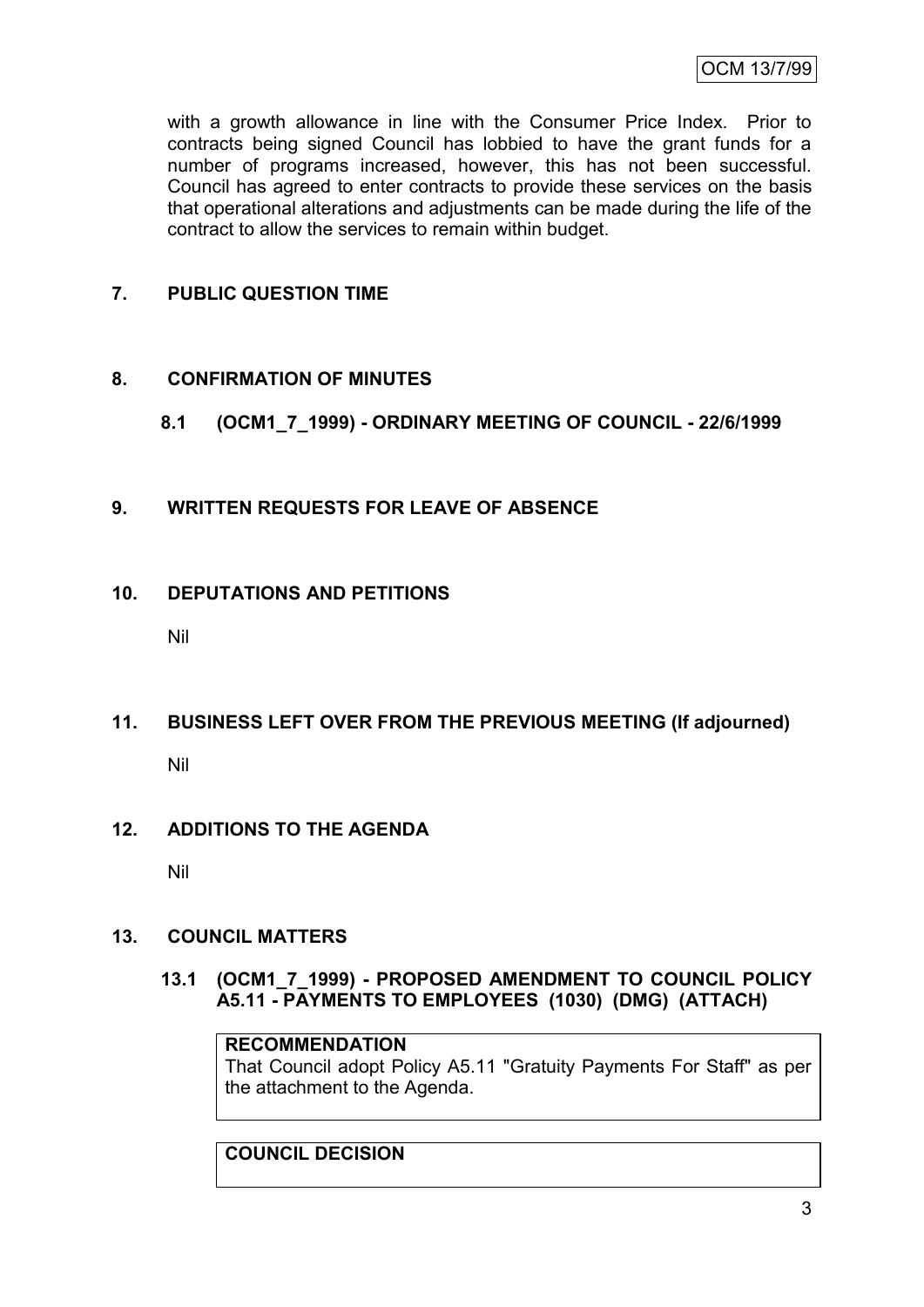with a growth allowance in line with the Consumer Price Index. Prior to contracts being signed Council has lobbied to have the grant funds for a number of programs increased, however, this has not been successful. Council has agreed to enter contracts to provide these services on the basis that operational alterations and adjustments can be made during the life of the contract to allow the services to remain within budget.

## 7. PUBLIC QUESTION TIME

## 8. CONFIRMATION OF MINUTES

### 8.1 (OCM1_7_1999) - ORDINARY MEETING OF COUNCIL - 22/6/1999

## 9. WRITTEN REQUESTS FOR LEAVE OF ABSENCE

## 10. DEPUTATIONS AND PETITIONS

Nil

## 11. BUSINESS LEFT OVER FROM THE PREVIOUS MEETING (If adjourned)

Nil

## 12. ADDITIONS TO THE AGENDA

Nil

## 13. COUNCIL MATTERS

### 13.1 (OCM1_7_1999) - PROPOSED AMENDMENT TO COUNCIL POLICY A5.11 - PAYMENTS TO EMPLOYEES (1030) (DMG) (ATTACH)

**RECOMMENDATION**

That Council adopt Policy A5.11 "Gratuity Payments For Staff" as per the attachment to the Agenda.

**COUNCIL DECISION**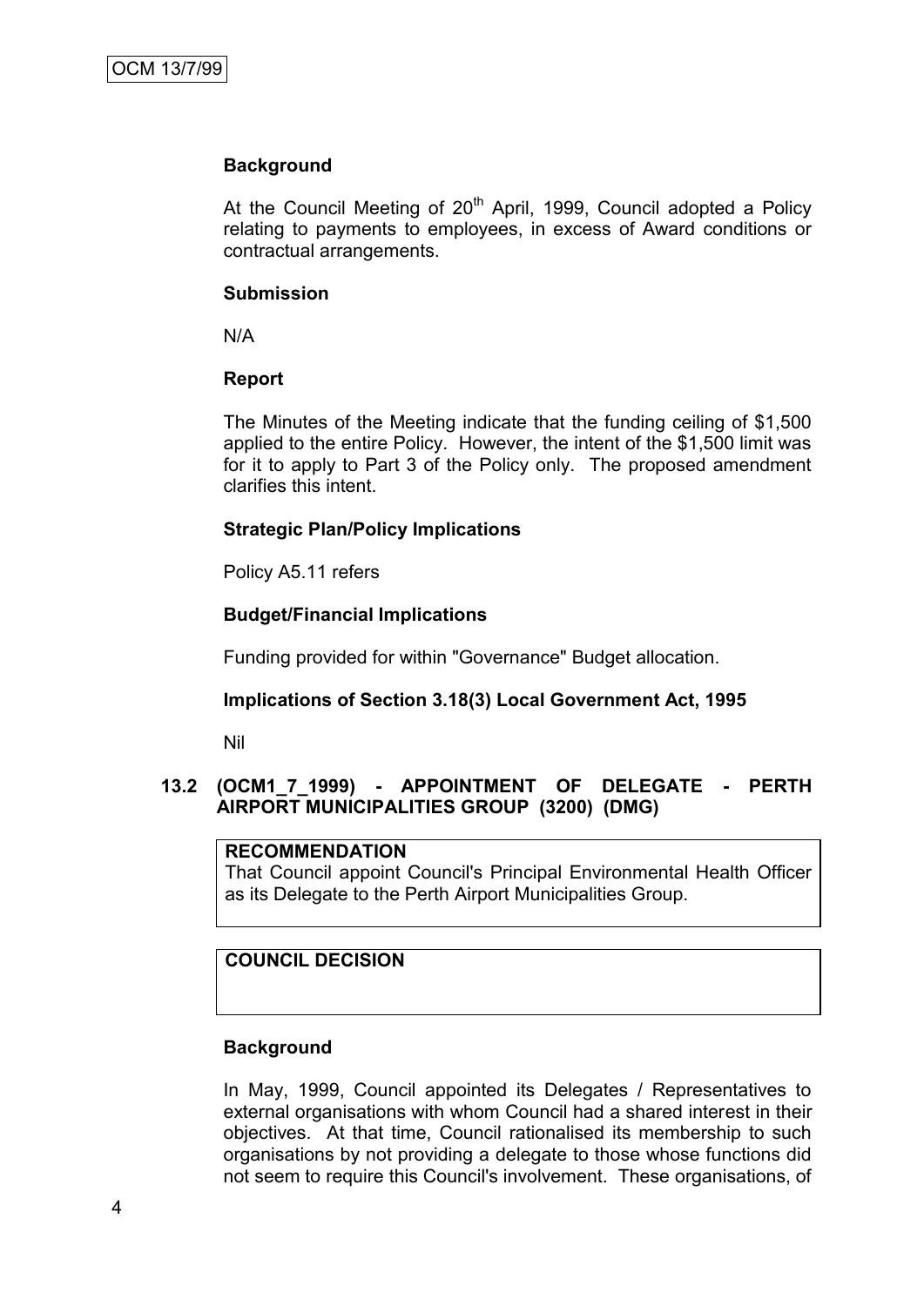**Background**

At the Council Meeting of 20th April, 1999, Council adopted a Policy relating to payments to employees, in excess of Award conditions or contractual arrangements.

**Submission**

N/A

**Report**

The Minutes of the Meeting indicate that the funding ceiling of $1,500 applied to the entire Policy. However, the intent of the $1,500 limit was for it to apply to Part 3 of the Policy only. The proposed amendment clarifies this intent.

**Strategic Plan/Policy Implications**

Policy A5.11 refers

**Budget/Financial Implications**

Funding provided for within "Governance" Budget allocation.

**Implications of Section 3.18(3) Local Government Act, 1995**

Nil

## 13.2 (OCM1_7_1999) - APPOINTMENT OF DELEGATE - PERTH AIRPORT MUNICIPALITIES GROUP (3200) (DMG)

**RECOMMENDATION**
That Council appoint Council's Principal Environmental Health Officer as its Delegate to the Perth Airport Municipalities Group.

**COUNCIL DECISION**

**Background**

In May, 1999, Council appointed its Delegates / Representatives to external organisations with whom Council had a shared interest in their objectives. At that time, Council rationalised its membership to such organisations by not providing a delegate to those whose functions did not seem to require this Council's involvement. These organisations, of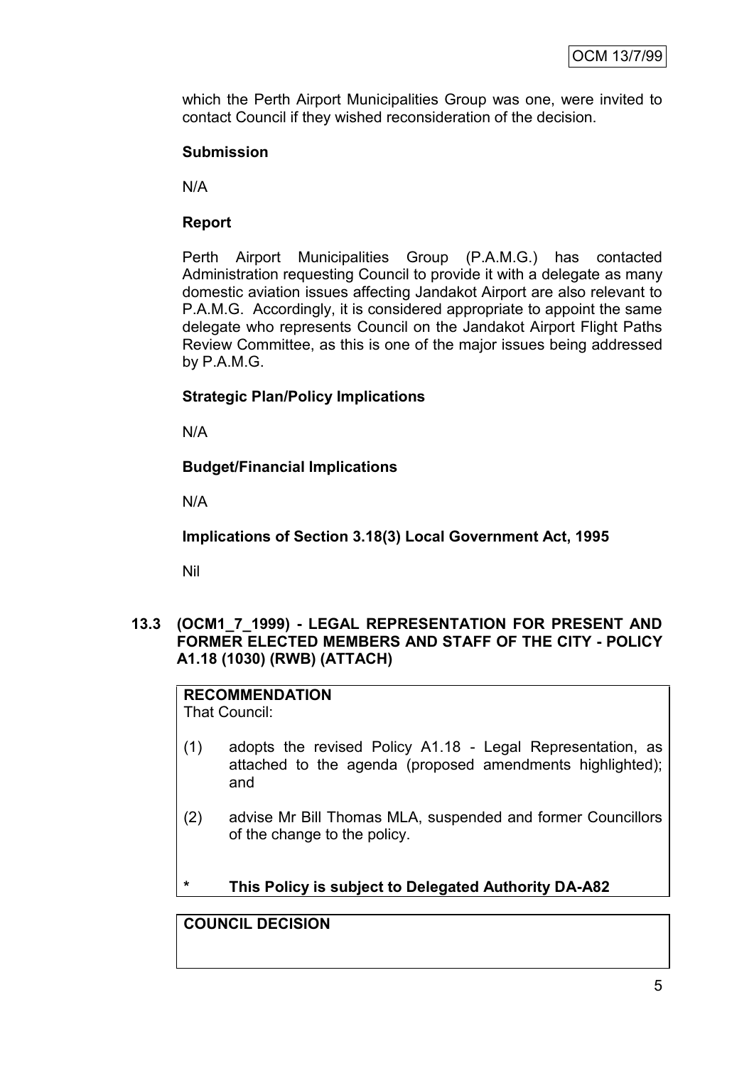which the Perth Airport Municipalities Group was one, were invited to contact Council if they wished reconsideration of the decision.

**Submission**

N/A

**Report**

Perth Airport Municipalities Group (P.A.M.G.) has contacted Administration requesting Council to provide it with a delegate as many domestic aviation issues affecting Jandakot Airport are also relevant to P.A.M.G. Accordingly, it is considered appropriate to appoint the same delegate who represents Council on the Jandakot Airport Flight Paths Review Committee, as this is one of the major issues being addressed by P.A.M.G.

**Strategic Plan/Policy Implications**

N/A

**Budget/Financial Implications**

N/A

**Implications of Section 3.18(3) Local Government Act, 1995**

Nil

## 13.3 (OCM1_7_1999) - LEGAL REPRESENTATION FOR PRESENT AND FORMER ELECTED MEMBERS AND STAFF OF THE CITY - POLICY A1.18 (1030) (RWB) (ATTACH)

**RECOMMENDATION**

That Council:

(1) adopts the revised Policy A1.18 - Legal Representation, as attached to the agenda (proposed amendments highlighted); and

(2) advise Mr Bill Thomas MLA, suspended and former Councillors of the change to the policy.

**\* This Policy is subject to Delegated Authority DA-A82**

**COUNCIL DECISION**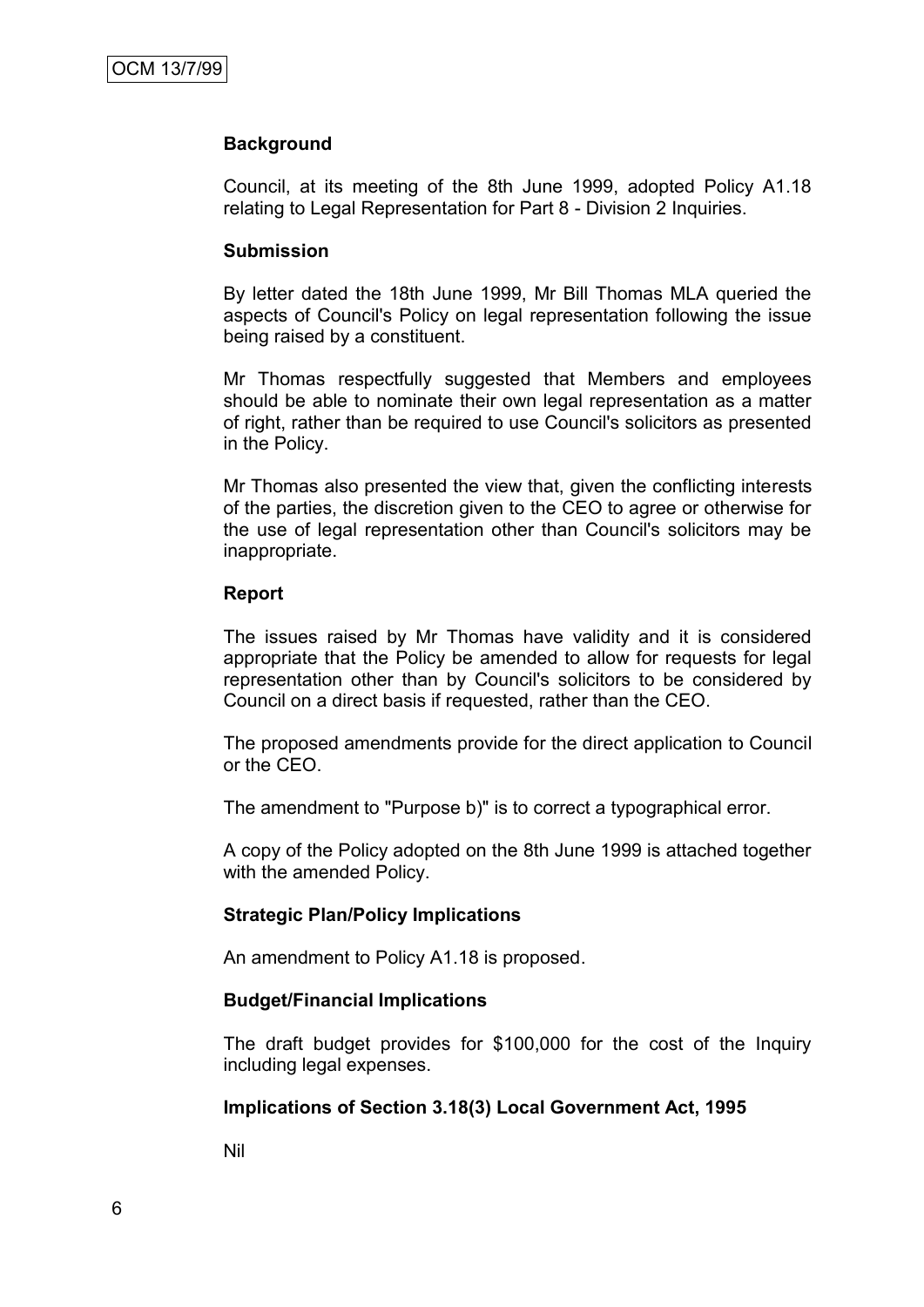**Background**

Council, at its meeting of the 8th June 1999, adopted Policy A1.18 relating to Legal Representation for Part 8 - Division 2 Inquiries.

**Submission**

By letter dated the 18th June 1999, Mr Bill Thomas MLA queried the aspects of Council's Policy on legal representation following the issue being raised by a constituent.

Mr Thomas respectfully suggested that Members and employees should be able to nominate their own legal representation as a matter of right, rather than be required to use Council's solicitors as presented in the Policy.

Mr Thomas also presented the view that, given the conflicting interests of the parties, the discretion given to the CEO to agree or otherwise for the use of legal representation other than Council's solicitors may be inappropriate.

**Report**

The issues raised by Mr Thomas have validity and it is considered appropriate that the Policy be amended to allow for requests for legal representation other than by Council's solicitors to be considered by Council on a direct basis if requested, rather than the CEO.

The proposed amendments provide for the direct application to Council or the CEO.

The amendment to "Purpose b)" is to correct a typographical error.

A copy of the Policy adopted on the 8th June 1999 is attached together with the amended Policy.

**Strategic Plan/Policy Implications**

An amendment to Policy A1.18 is proposed.

**Budget/Financial Implications**

The draft budget provides for $100,000 for the cost of the Inquiry including legal expenses.

**Implications of Section 3.18(3) Local Government Act, 1995**

Nil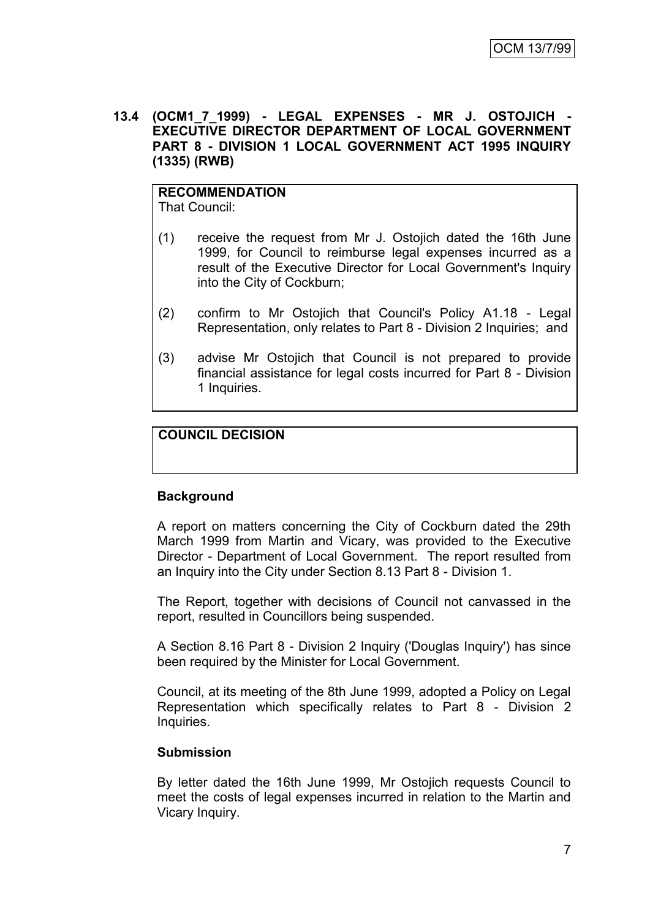**13.4 (OCM1_7_1999) - LEGAL EXPENSES - MR J. OSTOJICH - EXECUTIVE DIRECTOR DEPARTMENT OF LOCAL GOVERNMENT PART 8 - DIVISION 1 LOCAL GOVERNMENT ACT 1995 INQUIRY (1335) (RWB)**

**RECOMMENDATION**
That Council:

(1) receive the request from Mr J. Ostojich dated the 16th June 1999, for Council to reimburse legal expenses incurred as a result of the Executive Director for Local Government's Inquiry into the City of Cockburn;

(2) confirm to Mr Ostojich that Council's Policy A1.18 - Legal Representation, only relates to Part 8 - Division 2 Inquiries; and

(3) advise Mr Ostojich that Council is not prepared to provide financial assistance for legal costs incurred for Part 8 - Division 1 Inquiries.

**COUNCIL DECISION**

**Background**

A report on matters concerning the City of Cockburn dated the 29th March 1999 from Martin and Vicary, was provided to the Executive Director - Department of Local Government. The report resulted from an Inquiry into the City under Section 8.13 Part 8 - Division 1.

The Report, together with decisions of Council not canvassed in the report, resulted in Councillors being suspended.

A Section 8.16 Part 8 - Division 2 Inquiry ('Douglas Inquiry') has since been required by the Minister for Local Government.

Council, at its meeting of the 8th June 1999, adopted a Policy on Legal Representation which specifically relates to Part 8 - Division 2 Inquiries.

**Submission**

By letter dated the 16th June 1999, Mr Ostojich requests Council to meet the costs of legal expenses incurred in relation to the Martin and Vicary Inquiry.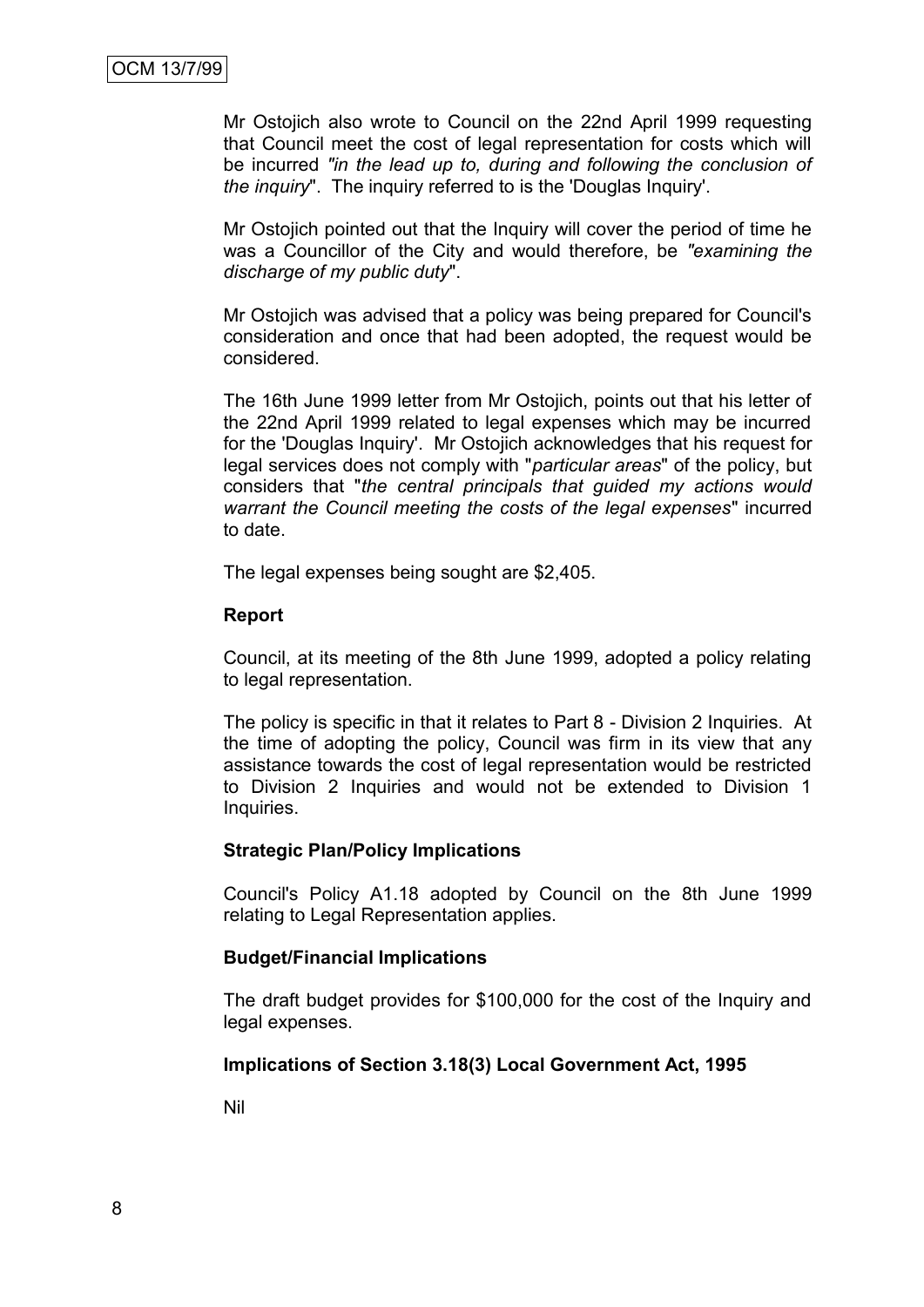Mr Ostojich also wrote to Council on the 22nd April 1999 requesting that Council meet the cost of legal representation for costs which will be incurred *"in the lead up to, during and following the conclusion of the inquiry*". The inquiry referred to is the 'Douglas Inquiry'.

Mr Ostojich pointed out that the Inquiry will cover the period of time he was a Councillor of the City and would therefore, be *"examining the discharge of my public duty*".

Mr Ostojich was advised that a policy was being prepared for Council's consideration and once that had been adopted, the request would be considered.

The 16th June 1999 letter from Mr Ostojich, points out that his letter of the 22nd April 1999 related to legal expenses which may be incurred for the 'Douglas Inquiry'. Mr Ostojich acknowledges that his request for legal services does not comply with "*particular areas*" of the policy, but considers that "*the central principals that guided my actions would warrant the Council meeting the costs of the legal expenses*" incurred to date.

The legal expenses being sought are $2,405.

**Report**

Council, at its meeting of the 8th June 1999, adopted a policy relating to legal representation.

The policy is specific in that it relates to Part 8 - Division 2 Inquiries. At the time of adopting the policy, Council was firm in its view that any assistance towards the cost of legal representation would be restricted to Division 2 Inquiries and would not be extended to Division 1 Inquiries.

**Strategic Plan/Policy Implications**

Council's Policy A1.18 adopted by Council on the 8th June 1999 relating to Legal Representation applies.

**Budget/Financial Implications**

The draft budget provides for $100,000 for the cost of the Inquiry and legal expenses.

**Implications of Section 3.18(3) Local Government Act, 1995**

Nil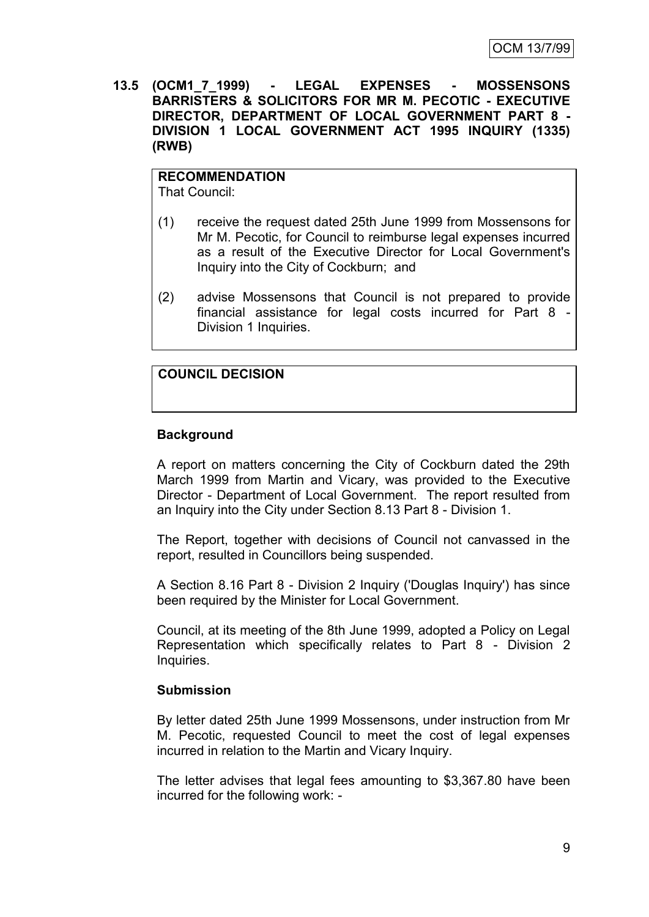**13.5 (OCM1_7_1999) - LEGAL EXPENSES - MOSSENSONS BARRISTERS & SOLICITORS FOR MR M. PECOTIC - EXECUTIVE DIRECTOR, DEPARTMENT OF LOCAL GOVERNMENT PART 8 - DIVISION 1 LOCAL GOVERNMENT ACT 1995 INQUIRY (1335) (RWB)**

**RECOMMENDATION**
That Council:

(1) receive the request dated 25th June 1999 from Mossensons for Mr M. Pecotic, for Council to reimburse legal expenses incurred as a result of the Executive Director for Local Government's Inquiry into the City of Cockburn; and

(2) advise Mossensons that Council is not prepared to provide financial assistance for legal costs incurred for Part 8 - Division 1 Inquiries.

**COUNCIL DECISION**

**Background**

A report on matters concerning the City of Cockburn dated the 29th March 1999 from Martin and Vicary, was provided to the Executive Director - Department of Local Government. The report resulted from an Inquiry into the City under Section 8.13 Part 8 - Division 1.

The Report, together with decisions of Council not canvassed in the report, resulted in Councillors being suspended.

A Section 8.16 Part 8 - Division 2 Inquiry ('Douglas Inquiry') has since been required by the Minister for Local Government.

Council, at its meeting of the 8th June 1999, adopted a Policy on Legal Representation which specifically relates to Part 8 - Division 2 Inquiries.

**Submission**

By letter dated 25th June 1999 Mossensons, under instruction from Mr M. Pecotic, requested Council to meet the cost of legal expenses incurred in relation to the Martin and Vicary Inquiry.

The letter advises that legal fees amounting to $3,367.80 have been incurred for the following work: -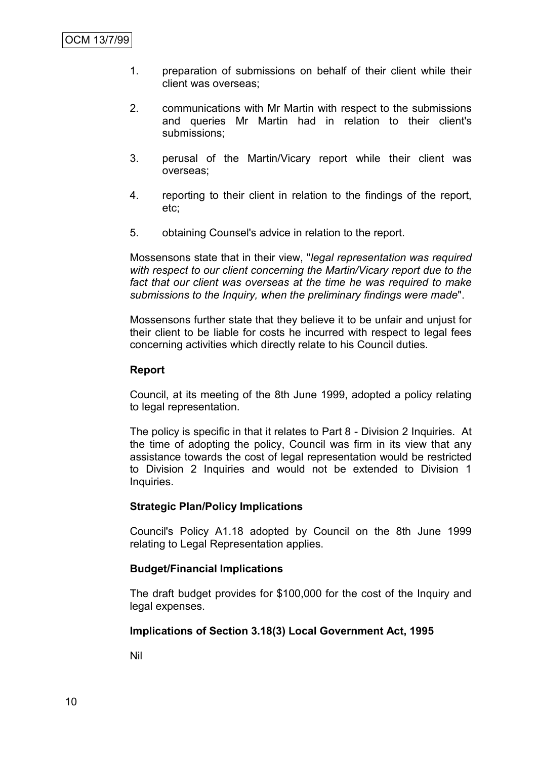1. preparation of submissions on behalf of their client while their client was overseas;

2. communications with Mr Martin with respect to the submissions and queries Mr Martin had in relation to their client's submissions;

3. perusal of the Martin/Vicary report while their client was overseas;

4. reporting to their client in relation to the findings of the report, etc;

5. obtaining Counsel's advice in relation to the report.

Mossensons state that in their view, "*legal representation was required with respect to our client concerning the Martin/Vicary report due to the fact that our client was overseas at the time he was required to make submissions to the Inquiry, when the preliminary findings were made*".

Mossensons further state that they believe it to be unfair and unjust for their client to be liable for costs he incurred with respect to legal fees concerning activities which directly relate to his Council duties.

**Report**

Council, at its meeting of the 8th June 1999, adopted a policy relating to legal representation.

The policy is specific in that it relates to Part 8 - Division 2 Inquiries. At the time of adopting the policy, Council was firm in its view that any assistance towards the cost of legal representation would be restricted to Division 2 Inquiries and would not be extended to Division 1 Inquiries.

**Strategic Plan/Policy Implications**

Council's Policy A1.18 adopted by Council on the 8th June 1999 relating to Legal Representation applies.

**Budget/Financial Implications**

The draft budget provides for $100,000 for the cost of the Inquiry and legal expenses.

**Implications of Section 3.18(3) Local Government Act, 1995**

Nil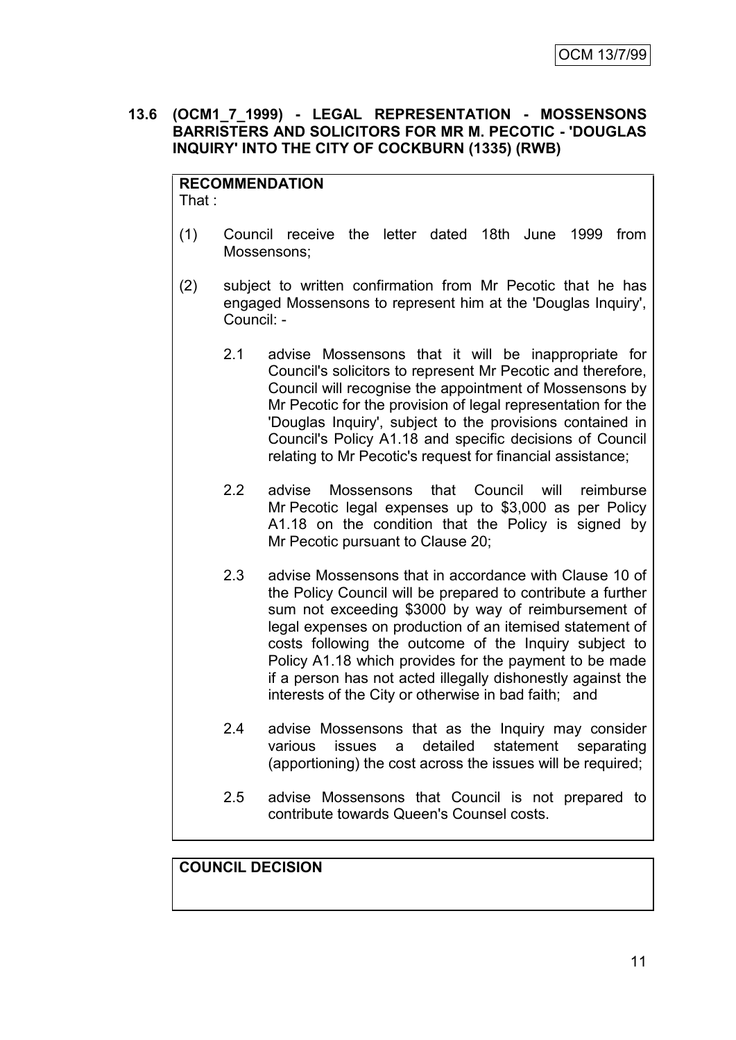## 13.6 (OCM1_7_1999) - LEGAL REPRESENTATION - MOSSENSONS BARRISTERS AND SOLICITORS FOR MR M. PECOTIC - 'DOUGLAS INQUIRY' INTO THE CITY OF COCKBURN (1335) (RWB)

**RECOMMENDATION**

That :

(1) Council receive the letter dated 18th June 1999 from Mossensons;

(2) subject to written confirmation from Mr Pecotic that he has engaged Mossensons to represent him at the 'Douglas Inquiry', Council: -

2.1 advise Mossensons that it will be inappropriate for Council's solicitors to represent Mr Pecotic and therefore, Council will recognise the appointment of Mossensons by Mr Pecotic for the provision of legal representation for the 'Douglas Inquiry', subject to the provisions contained in Council's Policy A1.18 and specific decisions of Council relating to Mr Pecotic's request for financial assistance;

2.2 advise Mossensons that Council will reimburse Mr Pecotic legal expenses up to $3,000 as per Policy A1.18 on the condition that the Policy is signed by Mr Pecotic pursuant to Clause 20;

2.3 advise Mossensons that in accordance with Clause 10 of the Policy Council will be prepared to contribute a further sum not exceeding $3000 by way of reimbursement of legal expenses on production of an itemised statement of costs following the outcome of the Inquiry subject to Policy A1.18 which provides for the payment to be made if a person has not acted illegally dishonestly against the interests of the City or otherwise in bad faith; and

2.4 advise Mossensons that as the Inquiry may consider various issues a detailed statement separating (apportioning) the cost across the issues will be required;

2.5 advise Mossensons that Council is not prepared to contribute towards Queen's Counsel costs.

**COUNCIL DECISION**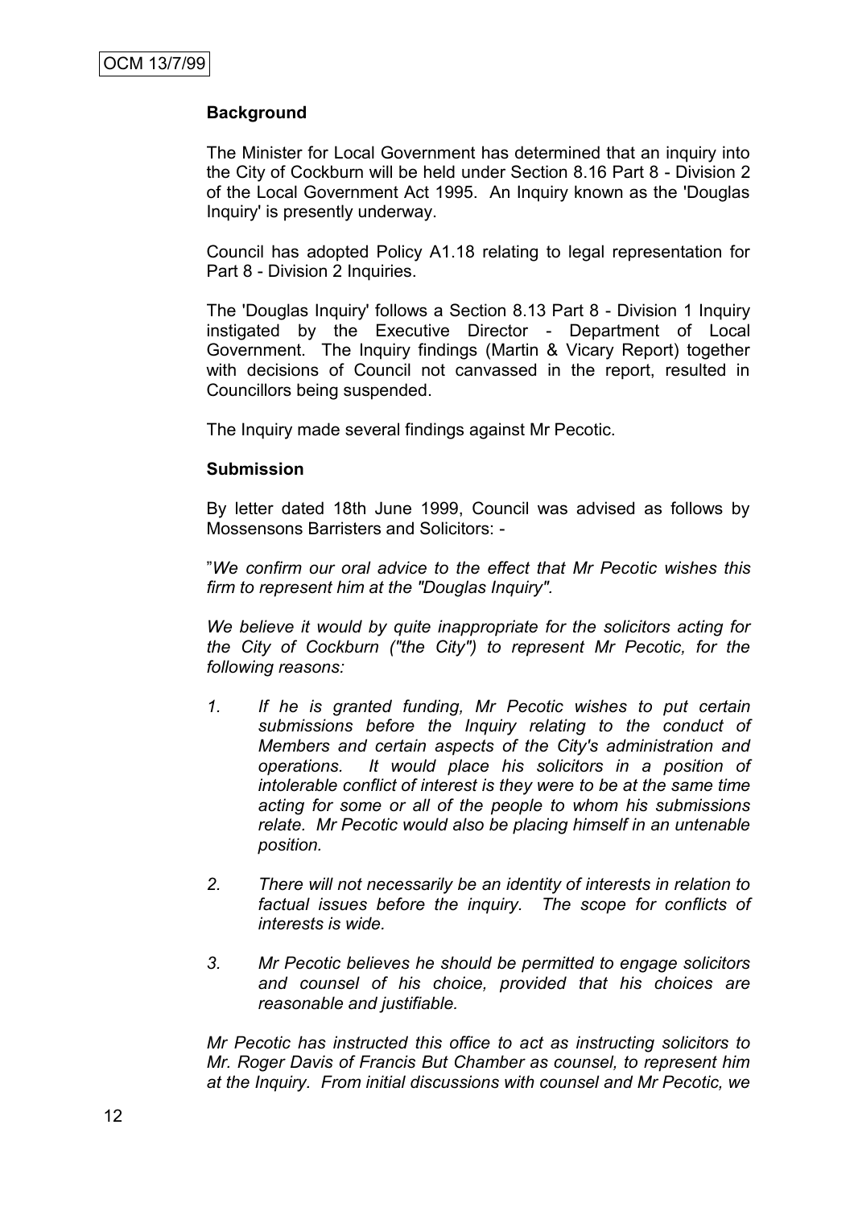### Background

The Minister for Local Government has determined that an inquiry into the City of Cockburn will be held under Section 8.16 Part 8 - Division 2 of the Local Government Act 1995. An Inquiry known as the 'Douglas Inquiry' is presently underway.

Council has adopted Policy A1.18 relating to legal representation for Part 8 - Division 2 Inquiries.

The 'Douglas Inquiry' follows a Section 8.13 Part 8 - Division 1 Inquiry instigated by the Executive Director - Department of Local Government. The Inquiry findings (Martin & Vicary Report) together with decisions of Council not canvassed in the report, resulted in Councillors being suspended.

The Inquiry made several findings against Mr Pecotic.

### Submission

By letter dated 18th June 1999, Council was advised as follows by Mossensons Barristers and Solicitors: -

"*We confirm our oral advice to the effect that Mr Pecotic wishes this firm to represent him at the "Douglas Inquiry".*

*We believe it would by quite inappropriate for the solicitors acting for the City of Cockburn ("the City") to represent Mr Pecotic, for the following reasons:*

1. *If he is granted funding, Mr Pecotic wishes to put certain submissions before the Inquiry relating to the conduct of Members and certain aspects of the City's administration and operations. It would place his solicitors in a position of intolerable conflict of interest is they were to be at the same time acting for some or all of the people to whom his submissions relate. Mr Pecotic would also be placing himself in an untenable position.*

2. *There will not necessarily be an identity of interests in relation to factual issues before the inquiry. The scope for conflicts of interests is wide.*

3. *Mr Pecotic believes he should be permitted to engage solicitors and counsel of his choice, provided that his choices are reasonable and justifiable.*

*Mr Pecotic has instructed this office to act as instructing solicitors to Mr. Roger Davis of Francis But Chamber as counsel, to represent him at the Inquiry. From initial discussions with counsel and Mr Pecotic, we*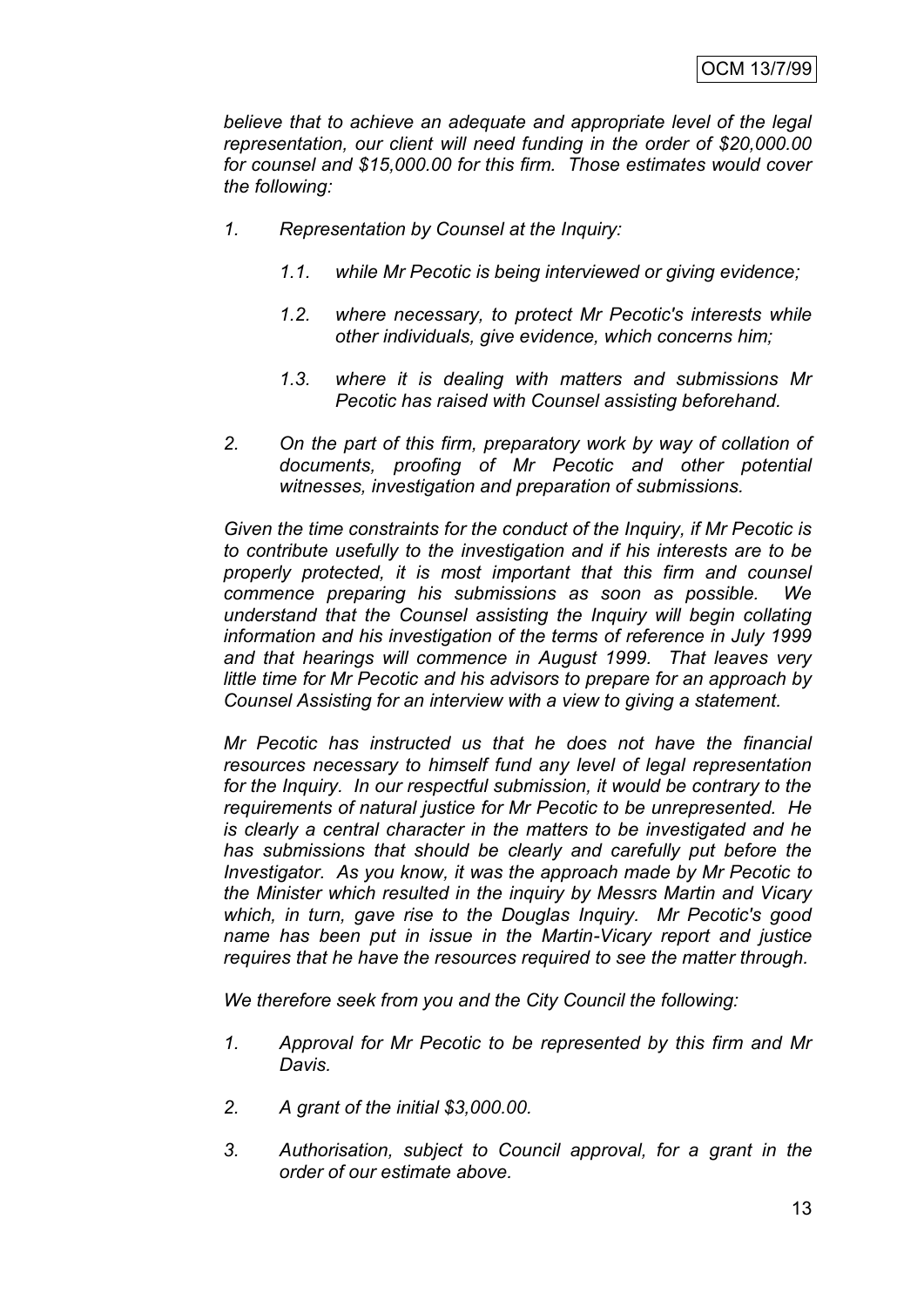*believe that to achieve an adequate and appropriate level of the legal representation, our client will need funding in the order of $20,000.00 for counsel and $15,000.00 for this firm. Those estimates would cover the following:*

1. *Representation by Counsel at the Inquiry:*
   1.1. *while Mr Pecotic is being interviewed or giving evidence;*
   1.2. *where necessary, to protect Mr Pecotic's interests while other individuals, give evidence, which concerns him;*
   1.3. *where it is dealing with matters and submissions Mr Pecotic has raised with Counsel assisting beforehand.*
2. *On the part of this firm, preparatory work by way of collation of documents, proofing of Mr Pecotic and other potential witnesses, investigation and preparation of submissions.*

*Given the time constraints for the conduct of the Inquiry, if Mr Pecotic is to contribute usefully to the investigation and if his interests are to be properly protected, it is most important that this firm and counsel commence preparing his submissions as soon as possible. We understand that the Counsel assisting the Inquiry will begin collating information and his investigation of the terms of reference in July 1999 and that hearings will commence in August 1999. That leaves very little time for Mr Pecotic and his advisors to prepare for an approach by Counsel Assisting for an interview with a view to giving a statement.*

*Mr Pecotic has instructed us that he does not have the financial resources necessary to himself fund any level of legal representation for the Inquiry. In our respectful submission, it would be contrary to the requirements of natural justice for Mr Pecotic to be unrepresented. He is clearly a central character in the matters to be investigated and he has submissions that should be clearly and carefully put before the Investigator. As you know, it was the approach made by Mr Pecotic to the Minister which resulted in the inquiry by Messrs Martin and Vicary which, in turn, gave rise to the Douglas Inquiry. Mr Pecotic's good name has been put in issue in the Martin-Vicary report and justice requires that he have the resources required to see the matter through.*

*We therefore seek from you and the City Council the following:*

1. *Approval for Mr Pecotic to be represented by this firm and Mr Davis.*
2. *A grant of the initial $3,000.00.*
3. *Authorisation, subject to Council approval, for a grant in the order of our estimate above.*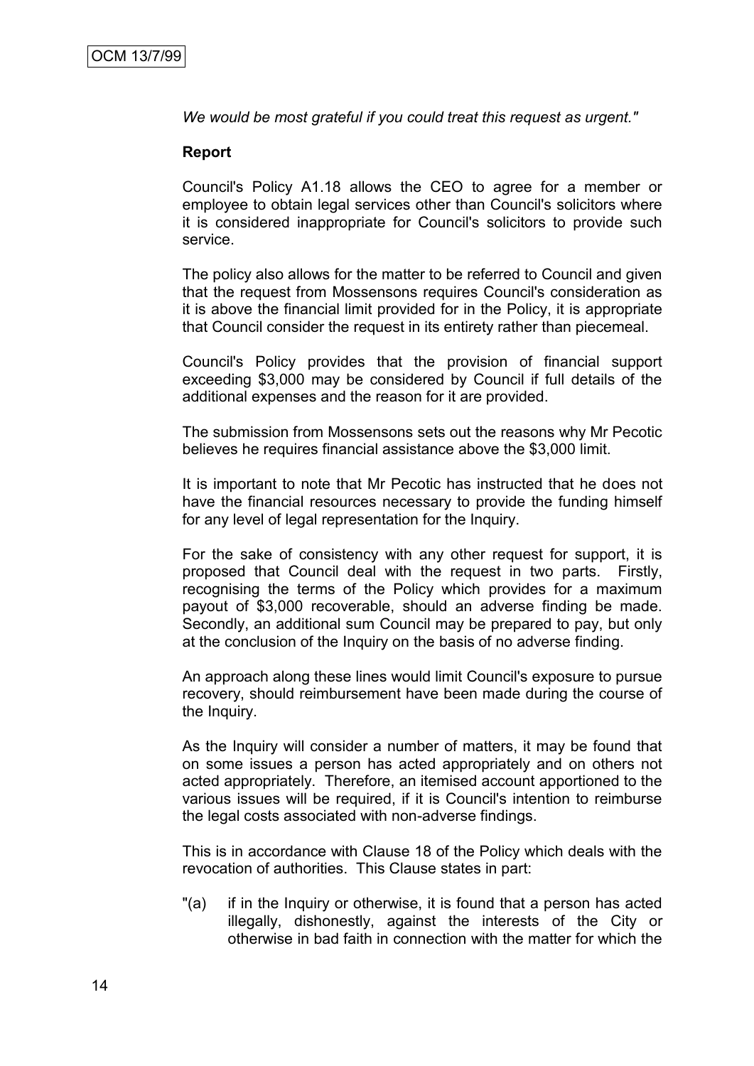*We would be most grateful if you could treat this request as urgent."*

**Report**

Council's Policy A1.18 allows the CEO to agree for a member or employee to obtain legal services other than Council's solicitors where it is considered inappropriate for Council's solicitors to provide such service.

The policy also allows for the matter to be referred to Council and given that the request from Mossensons requires Council's consideration as it is above the financial limit provided for in the Policy, it is appropriate that Council consider the request in its entirety rather than piecemeal.

Council's Policy provides that the provision of financial support exceeding $3,000 may be considered by Council if full details of the additional expenses and the reason for it are provided.

The submission from Mossensons sets out the reasons why Mr Pecotic believes he requires financial assistance above the $3,000 limit.

It is important to note that Mr Pecotic has instructed that he does not have the financial resources necessary to provide the funding himself for any level of legal representation for the Inquiry.

For the sake of consistency with any other request for support, it is proposed that Council deal with the request in two parts. Firstly, recognising the terms of the Policy which provides for a maximum payout of $3,000 recoverable, should an adverse finding be made. Secondly, an additional sum Council may be prepared to pay, but only at the conclusion of the Inquiry on the basis of no adverse finding.

An approach along these lines would limit Council's exposure to pursue recovery, should reimbursement have been made during the course of the Inquiry.

As the Inquiry will consider a number of matters, it may be found that on some issues a person has acted appropriately and on others not acted appropriately. Therefore, an itemised account apportioned to the various issues will be required, if it is Council's intention to reimburse the legal costs associated with non-adverse findings.

This is in accordance with Clause 18 of the Policy which deals with the revocation of authorities. This Clause states in part:

"(a) if in the Inquiry or otherwise, it is found that a person has acted illegally, dishonestly, against the interests of the City or otherwise in bad faith in connection with the matter for which the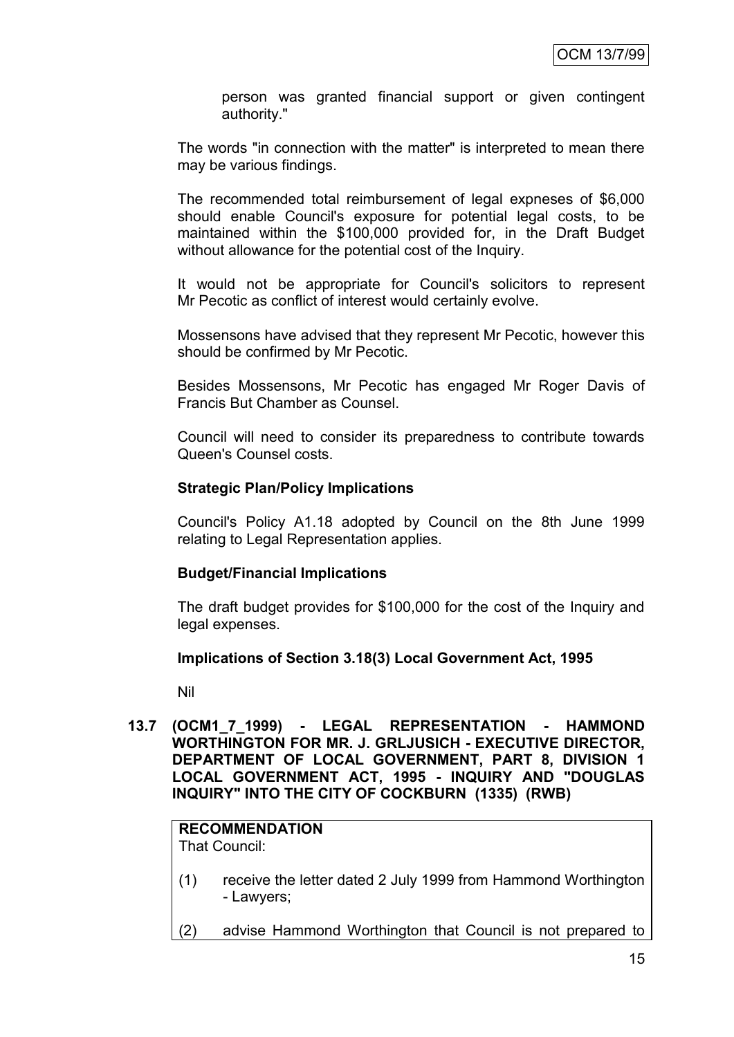person was granted financial support or given contingent authority."

The words "in connection with the matter" is interpreted to mean there may be various findings.

The recommended total reimbursement of legal expneses of $6,000 should enable Council's exposure for potential legal costs, to be maintained within the $100,000 provided for, in the Draft Budget without allowance for the potential cost of the Inquiry.

It would not be appropriate for Council's solicitors to represent Mr Pecotic as conflict of interest would certainly evolve.

Mossensons have advised that they represent Mr Pecotic, however this should be confirmed by Mr Pecotic.

Besides Mossensons, Mr Pecotic has engaged Mr Roger Davis of Francis But Chamber as Counsel.

Council will need to consider its preparedness to contribute towards Queen's Counsel costs.

**Strategic Plan/Policy Implications**

Council's Policy A1.18 adopted by Council on the 8th June 1999 relating to Legal Representation applies.

**Budget/Financial Implications**

The draft budget provides for $100,000 for the cost of the Inquiry and legal expenses.

**Implications of Section 3.18(3) Local Government Act, 1995**

Nil

**13.7 (OCM1_7_1999) - LEGAL REPRESENTATION - HAMMOND WORTHINGTON FOR MR. J. GRLJUSICH - EXECUTIVE DIRECTOR, DEPARTMENT OF LOCAL GOVERNMENT, PART 8, DIVISION 1 LOCAL GOVERNMENT ACT, 1995 - INQUIRY AND "DOUGLAS INQUIRY" INTO THE CITY OF COCKBURN (1335) (RWB)**

**RECOMMENDATION**
That Council:

(1) receive the letter dated 2 July 1999 from Hammond Worthington - Lawyers;

(2) advise Hammond Worthington that Council is not prepared to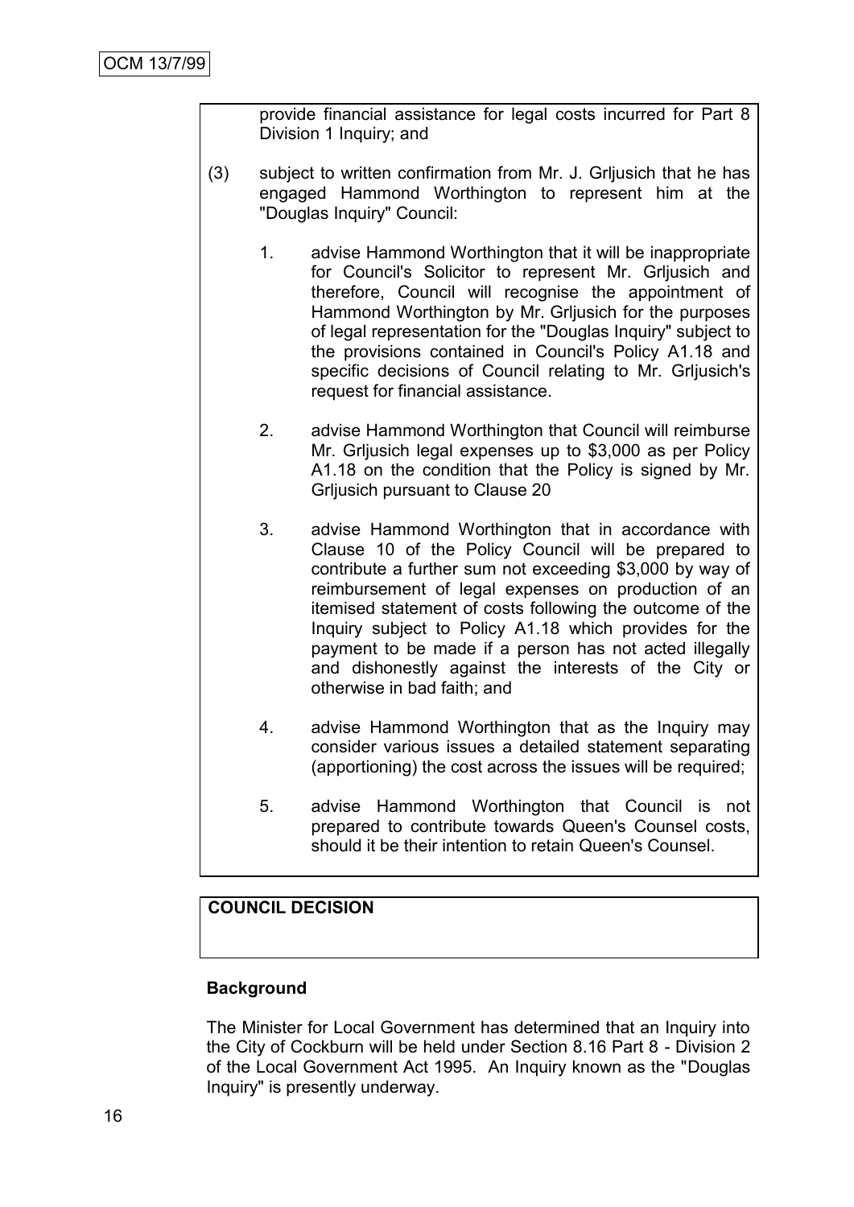provide financial assistance for legal costs incurred for Part 8 Division 1 Inquiry; and

(3) subject to written confirmation from Mr. J. Grljusich that he has engaged Hammond Worthington to represent him at the "Douglas Inquiry" Council:

1. advise Hammond Worthington that it will be inappropriate for Council's Solicitor to represent Mr. Grljusich and therefore, Council will recognise the appointment of Hammond Worthington by Mr. Grljusich for the purposes of legal representation for the "Douglas Inquiry" subject to the provisions contained in Council's Policy A1.18 and specific decisions of Council relating to Mr. Grljusich's request for financial assistance.

2. advise Hammond Worthington that Council will reimburse Mr. Grljusich legal expenses up to $3,000 as per Policy A1.18 on the condition that the Policy is signed by Mr. Grljusich pursuant to Clause 20

3. advise Hammond Worthington that in accordance with Clause 10 of the Policy Council will be prepared to contribute a further sum not exceeding $3,000 by way of reimbursement of legal expenses on production of an itemised statement of costs following the outcome of the Inquiry subject to Policy A1.18 which provides for the payment to be made if a person has not acted illegally and dishonestly against the interests of the City or otherwise in bad faith; and

4. advise Hammond Worthington that as the Inquiry may consider various issues a detailed statement separating (apportioning) the cost across the issues will be required;

5. advise Hammond Worthington that Council is not prepared to contribute towards Queen's Counsel costs, should it be their intention to retain Queen's Counsel.

**COUNCIL DECISION**

**Background**

The Minister for Local Government has determined that an Inquiry into the City of Cockburn will be held under Section 8.16 Part 8 - Division 2 of the Local Government Act 1995. An Inquiry known as the "Douglas Inquiry" is presently underway.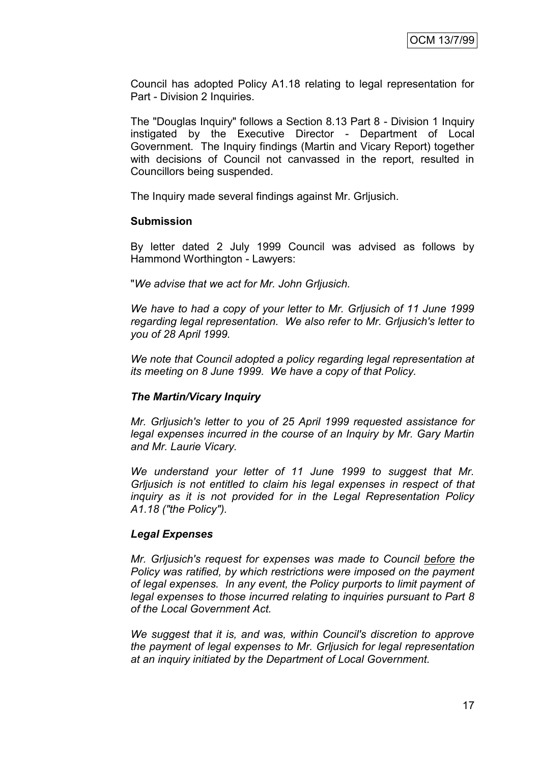Council has adopted Policy A1.18 relating to legal representation for Part - Division 2 Inquiries.

The "Douglas Inquiry" follows a Section 8.13 Part 8 - Division 1 Inquiry instigated by the Executive Director - Department of Local Government. The Inquiry findings (Martin and Vicary Report) together with decisions of Council not canvassed in the report, resulted in Councillors being suspended.

The Inquiry made several findings against Mr. Grljusich.

**Submission**

By letter dated 2 July 1999 Council was advised as follows by Hammond Worthington - Lawyers:

"*We advise that we act for Mr. John Grljusich.*

*We have to had a copy of your letter to Mr. Grljusich of 11 June 1999 regarding legal representation. We also refer to Mr. Grljusich's letter to you of 28 April 1999.*

*We note that Council adopted a policy regarding legal representation at its meeting on 8 June 1999. We have a copy of that Policy.*

***The Martin/Vicary Inquiry***

*Mr. Grljusich's letter to you of 25 April 1999 requested assistance for legal expenses incurred in the course of an Inquiry by Mr. Gary Martin and Mr. Laurie Vicary.*

*We understand your letter of 11 June 1999 to suggest that Mr. Grljusich is not entitled to claim his legal expenses in respect of that inquiry as it is not provided for in the Legal Representation Policy A1.18 ("the Policy").*

***Legal Expenses***

*Mr. Grljusich's request for expenses was made to Council <u>before</u> the Policy was ratified, by which restrictions were imposed on the payment of legal expenses. In any event, the Policy purports to limit payment of legal expenses to those incurred relating to inquiries pursuant to Part 8 of the Local Government Act.*

*We suggest that it is, and was, within Council's discretion to approve the payment of legal expenses to Mr. Grljusich for legal representation at an inquiry initiated by the Department of Local Government.*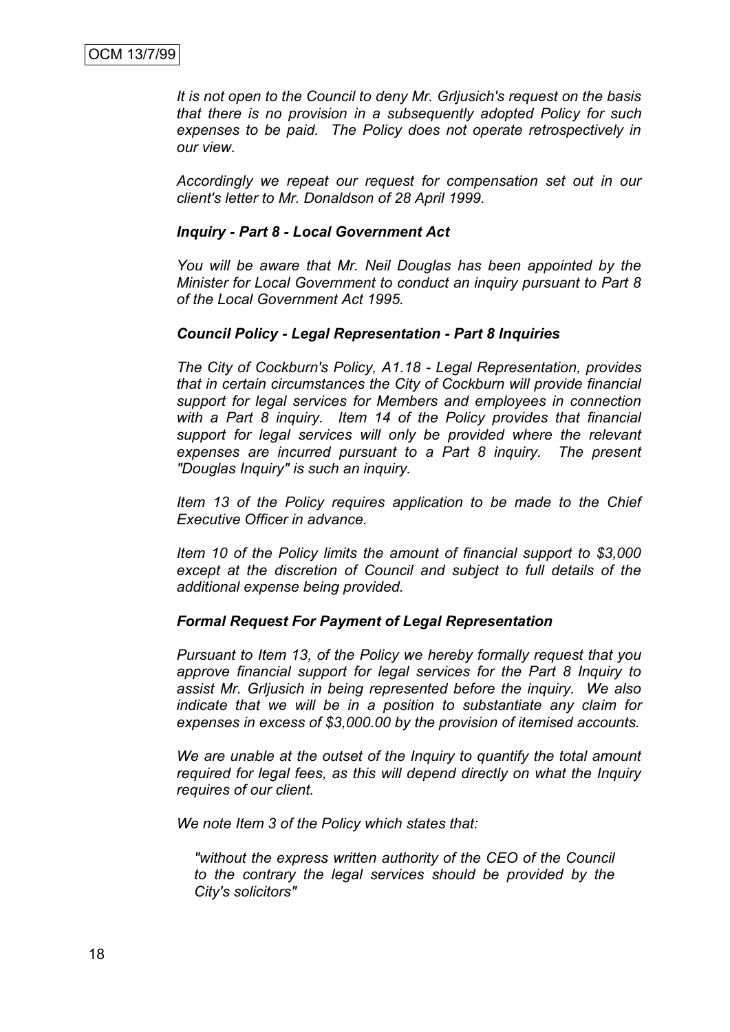*It is not open to the Council to deny Mr. Grljusich's request on the basis that there is no provision in a subsequently adopted Policy for such expenses to be paid. The Policy does not operate retrospectively in our view.*

*Accordingly we repeat our request for compensation set out in our client's letter to Mr. Donaldson of 28 April 1999.*

***Inquiry - Part 8 - Local Government Act***

*You will be aware that Mr. Neil Douglas has been appointed by the Minister for Local Government to conduct an inquiry pursuant to Part 8 of the Local Government Act 1995.*

***Council Policy - Legal Representation - Part 8 Inquiries***

*The City of Cockburn's Policy, A1.18 - Legal Representation, provides that in certain circumstances the City of Cockburn will provide financial support for legal services for Members and employees in connection with a Part 8 inquiry. Item 14 of the Policy provides that financial support for legal services will only be provided where the relevant expenses are incurred pursuant to a Part 8 inquiry. The present "Douglas Inquiry" is such an inquiry.*

*Item 13 of the Policy requires application to be made to the Chief Executive Officer in advance.*

*Item 10 of the Policy limits the amount of financial support to $3,000 except at the discretion of Council and subject to full details of the additional expense being provided.*

***Formal Request For Payment of Legal Representation***

*Pursuant to Item 13, of the Policy we hereby formally request that you approve financial support for legal services for the Part 8 Inquiry to assist Mr. Grljusich in being represented before the inquiry. We also indicate that we will be in a position to substantiate any claim for expenses in excess of $3,000.00 by the provision of itemised accounts.*

*We are unable at the outset of the Inquiry to quantify the total amount required for legal fees, as this will depend directly on what the Inquiry requires of our client.*

*We note Item 3 of the Policy which states that:*

> *"without the express written authority of the CEO of the Council to the contrary the legal services should be provided by the City's solicitors"*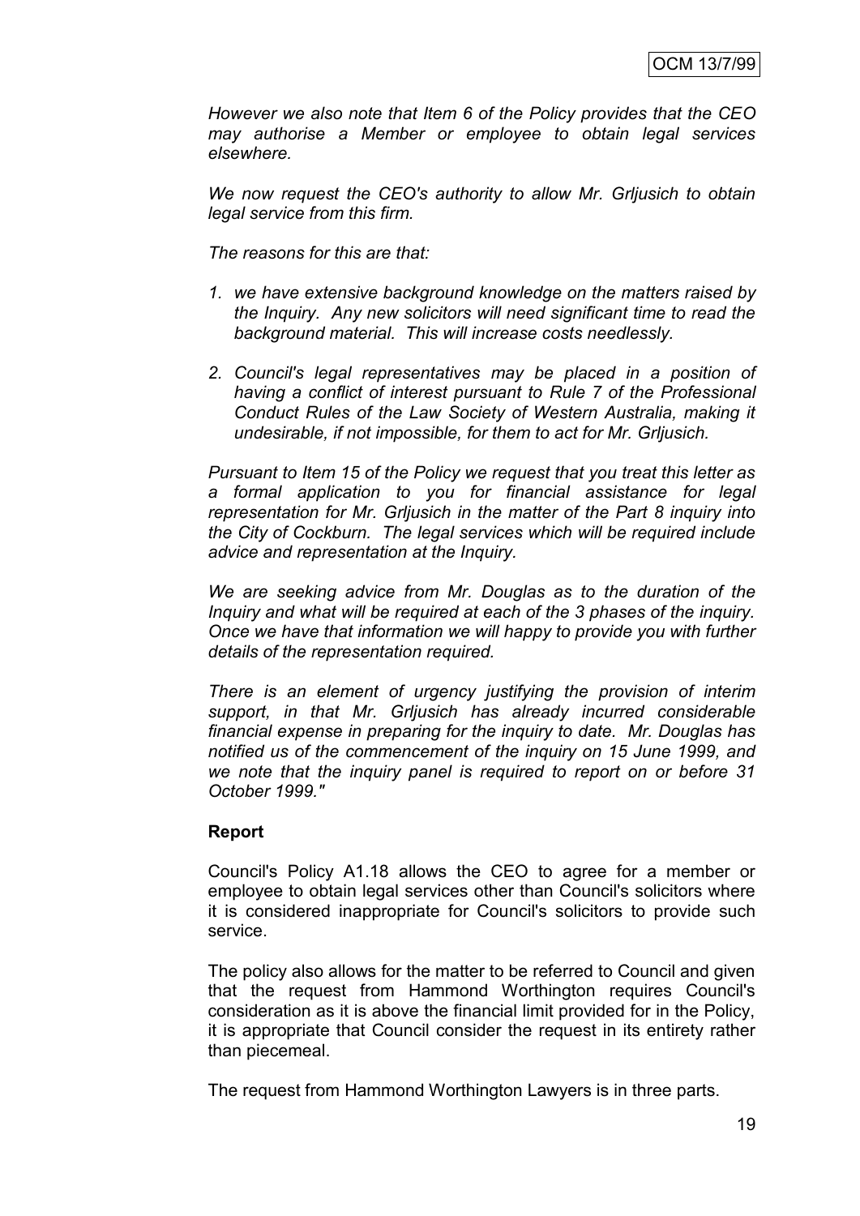*However we also note that Item 6 of the Policy provides that the CEO may authorise a Member or employee to obtain legal services elsewhere.*

*We now request the CEO's authority to allow Mr. Grljusich to obtain legal service from this firm.*

*The reasons for this are that:*

1. *we have extensive background knowledge on the matters raised by the Inquiry. Any new solicitors will need significant time to read the background material. This will increase costs needlessly.*

2. *Council's legal representatives may be placed in a position of having a conflict of interest pursuant to Rule 7 of the Professional Conduct Rules of the Law Society of Western Australia, making it undesirable, if not impossible, for them to act for Mr. Grljusich.*

*Pursuant to Item 15 of the Policy we request that you treat this letter as a formal application to you for financial assistance for legal representation for Mr. Grljusich in the matter of the Part 8 inquiry into the City of Cockburn. The legal services which will be required include advice and representation at the Inquiry.*

*We are seeking advice from Mr. Douglas as to the duration of the Inquiry and what will be required at each of the 3 phases of the inquiry. Once we have that information we will happy to provide you with further details of the representation required.*

*There is an element of urgency justifying the provision of interim support, in that Mr. Grljusich has already incurred considerable financial expense in preparing for the inquiry to date. Mr. Douglas has notified us of the commencement of the inquiry on 15 June 1999, and we note that the inquiry panel is required to report on or before 31 October 1999."*

**Report**

Council's Policy A1.18 allows the CEO to agree for a member or employee to obtain legal services other than Council's solicitors where it is considered inappropriate for Council's solicitors to provide such service.

The policy also allows for the matter to be referred to Council and given that the request from Hammond Worthington requires Council's consideration as it is above the financial limit provided for in the Policy, it is appropriate that Council consider the request in its entirety rather than piecemeal.

The request from Hammond Worthington Lawyers is in three parts.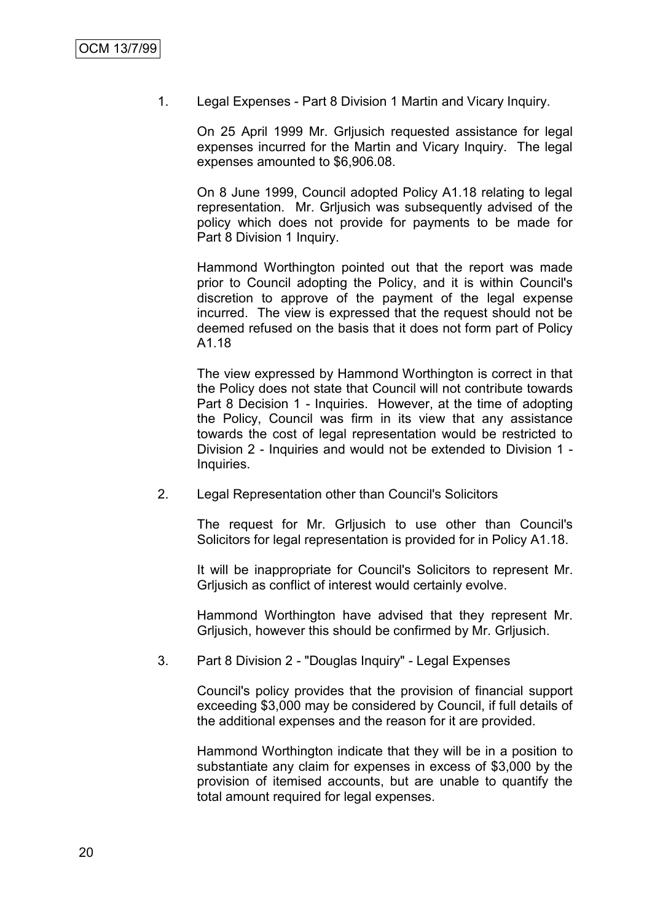1. Legal Expenses - Part 8 Division 1 Martin and Vicary Inquiry.

   On 25 April 1999 Mr. Grljusich requested assistance for legal expenses incurred for the Martin and Vicary Inquiry. The legal expenses amounted to $6,906.08.

   On 8 June 1999, Council adopted Policy A1.18 relating to legal representation. Mr. Grljusich was subsequently advised of the policy which does not provide for payments to be made for Part 8 Division 1 Inquiry.

   Hammond Worthington pointed out that the report was made prior to Council adopting the Policy, and it is within Council's discretion to approve of the payment of the legal expense incurred. The view is expressed that the request should not be deemed refused on the basis that it does not form part of Policy A1.18

   The view expressed by Hammond Worthington is correct in that the Policy does not state that Council will not contribute towards Part 8 Decision 1 - Inquiries. However, at the time of adopting the Policy, Council was firm in its view that any assistance towards the cost of legal representation would be restricted to Division 2 - Inquiries and would not be extended to Division 1 - Inquiries.

2. Legal Representation other than Council's Solicitors

   The request for Mr. Grljusich to use other than Council's Solicitors for legal representation is provided for in Policy A1.18.

   It will be inappropriate for Council's Solicitors to represent Mr. Grljusich as conflict of interest would certainly evolve.

   Hammond Worthington have advised that they represent Mr. Grljusich, however this should be confirmed by Mr. Grljusich.

3. Part 8 Division 2 - "Douglas Inquiry" - Legal Expenses

   Council's policy provides that the provision of financial support exceeding $3,000 may be considered by Council, if full details of the additional expenses and the reason for it are provided.

   Hammond Worthington indicate that they will be in a position to substantiate any claim for expenses in excess of $3,000 by the provision of itemised accounts, but are unable to quantify the total amount required for legal expenses.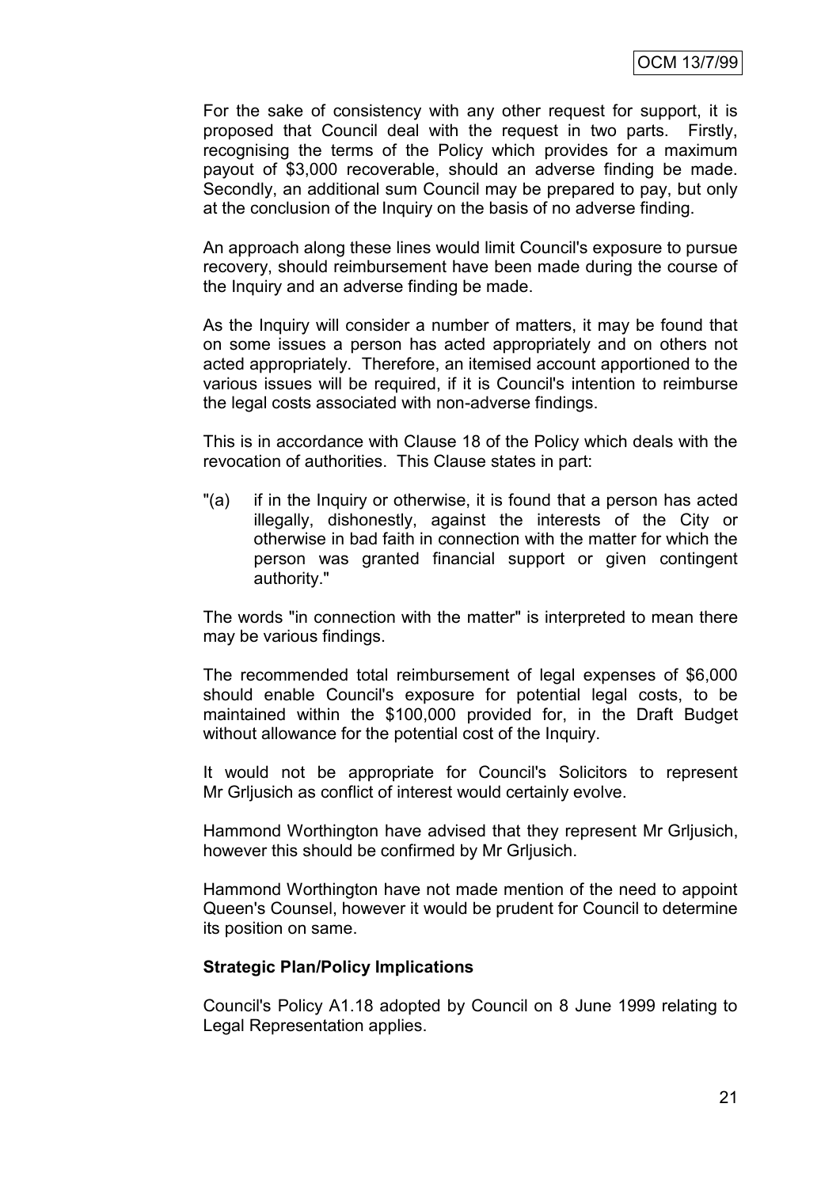For the sake of consistency with any other request for support, it is proposed that Council deal with the request in two parts. Firstly, recognising the terms of the Policy which provides for a maximum payout of $3,000 recoverable, should an adverse finding be made. Secondly, an additional sum Council may be prepared to pay, but only at the conclusion of the Inquiry on the basis of no adverse finding.

An approach along these lines would limit Council's exposure to pursue recovery, should reimbursement have been made during the course of the Inquiry and an adverse finding be made.

As the Inquiry will consider a number of matters, it may be found that on some issues a person has acted appropriately and on others not acted appropriately. Therefore, an itemised account apportioned to the various issues will be required, if it is Council's intention to reimburse the legal costs associated with non-adverse findings.

This is in accordance with Clause 18 of the Policy which deals with the revocation of authorities. This Clause states in part:

"(a) if in the Inquiry or otherwise, it is found that a person has acted illegally, dishonestly, against the interests of the City or otherwise in bad faith in connection with the matter for which the person was granted financial support or given contingent authority."

The words "in connection with the matter" is interpreted to mean there may be various findings.

The recommended total reimbursement of legal expenses of $6,000 should enable Council's exposure for potential legal costs, to be maintained within the $100,000 provided for, in the Draft Budget without allowance for the potential cost of the Inquiry.

It would not be appropriate for Council's Solicitors to represent Mr Grljusich as conflict of interest would certainly evolve.

Hammond Worthington have advised that they represent Mr Grljusich, however this should be confirmed by Mr Grljusich.

Hammond Worthington have not made mention of the need to appoint Queen's Counsel, however it would be prudent for Council to determine its position on same.

**Strategic Plan/Policy Implications**

Council's Policy A1.18 adopted by Council on 8 June 1999 relating to Legal Representation applies.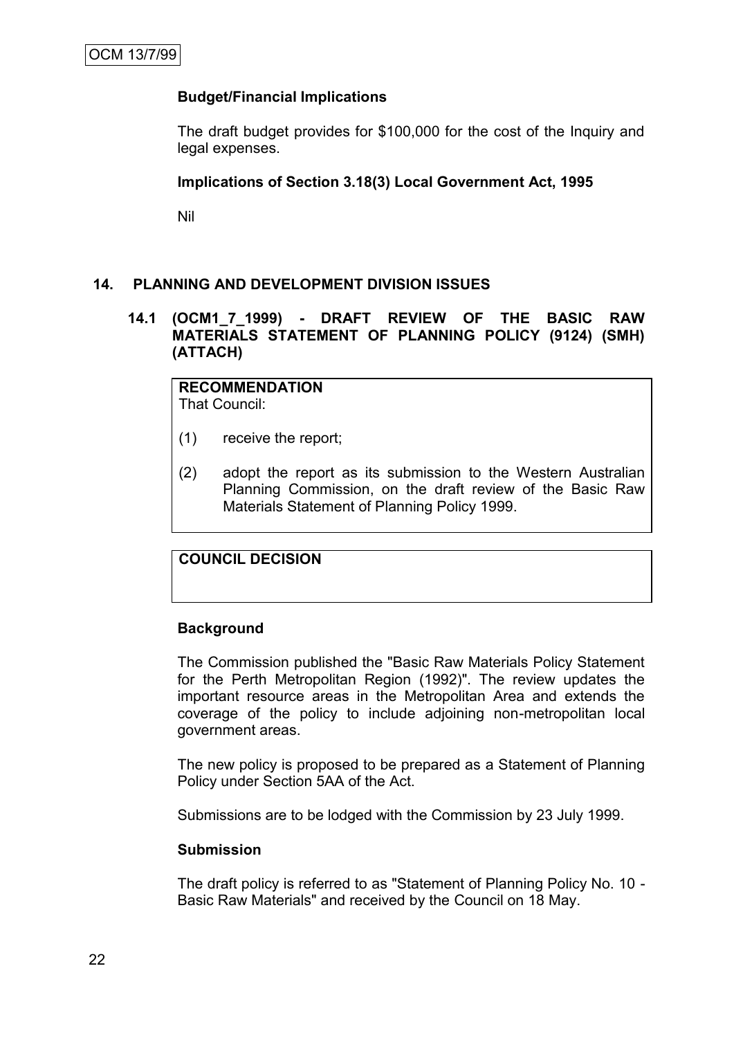**Budget/Financial Implications**

The draft budget provides for $100,000 for the cost of the Inquiry and legal expenses.

**Implications of Section 3.18(3) Local Government Act, 1995**

Nil

## 14. PLANNING AND DEVELOPMENT DIVISION ISSUES

### 14.1 (OCM1_7_1999) - DRAFT REVIEW OF THE BASIC RAW MATERIALS STATEMENT OF PLANNING POLICY (9124) (SMH) (ATTACH)

**RECOMMENDATION**
That Council:

(1) receive the report;

(2) adopt the report as its submission to the Western Australian Planning Commission, on the draft review of the Basic Raw Materials Statement of Planning Policy 1999.

**COUNCIL DECISION**

**Background**

The Commission published the "Basic Raw Materials Policy Statement for the Perth Metropolitan Region (1992)". The review updates the important resource areas in the Metropolitan Area and extends the coverage of the policy to include adjoining non-metropolitan local government areas.

The new policy is proposed to be prepared as a Statement of Planning Policy under Section 5AA of the Act.

Submissions are to be lodged with the Commission by 23 July 1999.

**Submission**

The draft policy is referred to as "Statement of Planning Policy No. 10 - Basic Raw Materials" and received by the Council on 18 May.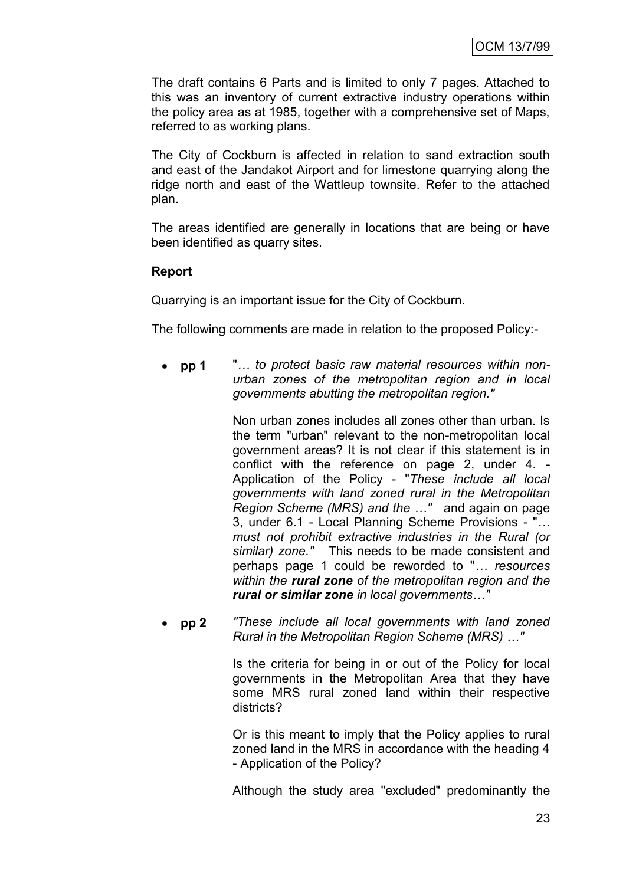The draft contains 6 Parts and is limited to only 7 pages. Attached to this was an inventory of current extractive industry operations within the policy area as at 1985, together with a comprehensive set of Maps, referred to as working plans.

The City of Cockburn is affected in relation to sand extraction south and east of the Jandakot Airport and for limestone quarrying along the ridge north and east of the Wattleup townsite. Refer to the attached plan.

The areas identified are generally in locations that are being or have been identified as quarry sites.

**Report**

Quarrying is an important issue for the City of Cockburn.

The following comments are made in relation to the proposed Policy:-

- **pp 1** "*… to protect basic raw material resources within non-urban zones of the metropolitan region and in local governments abutting the metropolitan region."*

  Non urban zones includes all zones other than urban. Is the term "urban" relevant to the non-metropolitan local government areas? It is not clear if this statement is in conflict with the reference on page 2, under 4. - Application of the Policy - "*These include all local governments with land zoned rural in the Metropolitan Region Scheme (MRS) and the …*" and again on page 3, under 6.1 - Local Planning Scheme Provisions - "*… must not prohibit extractive industries in the Rural (or similar) zone.*" This needs to be made consistent and perhaps page 1 could be reworded to "*… resources within the **rural zone** of the metropolitan region and the **rural or similar zone** in local governments…*"

- **pp 2** *"These include all local governments with land zoned Rural in the Metropolitan Region Scheme (MRS) …"*

  Is the criteria for being in or out of the Policy for local governments in the Metropolitan Area that they have some MRS rural zoned land within their respective districts?

  Or is this meant to imply that the Policy applies to rural zoned land in the MRS in accordance with the heading 4 - Application of the Policy?

  Although the study area "excluded" predominantly the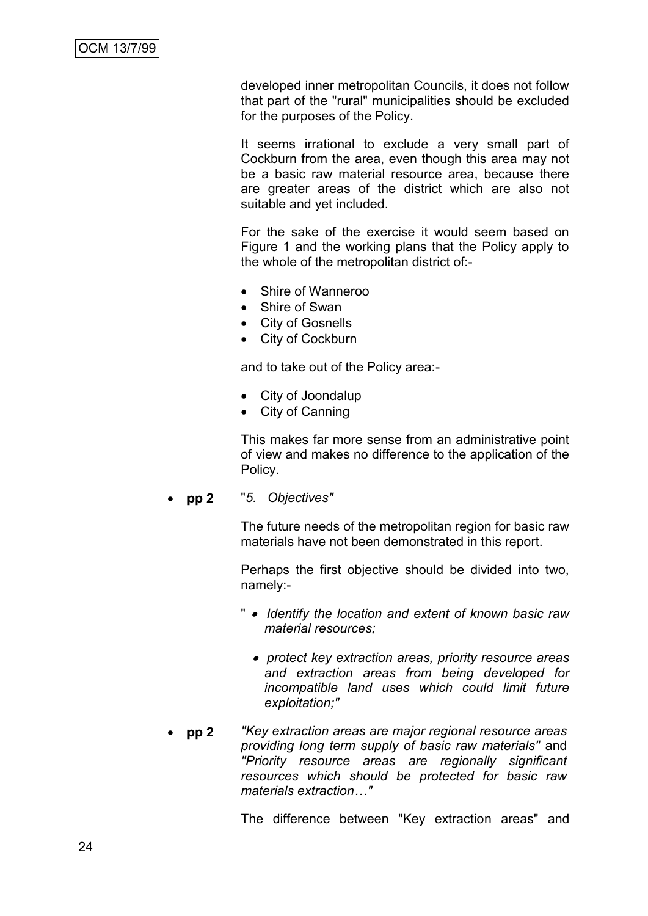developed inner metropolitan Councils, it does not follow that part of the "rural" municipalities should be excluded for the purposes of the Policy.

It seems irrational to exclude a very small part of Cockburn from the area, even though this area may not be a basic raw material resource area, because there are greater areas of the district which are also not suitable and yet included.

For the sake of the exercise it would seem based on Figure 1 and the working plans that the Policy apply to the whole of the metropolitan district of:-

- Shire of Wanneroo
- Shire of Swan
- City of Gosnells
- City of Cockburn

and to take out of the Policy area:-

- City of Joondalup
- City of Canning

This makes far more sense from an administrative point of view and makes no difference to the application of the Policy.

- **pp 2** "*5. Objectives*"

  The future needs of the metropolitan region for basic raw materials have not been demonstrated in this report.

  Perhaps the first objective should be divided into two, namely:-

  " • *Identify the location and extent of known basic raw material resources;*

  • *protect key extraction areas, priority resource areas and extraction areas from being developed for incompatible land uses which could limit future exploitation;"*

- **pp 2** *"Key extraction areas are major regional resource areas providing long term supply of basic raw materials"* and *"Priority resource areas are regionally significant resources which should be protected for basic raw materials extraction…"*

  The difference between "Key extraction areas" and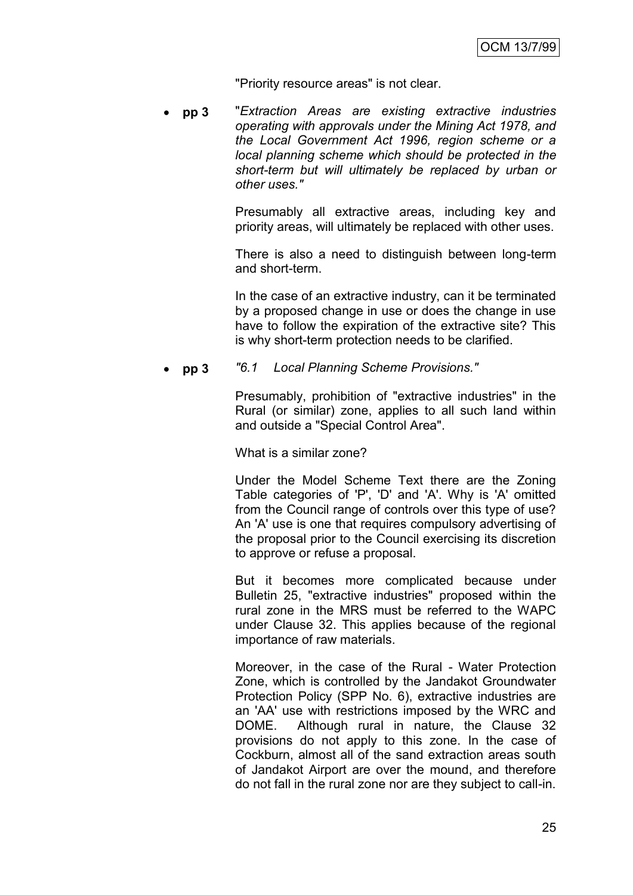"Priority resource areas" is not clear.

- **pp 3** "*Extraction Areas are existing extractive industries operating with approvals under the Mining Act 1978, and the Local Government Act 1996, region scheme or a local planning scheme which should be protected in the short-term but will ultimately be replaced by urban or other uses.*"

  Presumably all extractive areas, including key and priority areas, will ultimately be replaced with other uses.

  There is also a need to distinguish between long-term and short-term.

  In the case of an extractive industry, can it be terminated by a proposed change in use or does the change in use have to follow the expiration of the extractive site? This is why short-term protection needs to be clarified.

- **pp 3** *"6.1 Local Planning Scheme Provisions."*

  Presumably, prohibition of "extractive industries" in the Rural (or similar) zone, applies to all such land within and outside a "Special Control Area".

  What is a similar zone?

  Under the Model Scheme Text there are the Zoning Table categories of 'P', 'D' and 'A'. Why is 'A' omitted from the Council range of controls over this type of use? An 'A' use is one that requires compulsory advertising of the proposal prior to the Council exercising its discretion to approve or refuse a proposal.

  But it becomes more complicated because under Bulletin 25, "extractive industries" proposed within the rural zone in the MRS must be referred to the WAPC under Clause 32. This applies because of the regional importance of raw materials.

  Moreover, in the case of the Rural - Water Protection Zone, which is controlled by the Jandakot Groundwater Protection Policy (SPP No. 6), extractive industries are an 'AA' use with restrictions imposed by the WRC and DOME. Although rural in nature, the Clause 32 provisions do not apply to this zone. In the case of Cockburn, almost all of the sand extraction areas south of Jandakot Airport are over the mound, and therefore do not fall in the rural zone nor are they subject to call-in.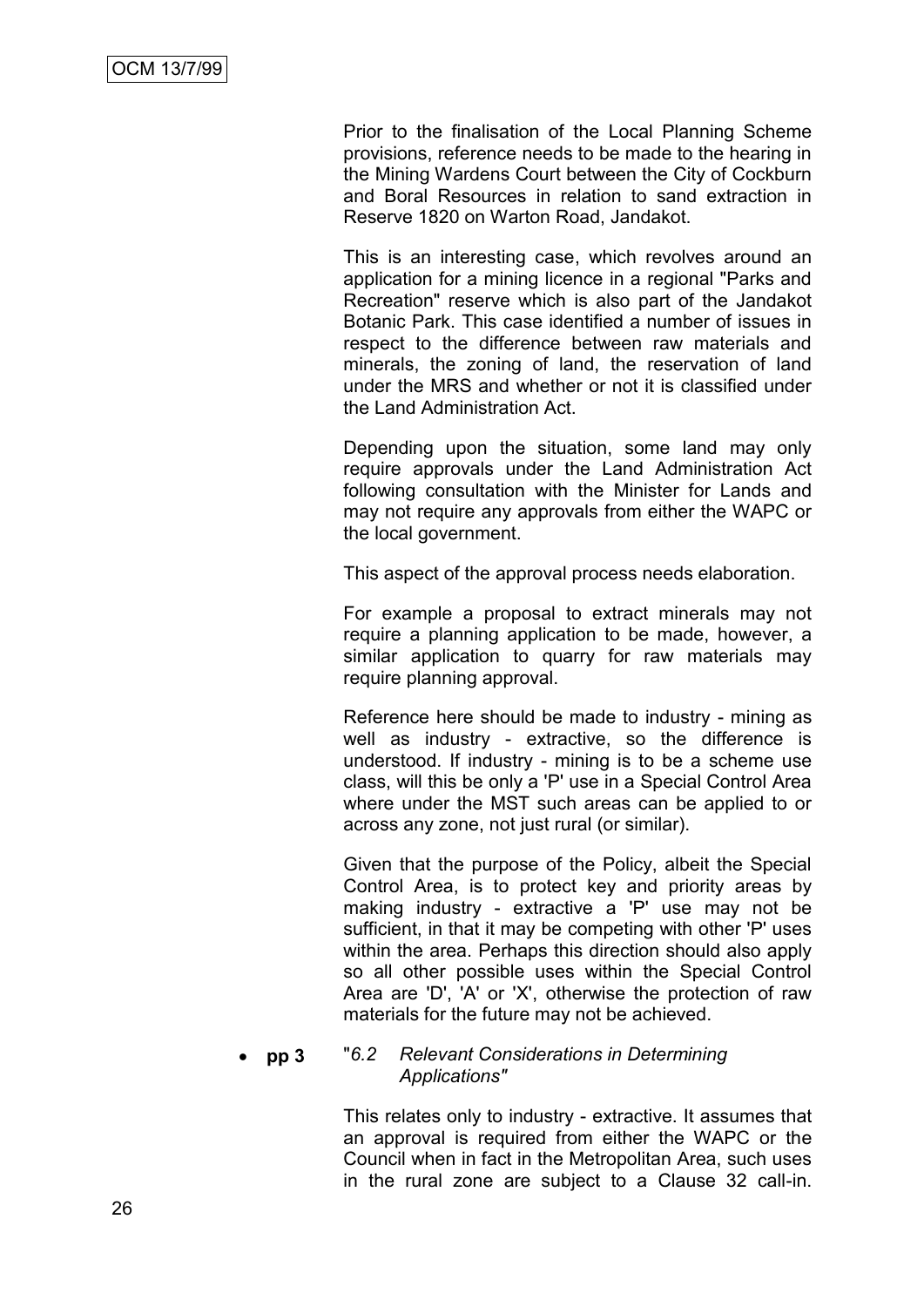Prior to the finalisation of the Local Planning Scheme provisions, reference needs to be made to the hearing in the Mining Wardens Court between the City of Cockburn and Boral Resources in relation to sand extraction in Reserve 1820 on Warton Road, Jandakot.

This is an interesting case, which revolves around an application for a mining licence in a regional "Parks and Recreation" reserve which is also part of the Jandakot Botanic Park. This case identified a number of issues in respect to the difference between raw materials and minerals, the zoning of land, the reservation of land under the MRS and whether or not it is classified under the Land Administration Act.

Depending upon the situation, some land may only require approvals under the Land Administration Act following consultation with the Minister for Lands and may not require any approvals from either the WAPC or the local government.

This aspect of the approval process needs elaboration.

For example a proposal to extract minerals may not require a planning application to be made, however, a similar application to quarry for raw materials may require planning approval.

Reference here should be made to industry - mining as well as industry - extractive, so the difference is understood. If industry - mining is to be a scheme use class, will this be only a 'P' use in a Special Control Area where under the MST such areas can be applied to or across any zone, not just rural (or similar).

Given that the purpose of the Policy, albeit the Special Control Area, is to protect key and priority areas by making industry - extractive a 'P' use may not be sufficient, in that it may be competing with other 'P' uses within the area. Perhaps this direction should also apply so all other possible uses within the Special Control Area are 'D', 'A' or 'X', otherwise the protection of raw materials for the future may not be achieved.

- **pp 3** "*6.2 Relevant Considerations in Determining Applications"*

  This relates only to industry - extractive. It assumes that an approval is required from either the WAPC or the Council when in fact in the Metropolitan Area, such uses in the rural zone are subject to a Clause 32 call-in.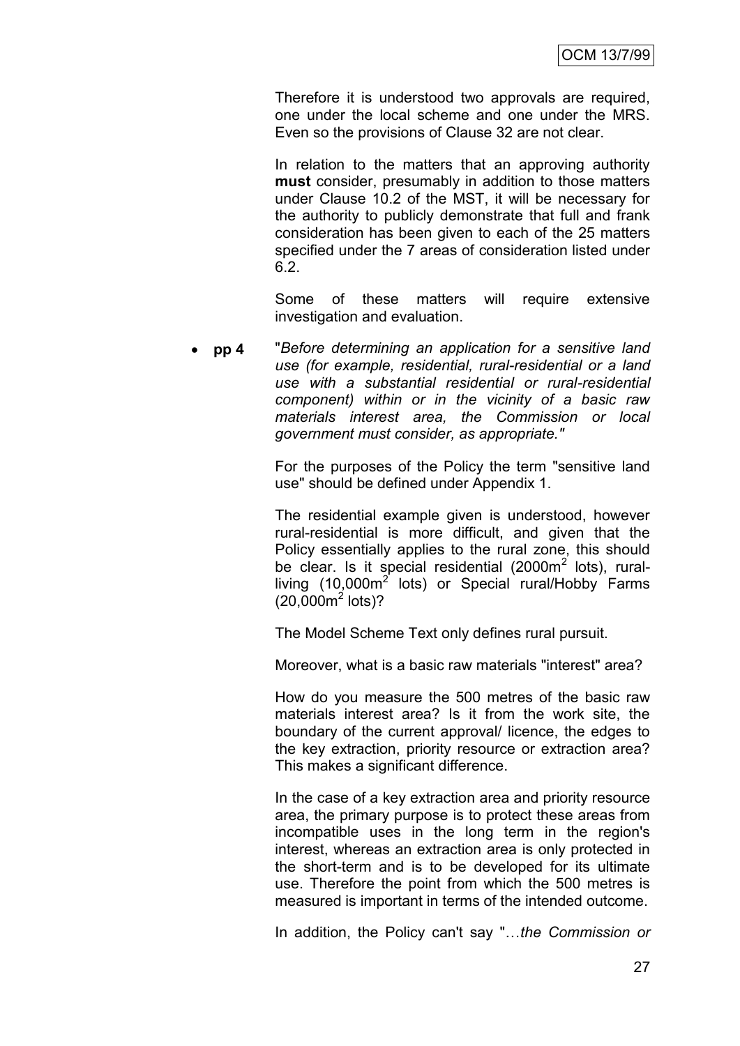Therefore it is understood two approvals are required, one under the local scheme and one under the MRS. Even so the provisions of Clause 32 are not clear.

In relation to the matters that an approving authority **must** consider, presumably in addition to those matters under Clause 10.2 of the MST, it will be necessary for the authority to publicly demonstrate that full and frank consideration has been given to each of the 25 matters specified under the 7 areas of consideration listed under 6.2.

Some of these matters will require extensive investigation and evaluation.

- **pp 4** "*Before determining an application for a sensitive land use (for example, residential, rural-residential or a land use with a substantial residential or rural-residential component) within or in the vicinity of a basic raw materials interest area, the Commission or local government must consider, as appropriate.*"

  For the purposes of the Policy the term "sensitive land use" should be defined under Appendix 1.

  The residential example given is understood, however rural-residential is more difficult, and given that the Policy essentially applies to the rural zone, this should be clear. Is it special residential (2000m$^2$ lots), rural-living (10,000m$^2$ lots) or Special rural/Hobby Farms (20,000m$^2$ lots)?

  The Model Scheme Text only defines rural pursuit.

  Moreover, what is a basic raw materials "interest" area?

  How do you measure the 500 metres of the basic raw materials interest area? Is it from the work site, the boundary of the current approval/ licence, the edges to the key extraction, priority resource or extraction area? This makes a significant difference.

  In the case of a key extraction area and priority resource area, the primary purpose is to protect these areas from incompatible uses in the long term in the region's interest, whereas an extraction area is only protected in the short-term and is to be developed for its ultimate use. Therefore the point from which the 500 metres is measured is important in terms of the intended outcome.

  In addition, the Policy can't say "…*the Commission or*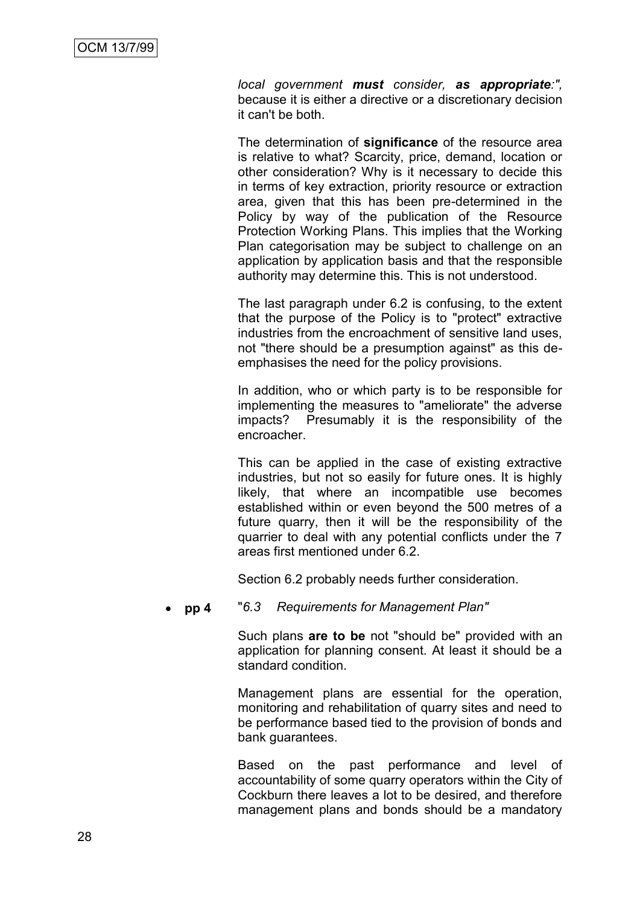*local government **must** consider, **as appropriate**:",* because it is either a directive or a discretionary decision it can't be both.

The determination of **significance** of the resource area is relative to what? Scarcity, price, demand, location or other consideration? Why is it necessary to decide this in terms of key extraction, priority resource or extraction area, given that this has been pre-determined in the Policy by way of the publication of the Resource Protection Working Plans. This implies that the Working Plan categorisation may be subject to challenge on an application by application basis and that the responsible authority may determine this. This is not understood.

The last paragraph under 6.2 is confusing, to the extent that the purpose of the Policy is to "protect" extractive industries from the encroachment of sensitive land uses, not "there should be a presumption against" as this de-emphasises the need for the policy provisions.

In addition, who or which party is to be responsible for implementing the measures to "ameliorate" the adverse impacts? Presumably it is the responsibility of the encroacher.

This can be applied in the case of existing extractive industries, but not so easily for future ones. It is highly likely, that where an incompatible use becomes established within or even beyond the 500 metres of a future quarry, then it will be the responsibility of the quarrier to deal with any potential conflicts under the 7 areas first mentioned under 6.2.

Section 6.2 probably needs further consideration.

- **pp 4** "*6.3 Requirements for Management Plan*"

Such plans **are to be** not "should be" provided with an application for planning consent. At least it should be a standard condition.

Management plans are essential for the operation, monitoring and rehabilitation of quarry sites and need to be performance based tied to the provision of bonds and bank guarantees.

Based on the past performance and level of accountability of some quarry operators within the City of Cockburn there leaves a lot to be desired, and therefore management plans and bonds should be a mandatory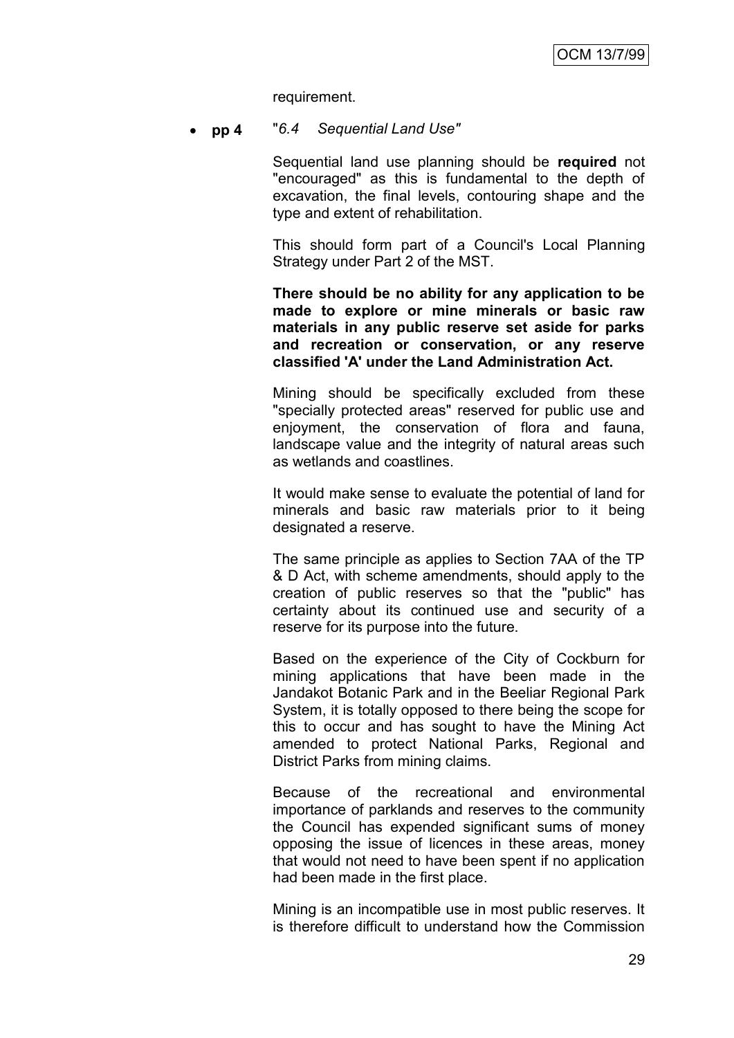requirement.

- **pp 4** "*6.4 Sequential Land Use"*

  Sequential land use planning should be **required** not "encouraged" as this is fundamental to the depth of excavation, the final levels, contouring shape and the type and extent of rehabilitation.

  This should form part of a Council's Local Planning Strategy under Part 2 of the MST.

  **There should be no ability for any application to be made to explore or mine minerals or basic raw materials in any public reserve set aside for parks and recreation or conservation, or any reserve classified 'A' under the Land Administration Act.**

  Mining should be specifically excluded from these "specially protected areas" reserved for public use and enjoyment, the conservation of flora and fauna, landscape value and the integrity of natural areas such as wetlands and coastlines.

  It would make sense to evaluate the potential of land for minerals and basic raw materials prior to it being designated a reserve.

  The same principle as applies to Section 7AA of the TP & D Act, with scheme amendments, should apply to the creation of public reserves so that the "public" has certainty about its continued use and security of a reserve for its purpose into the future.

  Based on the experience of the City of Cockburn for mining applications that have been made in the Jandakot Botanic Park and in the Beeliar Regional Park System, it is totally opposed to there being the scope for this to occur and has sought to have the Mining Act amended to protect National Parks, Regional and District Parks from mining claims.

  Because of the recreational and environmental importance of parklands and reserves to the community the Council has expended significant sums of money opposing the issue of licences in these areas, money that would not need to have been spent if no application had been made in the first place.

  Mining is an incompatible use in most public reserves. It is therefore difficult to understand how the Commission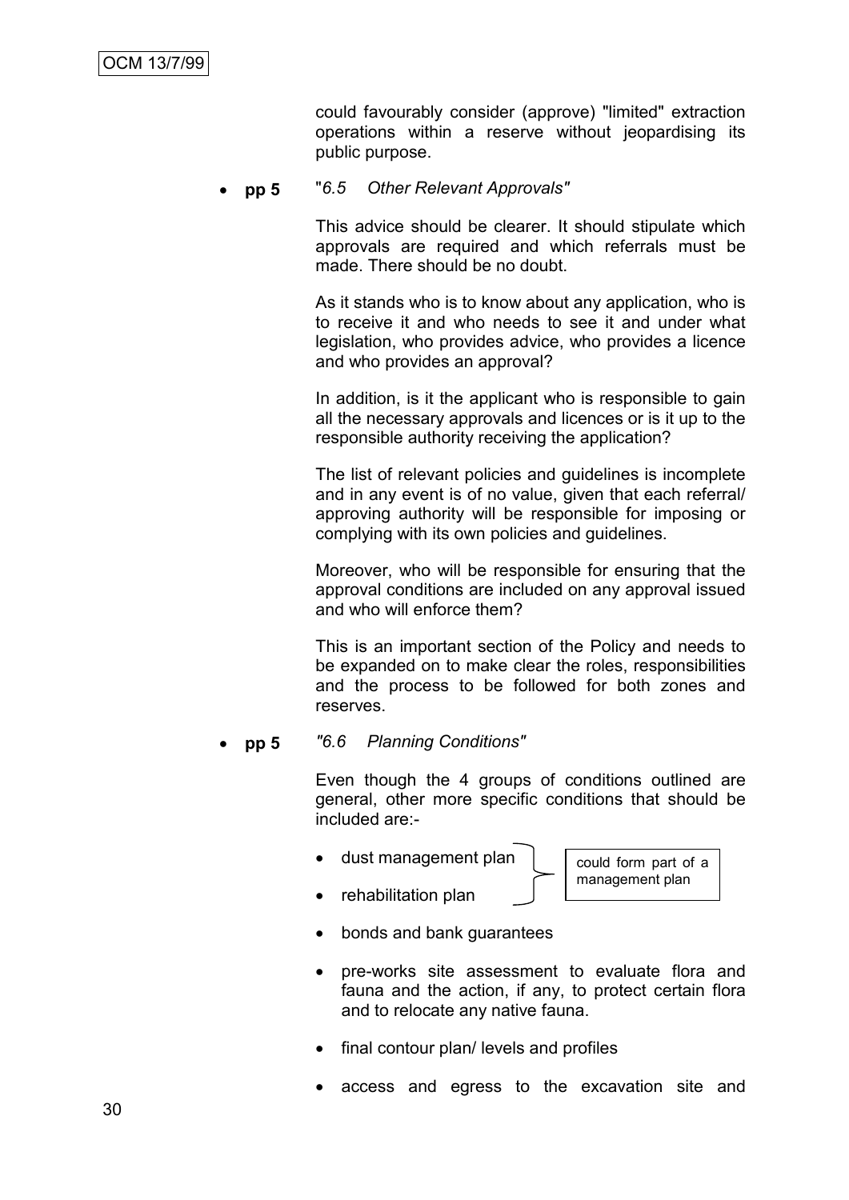could favourably consider (approve) "limited" extraction operations within a reserve without jeopardising its public purpose.

- **pp 5** "*6.5 Other Relevant Approvals"*

  This advice should be clearer. It should stipulate which approvals are required and which referrals must be made. There should be no doubt.

  As it stands who is to know about any application, who is to receive it and who needs to see it and under what legislation, who provides advice, who provides a licence and who provides an approval?

  In addition, is it the applicant who is responsible to gain all the necessary approvals and licences or is it up to the responsible authority receiving the application?

  The list of relevant policies and guidelines is incomplete and in any event is of no value, given that each referral/ approving authority will be responsible for imposing or complying with its own policies and guidelines.

  Moreover, who will be responsible for ensuring that the approval conditions are included on any approval issued and who will enforce them?

  This is an important section of the Policy and needs to be expanded on to make clear the roles, responsibilities and the process to be followed for both zones and reserves.

- **pp 5** *"6.6 Planning Conditions"*

  Even though the 4 groups of conditions outlined are general, other more specific conditions that should be included are:-

  - dust management plan } could form part of a management plan
  - rehabilitation plan } could form part of a management plan
  - bonds and bank guarantees
  - pre-works site assessment to evaluate flora and fauna and the action, if any, to protect certain flora and to relocate any native fauna.
  - final contour plan/ levels and profiles
  - access and egress to the excavation site and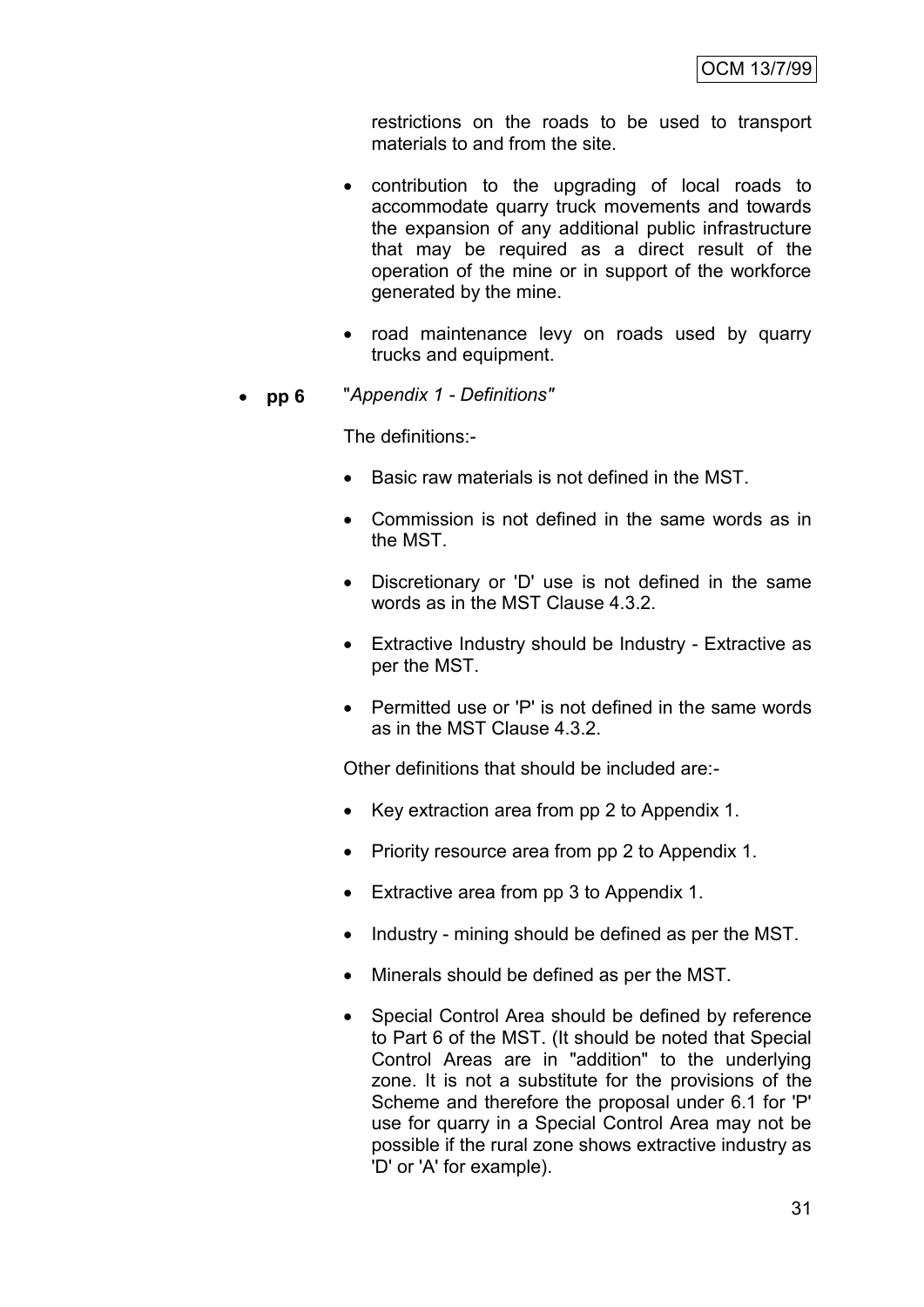restrictions on the roads to be used to transport materials to and from the site.

- contribution to the upgrading of local roads to accommodate quarry truck movements and towards the expansion of any additional public infrastructure that may be required as a direct result of the operation of the mine or in support of the workforce generated by the mine.

- road maintenance levy on roads used by quarry trucks and equipment.

- **pp 6** "*Appendix 1 - Definitions"*

  The definitions:-

  - Basic raw materials is not defined in the MST.
  - Commission is not defined in the same words as in the MST.
  - Discretionary or 'D' use is not defined in the same words as in the MST Clause 4.3.2.
  - Extractive Industry should be Industry - Extractive as per the MST.
  - Permitted use or 'P' is not defined in the same words as in the MST Clause 4.3.2.

  Other definitions that should be included are:-

  - Key extraction area from pp 2 to Appendix 1.
  - Priority resource area from pp 2 to Appendix 1.
  - Extractive area from pp 3 to Appendix 1.
  - Industry - mining should be defined as per the MST.
  - Minerals should be defined as per the MST.
  - Special Control Area should be defined by reference to Part 6 of the MST. (It should be noted that Special Control Areas are in "addition" to the underlying zone. It is not a substitute for the provisions of the Scheme and therefore the proposal under 6.1 for 'P' use for quarry in a Special Control Area may not be possible if the rural zone shows extractive industry as 'D' or 'A' for example).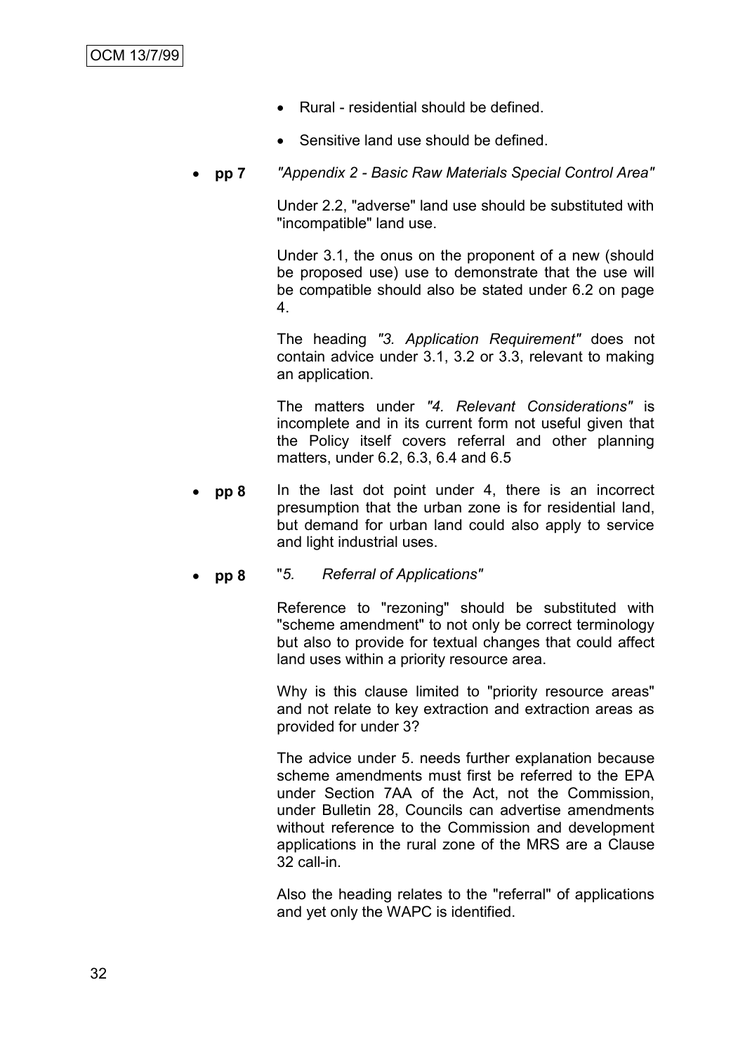- Rural - residential should be defined.
- Sensitive land use should be defined.

- **pp 7** *"Appendix 2 - Basic Raw Materials Special Control Area"*

  Under 2.2, "adverse" land use should be substituted with "incompatible" land use.

  Under 3.1, the onus on the proponent of a new (should be proposed use) use to demonstrate that the use will be compatible should also be stated under 6.2 on page 4.

  The heading *"3. Application Requirement"* does not contain advice under 3.1, 3.2 or 3.3, relevant to making an application.

  The matters under *"4. Relevant Considerations"* is incomplete and in its current form not useful given that the Policy itself covers referral and other planning matters, under 6.2, 6.3, 6.4 and 6.5

- **pp 8** In the last dot point under 4, there is an incorrect presumption that the urban zone is for residential land, but demand for urban land could also apply to service and light industrial uses.

- **pp 8** "*5. Referral of Applications"*

  Reference to "rezoning" should be substituted with "scheme amendment" to not only be correct terminology but also to provide for textual changes that could affect land uses within a priority resource area.

  Why is this clause limited to "priority resource areas" and not relate to key extraction and extraction areas as provided for under 3?

  The advice under 5. needs further explanation because scheme amendments must first be referred to the EPA under Section 7AA of the Act, not the Commission, under Bulletin 28, Councils can advertise amendments without reference to the Commission and development applications in the rural zone of the MRS are a Clause 32 call-in.

  Also the heading relates to the "referral" of applications and yet only the WAPC is identified.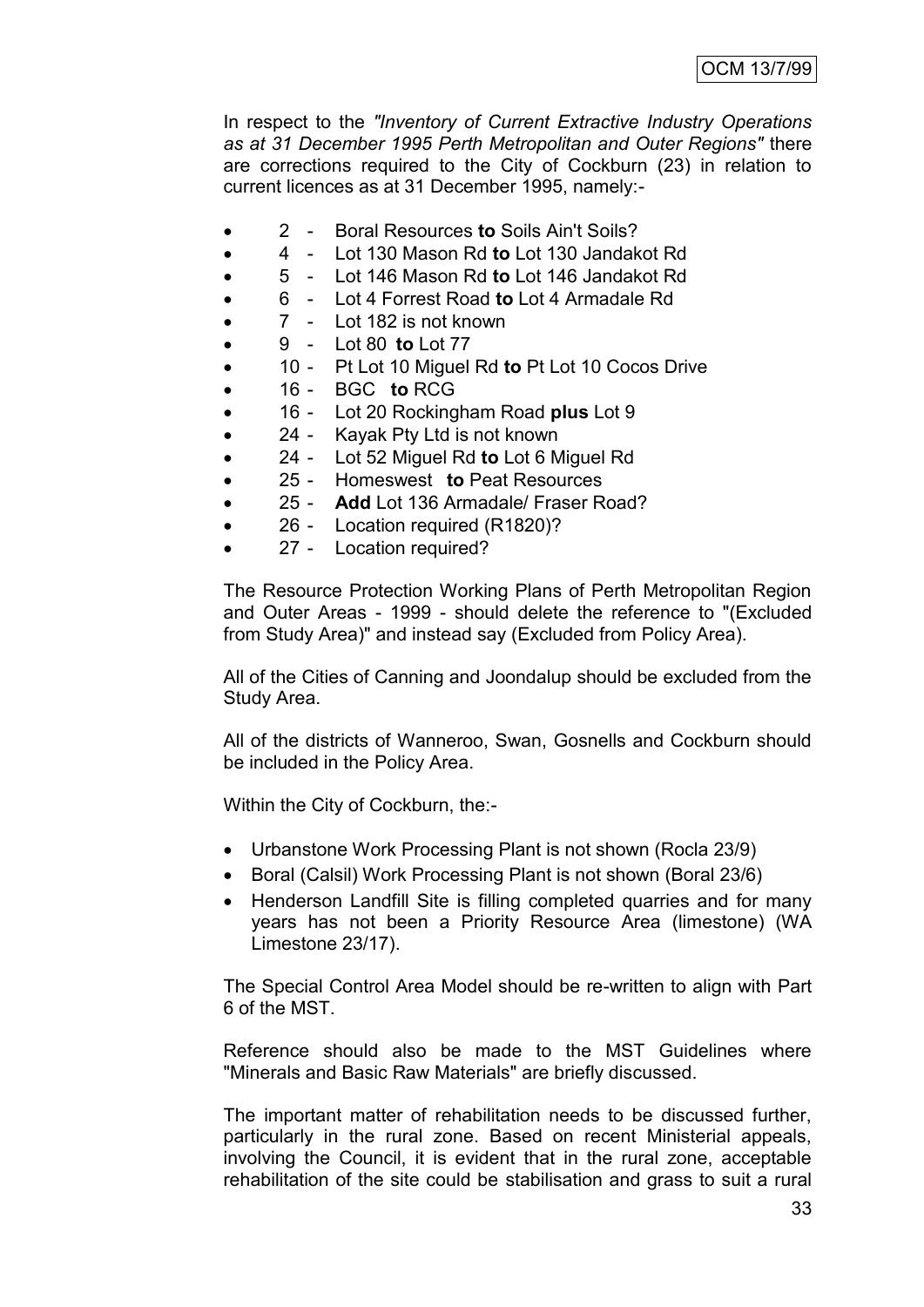In respect to the *"Inventory of Current Extractive Industry Operations as at 31 December 1995 Perth Metropolitan and Outer Regions"* there are corrections required to the City of Cockburn (23) in relation to current licences as at 31 December 1995, namely:-

- 2 - Boral Resources **to** Soils Ain't Soils?
- 4 - Lot 130 Mason Rd **to** Lot 130 Jandakot Rd
- 5 - Lot 146 Mason Rd **to** Lot 146 Jandakot Rd
- 6 - Lot 4 Forrest Road **to** Lot 4 Armadale Rd
- 7 - Lot 182 is not known
- 9 - Lot 80 **to** Lot 77
- 10 - Pt Lot 10 Miguel Rd **to** Pt Lot 10 Cocos Drive
- 16 - BGC **to** RCG
- 16 - Lot 20 Rockingham Road **plus** Lot 9
- 24 - Kayak Pty Ltd is not known
- 24 - Lot 52 Miguel Rd **to** Lot 6 Miguel Rd
- 25 - Homeswest **to** Peat Resources
- 25 - **Add** Lot 136 Armadale/ Fraser Road?
- 26 - Location required (R1820)?
- 27 - Location required?

The Resource Protection Working Plans of Perth Metropolitan Region and Outer Areas - 1999 - should delete the reference to "(Excluded from Study Area)" and instead say (Excluded from Policy Area).

All of the Cities of Canning and Joondalup should be excluded from the Study Area.

All of the districts of Wanneroo, Swan, Gosnells and Cockburn should be included in the Policy Area.

Within the City of Cockburn, the:-

- Urbanstone Work Processing Plant is not shown (Rocla 23/9)
- Boral (Calsil) Work Processing Plant is not shown (Boral 23/6)
- Henderson Landfill Site is filling completed quarries and for many years has not been a Priority Resource Area (limestone) (WA Limestone 23/17).

The Special Control Area Model should be re-written to align with Part 6 of the MST.

Reference should also be made to the MST Guidelines where "Minerals and Basic Raw Materials" are briefly discussed.

The important matter of rehabilitation needs to be discussed further, particularly in the rural zone. Based on recent Ministerial appeals, involving the Council, it is evident that in the rural zone, acceptable rehabilitation of the site could be stabilisation and grass to suit a rural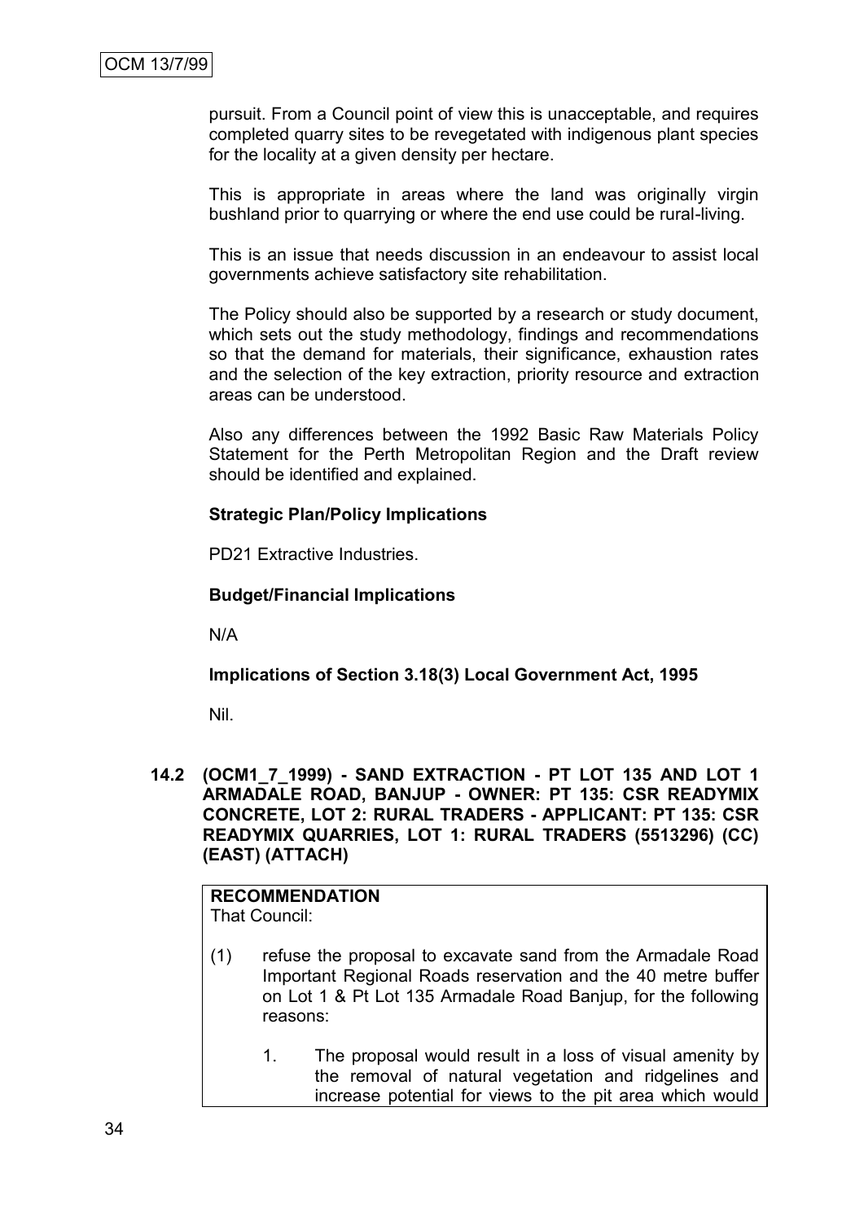pursuit. From a Council point of view this is unacceptable, and requires completed quarry sites to be revegetated with indigenous plant species for the locality at a given density per hectare.

This is appropriate in areas where the land was originally virgin bushland prior to quarrying or where the end use could be rural-living.

This is an issue that needs discussion in an endeavour to assist local governments achieve satisfactory site rehabilitation.

The Policy should also be supported by a research or study document, which sets out the study methodology, findings and recommendations so that the demand for materials, their significance, exhaustion rates and the selection of the key extraction, priority resource and extraction areas can be understood.

Also any differences between the 1992 Basic Raw Materials Policy Statement for the Perth Metropolitan Region and the Draft review should be identified and explained.

**Strategic Plan/Policy Implications**

PD21 Extractive Industries.

**Budget/Financial Implications**

N/A

**Implications of Section 3.18(3) Local Government Act, 1995**

Nil.

### 14.2 (OCM1_7_1999) - SAND EXTRACTION - PT LOT 135 AND LOT 1 ARMADALE ROAD, BANJUP - OWNER: PT 135: CSR READYMIX CONCRETE, LOT 2: RURAL TRADERS - APPLICANT: PT 135: CSR READYMIX QUARRIES, LOT 1: RURAL TRADERS (5513296) (CC) (EAST) (ATTACH)

**RECOMMENDATION**
That Council:

(1) refuse the proposal to excavate sand from the Armadale Road Important Regional Roads reservation and the 40 metre buffer on Lot 1 & Pt Lot 135 Armadale Road Banjup, for the following reasons:

1. The proposal would result in a loss of visual amenity by the removal of natural vegetation and ridgelines and increase potential for views to the pit area which would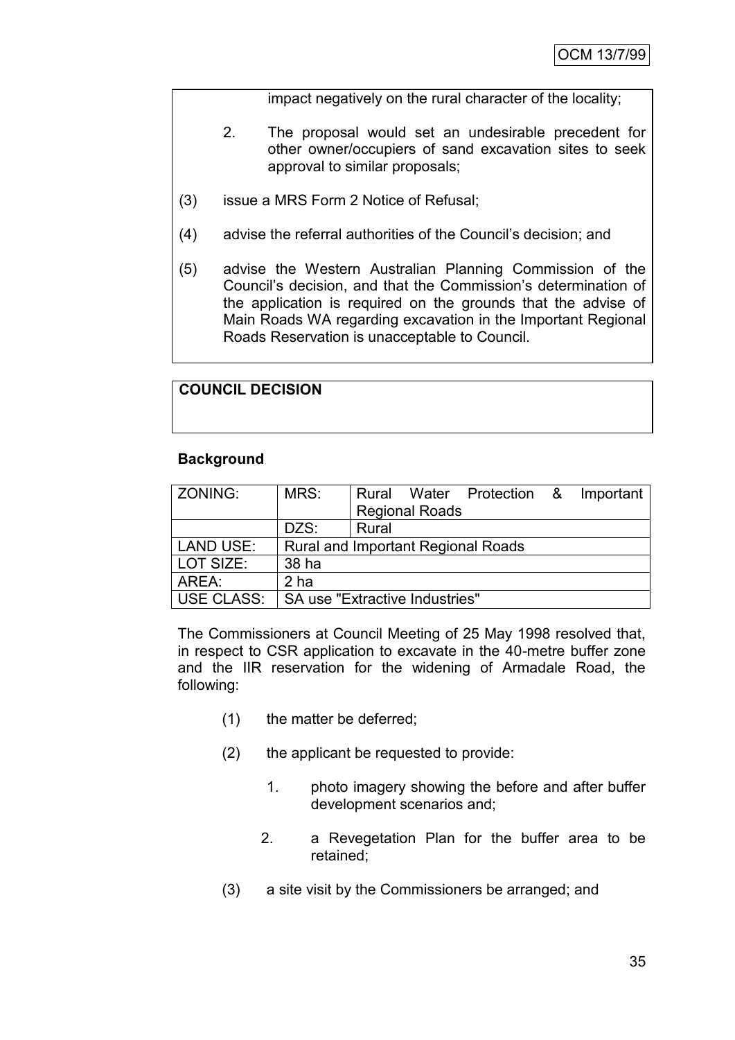impact negatively on the rural character of the locality;

2. The proposal would set an undesirable precedent for other owner/occupiers of sand excavation sites to seek approval to similar proposals;

(3) issue a MRS Form 2 Notice of Refusal;

(4) advise the referral authorities of the Council's decision; and

(5) advise the Western Australian Planning Commission of the Council's decision, and that the Commission's determination of the application is required on the grounds that the advise of Main Roads WA regarding excavation in the Important Regional Roads Reservation is unacceptable to Council.

**COUNCIL DECISION**

**Background**

| ZONING: | MRS: | Rural Water Protection & Important Regional Roads |
|---|---|---|
| | DZS: | Rural |
| LAND USE: | Rural and Important Regional Roads | |
| LOT SIZE: | 38 ha | |
| AREA: | 2 ha | |
| USE CLASS: | SA use "Extractive Industries" | |

The Commissioners at Council Meeting of 25 May 1998 resolved that, in respect to CSR application to excavate in the 40-metre buffer zone and the IIR reservation for the widening of Armadale Road, the following:

(1) the matter be deferred;

(2) the applicant be requested to provide:

1. photo imagery showing the before and after buffer development scenarios and;

2. a Revegetation Plan for the buffer area to be retained;

(3) a site visit by the Commissioners be arranged; and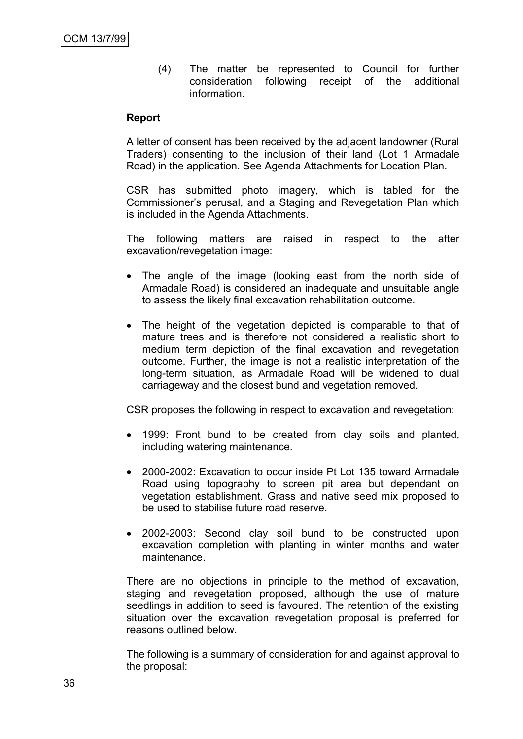(4) The matter be represented to Council for further consideration following receipt of the additional information.

**Report**

A letter of consent has been received by the adjacent landowner (Rural Traders) consenting to the inclusion of their land (Lot 1 Armadale Road) in the application. See Agenda Attachments for Location Plan.

CSR has submitted photo imagery, which is tabled for the Commissioner's perusal, and a Staging and Revegetation Plan which is included in the Agenda Attachments.

The following matters are raised in respect to the after excavation/revegetation image:

- The angle of the image (looking east from the north side of Armadale Road) is considered an inadequate and unsuitable angle to assess the likely final excavation rehabilitation outcome.
- The height of the vegetation depicted is comparable to that of mature trees and is therefore not considered a realistic short to medium term depiction of the final excavation and revegetation outcome. Further, the image is not a realistic interpretation of the long-term situation, as Armadale Road will be widened to dual carriageway and the closest bund and vegetation removed.

CSR proposes the following in respect to excavation and revegetation:

- 1999: Front bund to be created from clay soils and planted, including watering maintenance.
- 2000-2002: Excavation to occur inside Pt Lot 135 toward Armadale Road using topography to screen pit area but dependant on vegetation establishment. Grass and native seed mix proposed to be used to stabilise future road reserve.
- 2002-2003: Second clay soil bund to be constructed upon excavation completion with planting in winter months and water maintenance.

There are no objections in principle to the method of excavation, staging and revegetation proposed, although the use of mature seedlings in addition to seed is favoured. The retention of the existing situation over the excavation revegetation proposal is preferred for reasons outlined below.

The following is a summary of consideration for and against approval to the proposal: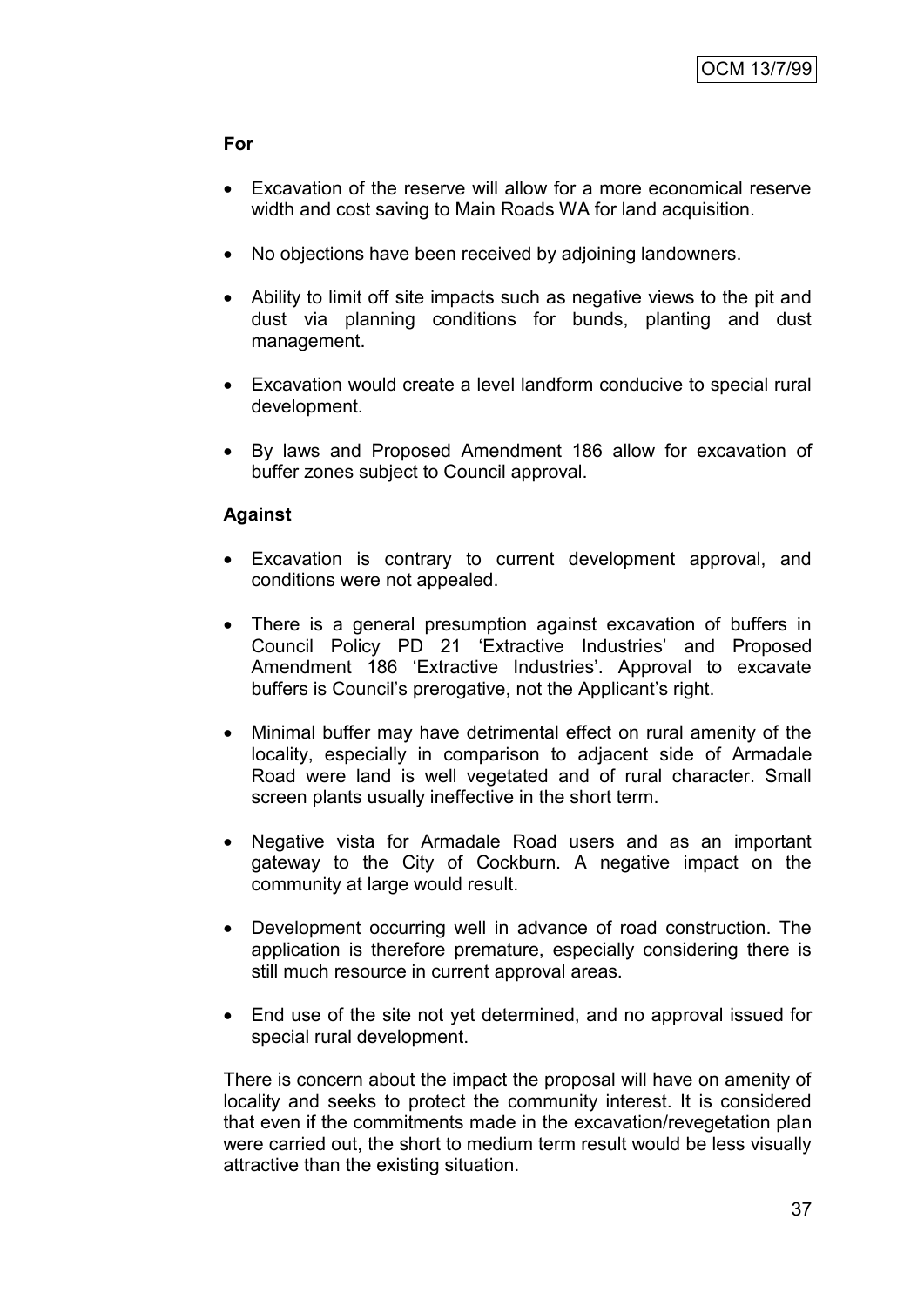**For**

- Excavation of the reserve will allow for a more economical reserve width and cost saving to Main Roads WA for land acquisition.
- No objections have been received by adjoining landowners.
- Ability to limit off site impacts such as negative views to the pit and dust via planning conditions for bunds, planting and dust management.
- Excavation would create a level landform conducive to special rural development.
- By laws and Proposed Amendment 186 allow for excavation of buffer zones subject to Council approval.

**Against**

- Excavation is contrary to current development approval, and conditions were not appealed.
- There is a general presumption against excavation of buffers in Council Policy PD 21 'Extractive Industries' and Proposed Amendment 186 'Extractive Industries'. Approval to excavate buffers is Council's prerogative, not the Applicant's right.
- Minimal buffer may have detrimental effect on rural amenity of the locality, especially in comparison to adjacent side of Armadale Road were land is well vegetated and of rural character. Small screen plants usually ineffective in the short term.
- Negative vista for Armadale Road users and as an important gateway to the City of Cockburn. A negative impact on the community at large would result.
- Development occurring well in advance of road construction. The application is therefore premature, especially considering there is still much resource in current approval areas.
- End use of the site not yet determined, and no approval issued for special rural development.

There is concern about the impact the proposal will have on amenity of locality and seeks to protect the community interest. It is considered that even if the commitments made in the excavation/revegetation plan were carried out, the short to medium term result would be less visually attractive than the existing situation.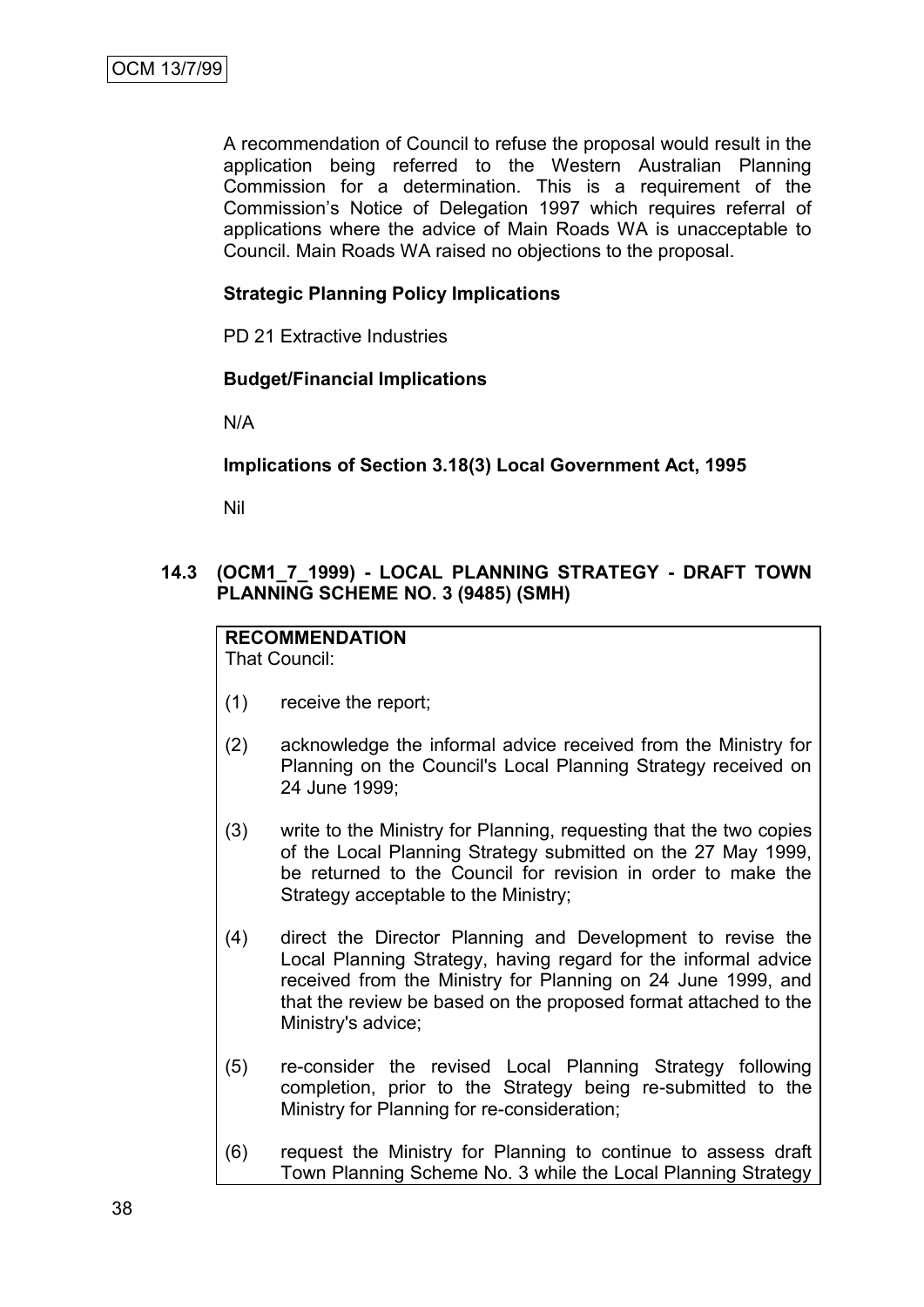A recommendation of Council to refuse the proposal would result in the application being referred to the Western Australian Planning Commission for a determination. This is a requirement of the Commission's Notice of Delegation 1997 which requires referral of applications where the advice of Main Roads WA is unacceptable to Council. Main Roads WA raised no objections to the proposal.

**Strategic Planning Policy Implications**

PD 21 Extractive Industries

**Budget/Financial Implications**

N/A

**Implications of Section 3.18(3) Local Government Act, 1995**

Nil

## 14.3 (OCM1_7_1999) - LOCAL PLANNING STRATEGY - DRAFT TOWN PLANNING SCHEME NO. 3 (9485) (SMH)

**RECOMMENDATION**
That Council:

(1) receive the report;

(2) acknowledge the informal advice received from the Ministry for Planning on the Council's Local Planning Strategy received on 24 June 1999;

(3) write to the Ministry for Planning, requesting that the two copies of the Local Planning Strategy submitted on the 27 May 1999, be returned to the Council for revision in order to make the Strategy acceptable to the Ministry;

(4) direct the Director Planning and Development to revise the Local Planning Strategy, having regard for the informal advice received from the Ministry for Planning on 24 June 1999, and that the review be based on the proposed format attached to the Ministry's advice;

(5) re-consider the revised Local Planning Strategy following completion, prior to the Strategy being re-submitted to the Ministry for Planning for re-consideration;

(6) request the Ministry for Planning to continue to assess draft Town Planning Scheme No. 3 while the Local Planning Strategy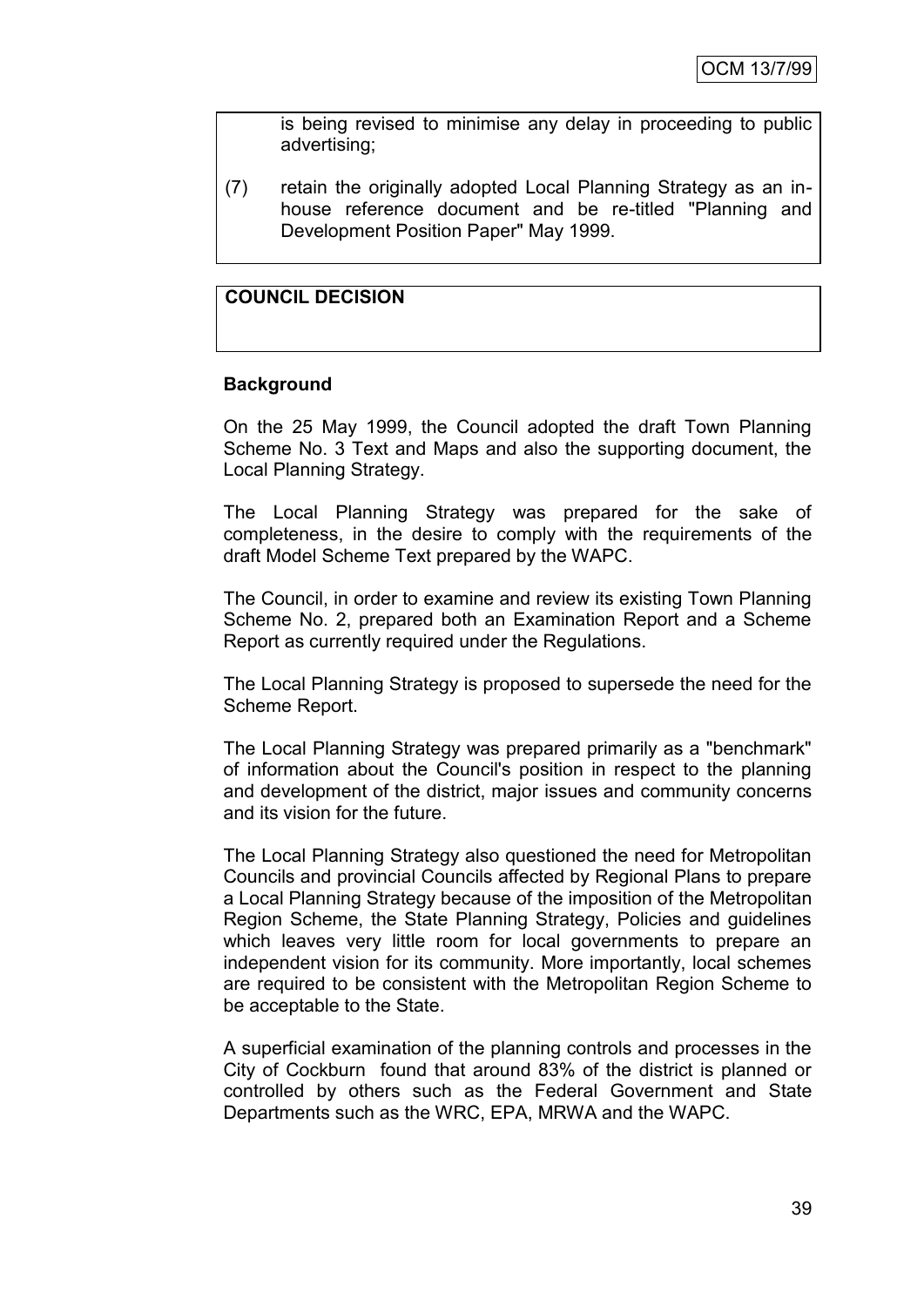is being revised to minimise any delay in proceeding to public advertising;

(7) retain the originally adopted Local Planning Strategy as an in-house reference document and be re-titled "Planning and Development Position Paper" May 1999.

**COUNCIL DECISION**

**Background**

On the 25 May 1999, the Council adopted the draft Town Planning Scheme No. 3 Text and Maps and also the supporting document, the Local Planning Strategy.

The Local Planning Strategy was prepared for the sake of completeness, in the desire to comply with the requirements of the draft Model Scheme Text prepared by the WAPC.

The Council, in order to examine and review its existing Town Planning Scheme No. 2, prepared both an Examination Report and a Scheme Report as currently required under the Regulations.

The Local Planning Strategy is proposed to supersede the need for the Scheme Report.

The Local Planning Strategy was prepared primarily as a "benchmark" of information about the Council's position in respect to the planning and development of the district, major issues and community concerns and its vision for the future.

The Local Planning Strategy also questioned the need for Metropolitan Councils and provincial Councils affected by Regional Plans to prepare a Local Planning Strategy because of the imposition of the Metropolitan Region Scheme, the State Planning Strategy, Policies and guidelines which leaves very little room for local governments to prepare an independent vision for its community. More importantly, local schemes are required to be consistent with the Metropolitan Region Scheme to be acceptable to the State.

A superficial examination of the planning controls and processes in the City of Cockburn found that around 83% of the district is planned or controlled by others such as the Federal Government and State Departments such as the WRC, EPA, MRWA and the WAPC.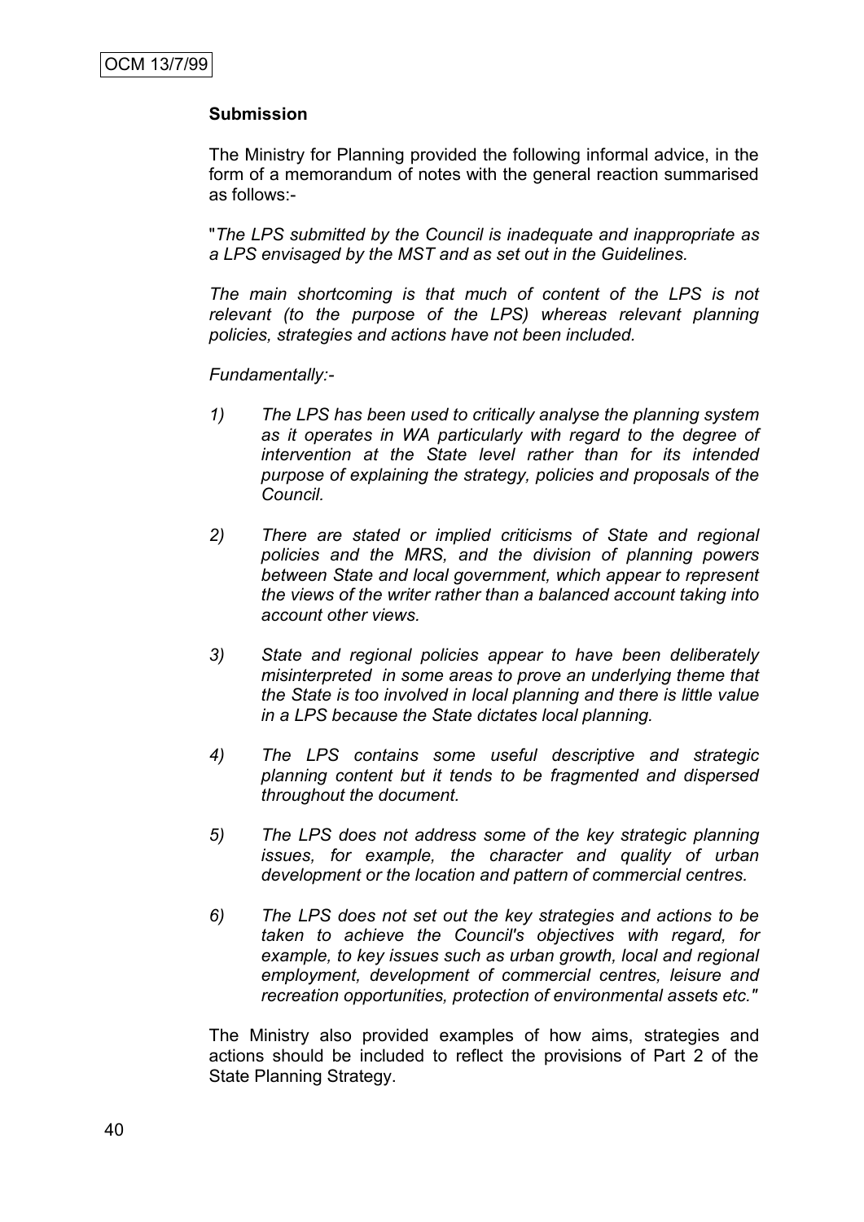**Submission**

The Ministry for Planning provided the following informal advice, in the form of a memorandum of notes with the general reaction summarised as follows:-

"*The LPS submitted by the Council is inadequate and inappropriate as a LPS envisaged by the MST and as set out in the Guidelines.*

*The main shortcoming is that much of content of the LPS is not relevant (to the purpose of the LPS) whereas relevant planning policies, strategies and actions have not been included.*

*Fundamentally:-*

1) *The LPS has been used to critically analyse the planning system as it operates in WA particularly with regard to the degree of intervention at the State level rather than for its intended purpose of explaining the strategy, policies and proposals of the Council.*

2) *There are stated or implied criticisms of State and regional policies and the MRS, and the division of planning powers between State and local government, which appear to represent the views of the writer rather than a balanced account taking into account other views.*

3) *State and regional policies appear to have been deliberately misinterpreted in some areas to prove an underlying theme that the State is too involved in local planning and there is little value in a LPS because the State dictates local planning.*

4) *The LPS contains some useful descriptive and strategic planning content but it tends to be fragmented and dispersed throughout the document.*

5) *The LPS does not address some of the key strategic planning issues, for example, the character and quality of urban development or the location and pattern of commercial centres.*

6) *The LPS does not set out the key strategies and actions to be taken to achieve the Council's objectives with regard, for example, to key issues such as urban growth, local and regional employment, development of commercial centres, leisure and recreation opportunities, protection of environmental assets etc."*

The Ministry also provided examples of how aims, strategies and actions should be included to reflect the provisions of Part 2 of the State Planning Strategy.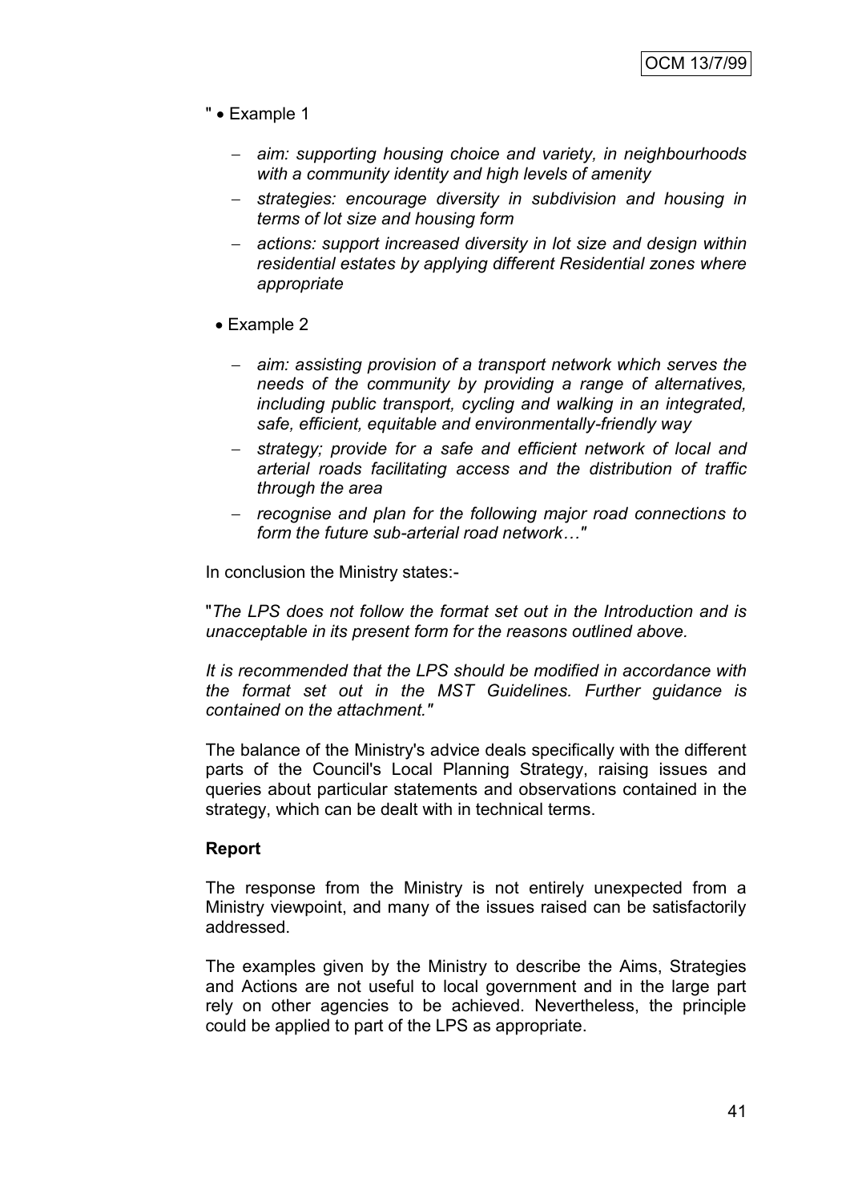" • Example 1

- *aim: supporting housing choice and variety, in neighbourhoods with a community identity and high levels of amenity*
- *strategies: encourage diversity in subdivision and housing in terms of lot size and housing form*
- *actions: support increased diversity in lot size and design within residential estates by applying different Residential zones where appropriate*

• Example 2

- *aim: assisting provision of a transport network which serves the needs of the community by providing a range of alternatives, including public transport, cycling and walking in an integrated, safe, efficient, equitable and environmentally-friendly way*
- *strategy; provide for a safe and efficient network of local and arterial roads facilitating access and the distribution of traffic through the area*
- *recognise and plan for the following major road connections to form the future sub-arterial road network…"*

In conclusion the Ministry states:-

"*The LPS does not follow the format set out in the Introduction and is unacceptable in its present form for the reasons outlined above.*

*It is recommended that the LPS should be modified in accordance with the format set out in the MST Guidelines. Further guidance is contained on the attachment."*

The balance of the Ministry's advice deals specifically with the different parts of the Council's Local Planning Strategy, raising issues and queries about particular statements and observations contained in the strategy, which can be dealt with in technical terms.

**Report**

The response from the Ministry is not entirely unexpected from a Ministry viewpoint, and many of the issues raised can be satisfactorily addressed.

The examples given by the Ministry to describe the Aims, Strategies and Actions are not useful to local government and in the large part rely on other agencies to be achieved. Nevertheless, the principle could be applied to part of the LPS as appropriate.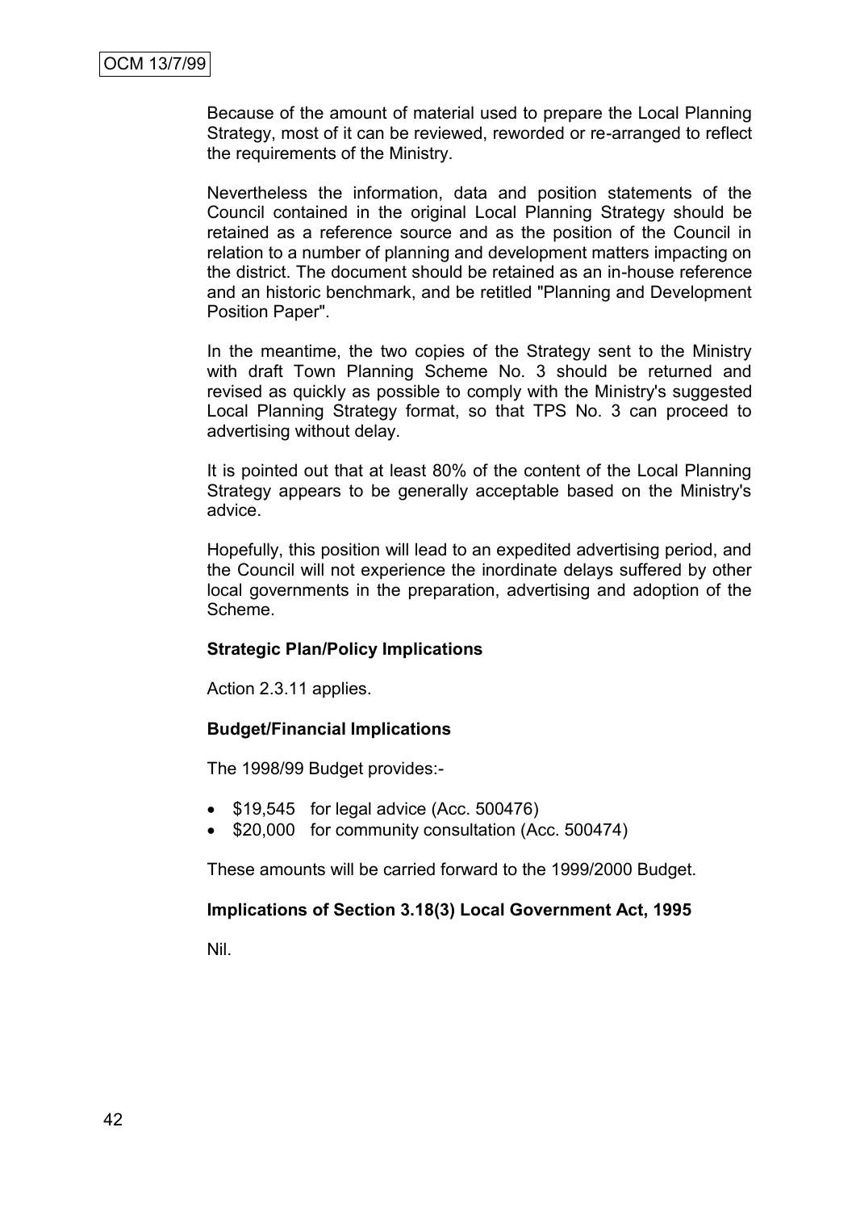Because of the amount of material used to prepare the Local Planning Strategy, most of it can be reviewed, reworded or re-arranged to reflect the requirements of the Ministry.

Nevertheless the information, data and position statements of the Council contained in the original Local Planning Strategy should be retained as a reference source and as the position of the Council in relation to a number of planning and development matters impacting on the district. The document should be retained as an in-house reference and an historic benchmark, and be retitled "Planning and Development Position Paper".

In the meantime, the two copies of the Strategy sent to the Ministry with draft Town Planning Scheme No. 3 should be returned and revised as quickly as possible to comply with the Ministry's suggested Local Planning Strategy format, so that TPS No. 3 can proceed to advertising without delay.

It is pointed out that at least 80% of the content of the Local Planning Strategy appears to be generally acceptable based on the Ministry's advice.

Hopefully, this position will lead to an expedited advertising period, and the Council will not experience the inordinate delays suffered by other local governments in the preparation, advertising and adoption of the Scheme.

**Strategic Plan/Policy Implications**

Action 2.3.11 applies.

**Budget/Financial Implications**

The 1998/99 Budget provides:-

- $19,545 for legal advice (Acc. 500476)
- $20,000 for community consultation (Acc. 500474)

These amounts will be carried forward to the 1999/2000 Budget.

**Implications of Section 3.18(3) Local Government Act, 1995**

Nil.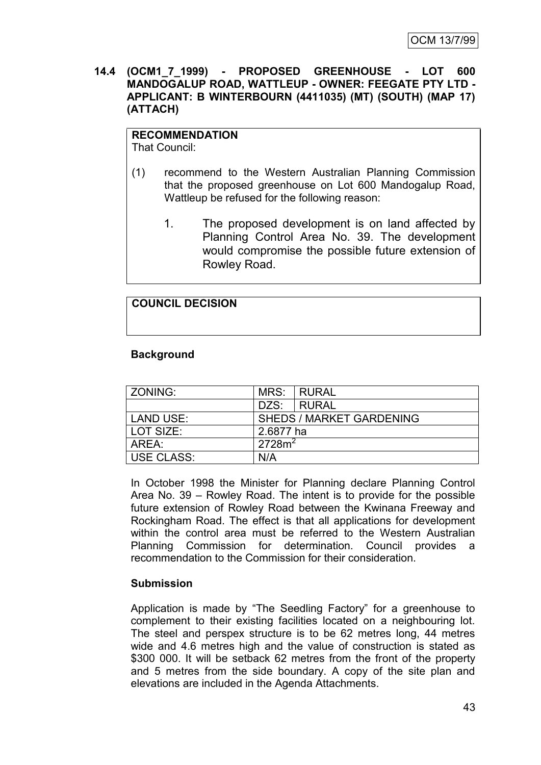OCM 13/7/99

**14.4 (OCM1_7_1999) - PROPOSED GREENHOUSE - LOT 600 MANDOGALUP ROAD, WATTLEUP - OWNER: FEEGATE PTY LTD - APPLICANT: B WINTERBOURN (4411035) (MT) (SOUTH) (MAP 17) (ATTACH)**

**RECOMMENDATION**
That Council:

(1) recommend to the Western Australian Planning Commission that the proposed greenhouse on Lot 600 Mandogalup Road, Wattleup be refused for the following reason:

1. The proposed development is on land affected by Planning Control Area No. 39. The development would compromise the possible future extension of Rowley Road.

**COUNCIL DECISION**

**Background**

| ZONING: | MRS: | RURAL |
|---|---|---|
| | DZS: | RURAL |
| LAND USE: | SHEDS / MARKET GARDENING | |
| LOT SIZE: | 2.6877 ha | |
| AREA: | $2728m^2$ | |
| USE CLASS: | N/A | |

In October 1998 the Minister for Planning declare Planning Control Area No. 39 – Rowley Road. The intent is to provide for the possible future extension of Rowley Road between the Kwinana Freeway and Rockingham Road. The effect is that all applications for development within the control area must be referred to the Western Australian Planning Commission for determination. Council provides a recommendation to the Commission for their consideration.

**Submission**

Application is made by "The Seedling Factory" for a greenhouse to complement to their existing facilities located on a neighbouring lot. The steel and perspex structure is to be 62 metres long, 44 metres wide and 4.6 metres high and the value of construction is stated as \$300 000. It will be setback 62 metres from the front of the property and 5 metres from the side boundary. A copy of the site plan and elevations are included in the Agenda Attachments.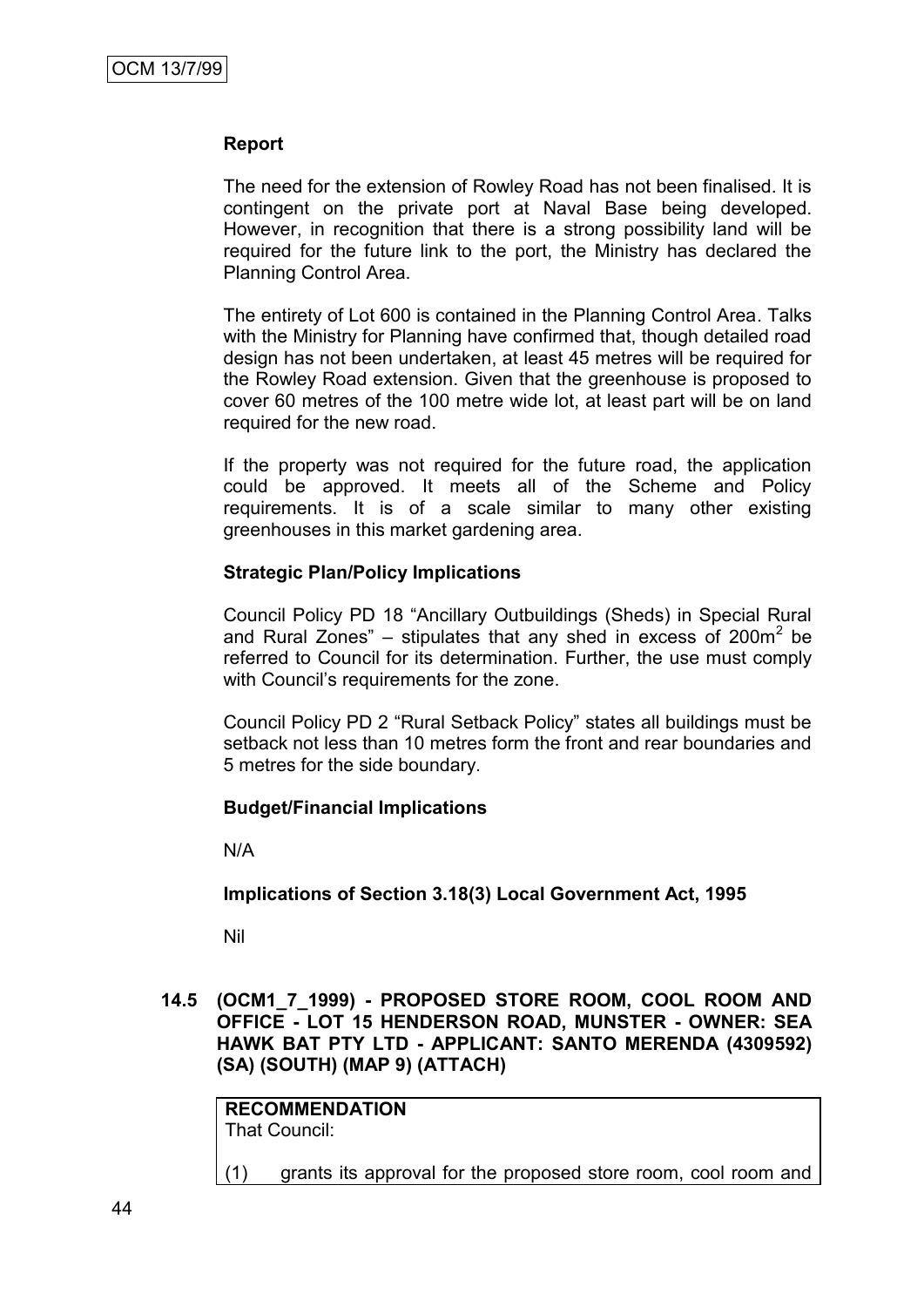**Report**

The need for the extension of Rowley Road has not been finalised. It is contingent on the private port at Naval Base being developed. However, in recognition that there is a strong possibility land will be required for the future link to the port, the Ministry has declared the Planning Control Area.

The entirety of Lot 600 is contained in the Planning Control Area. Talks with the Ministry for Planning have confirmed that, though detailed road design has not been undertaken, at least 45 metres will be required for the Rowley Road extension. Given that the greenhouse is proposed to cover 60 metres of the 100 metre wide lot, at least part will be on land required for the new road.

If the property was not required for the future road, the application could be approved. It meets all of the Scheme and Policy requirements. It is of a scale similar to many other existing greenhouses in this market gardening area.

**Strategic Plan/Policy Implications**

Council Policy PD 18 "Ancillary Outbuildings (Sheds) in Special Rural and Rural Zones" – stipulates that any shed in excess of 200m$^2$ be referred to Council for its determination. Further, the use must comply with Council's requirements for the zone.

Council Policy PD 2 "Rural Setback Policy" states all buildings must be setback not less than 10 metres form the front and rear boundaries and 5 metres for the side boundary.

**Budget/Financial Implications**

N/A

**Implications of Section 3.18(3) Local Government Act, 1995**

Nil

**14.5 (OCM1_7_1999) - PROPOSED STORE ROOM, COOL ROOM AND OFFICE - LOT 15 HENDERSON ROAD, MUNSTER - OWNER: SEA HAWK BAT PTY LTD - APPLICANT: SANTO MERENDA (4309592) (SA) (SOUTH) (MAP 9) (ATTACH)**

**RECOMMENDATION**
That Council:

(1) grants its approval for the proposed store room, cool room and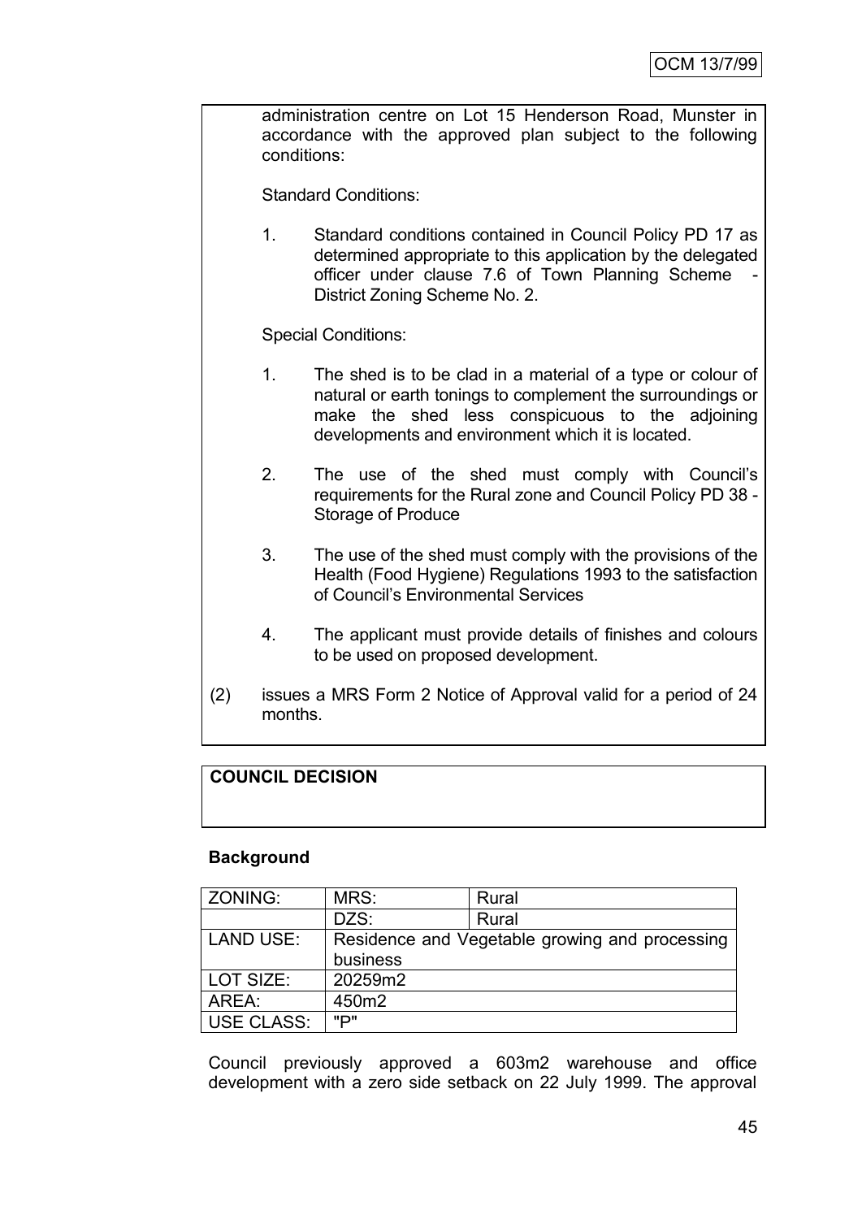administration centre on Lot 15 Henderson Road, Munster in accordance with the approved plan subject to the following conditions:

Standard Conditions:

1. Standard conditions contained in Council Policy PD 17 as determined appropriate to this application by the delegated officer under clause 7.6 of Town Planning Scheme - District Zoning Scheme No. 2.

Special Conditions:

1. The shed is to be clad in a material of a type or colour of natural or earth tonings to complement the surroundings or make the shed less conspicuous to the adjoining developments and environment which it is located.

2. The use of the shed must comply with Council's requirements for the Rural zone and Council Policy PD 38 - Storage of Produce

3. The use of the shed must comply with the provisions of the Health (Food Hygiene) Regulations 1993 to the satisfaction of Council's Environmental Services

4. The applicant must provide details of finishes and colours to be used on proposed development.

(2) issues a MRS Form 2 Notice of Approval valid for a period of 24 months.

**COUNCIL DECISION**

**Background**

| ZONING: | MRS: | Rural |
|---|---|---|
| | DZS: | Rural |
| LAND USE: | Residence and Vegetable growing and processing business | |
| LOT SIZE: | 20259m2 | |
| AREA: | 450m2 | |
| USE CLASS: | "P" | |

Council previously approved a 603m2 warehouse and office development with a zero side setback on 22 July 1999. The approval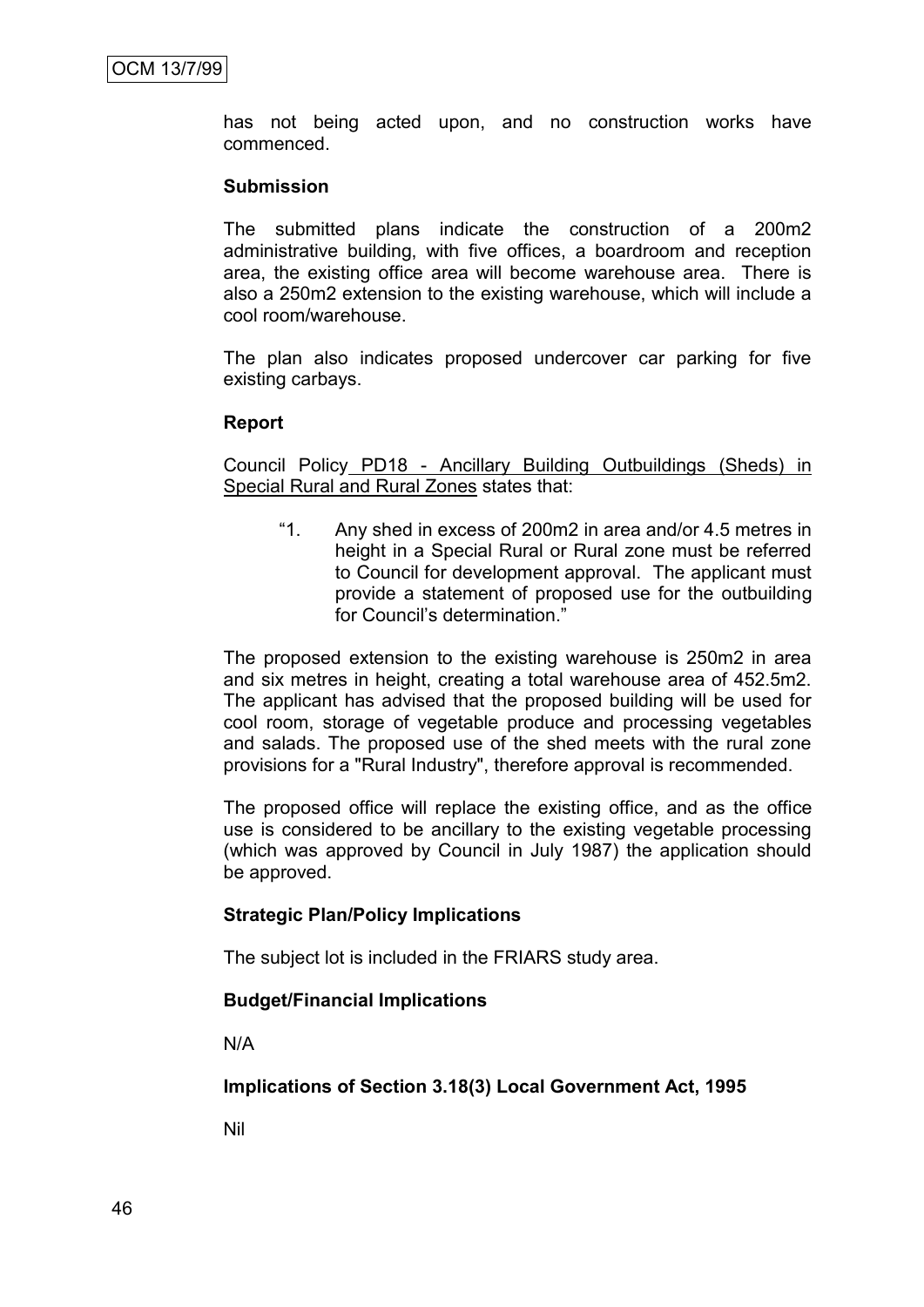has not being acted upon, and no construction works have commenced.

**Submission**

The submitted plans indicate the construction of a 200m2 administrative building, with five offices, a boardroom and reception area, the existing office area will become warehouse area. There is also a 250m2 extension to the existing warehouse, which will include a cool room/warehouse.

The plan also indicates proposed undercover car parking for five existing carbays.

**Report**

Council Policy PD18 - Ancillary Building Outbuildings (Sheds) in Special Rural and Rural Zones states that:

> "1. Any shed in excess of 200m2 in area and/or 4.5 metres in height in a Special Rural or Rural zone must be referred to Council for development approval. The applicant must provide a statement of proposed use for the outbuilding for Council's determination."

The proposed extension to the existing warehouse is 250m2 in area and six metres in height, creating a total warehouse area of 452.5m2. The applicant has advised that the proposed building will be used for cool room, storage of vegetable produce and processing vegetables and salads. The proposed use of the shed meets with the rural zone provisions for a "Rural Industry", therefore approval is recommended.

The proposed office will replace the existing office, and as the office use is considered to be ancillary to the existing vegetable processing (which was approved by Council in July 1987) the application should be approved.

**Strategic Plan/Policy Implications**

The subject lot is included in the FRIARS study area.

**Budget/Financial Implications**

N/A

**Implications of Section 3.18(3) Local Government Act, 1995**

Nil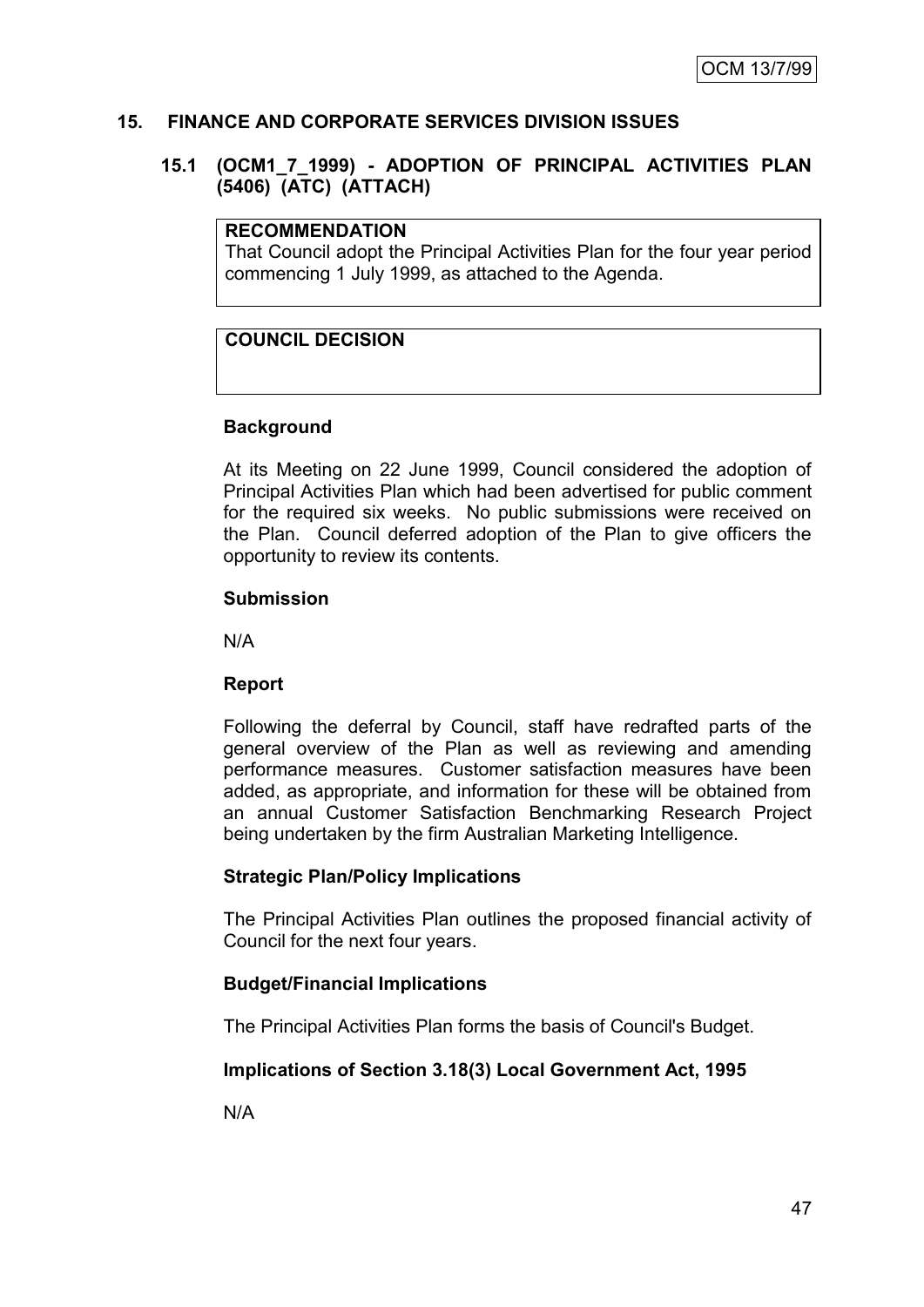## 15. FINANCE AND CORPORATE SERVICES DIVISION ISSUES

### 15.1 (OCM1_7_1999) - ADOPTION OF PRINCIPAL ACTIVITIES PLAN (5406) (ATC) (ATTACH)

| **RECOMMENDATION** |
| --- |
| That Council adopt the Principal Activities Plan for the four year period commencing 1 July 1999, as attached to the Agenda. |

| **COUNCIL DECISION** |
| --- |
| |

**Background**

At its Meeting on 22 June 1999, Council considered the adoption of Principal Activities Plan which had been advertised for public comment for the required six weeks. No public submissions were received on the Plan. Council deferred adoption of the Plan to give officers the opportunity to review its contents.

**Submission**

N/A

**Report**

Following the deferral by Council, staff have redrafted parts of the general overview of the Plan as well as reviewing and amending performance measures. Customer satisfaction measures have been added, as appropriate, and information for these will be obtained from an annual Customer Satisfaction Benchmarking Research Project being undertaken by the firm Australian Marketing Intelligence.

**Strategic Plan/Policy Implications**

The Principal Activities Plan outlines the proposed financial activity of Council for the next four years.

**Budget/Financial Implications**

The Principal Activities Plan forms the basis of Council's Budget.

**Implications of Section 3.18(3) Local Government Act, 1995**

N/A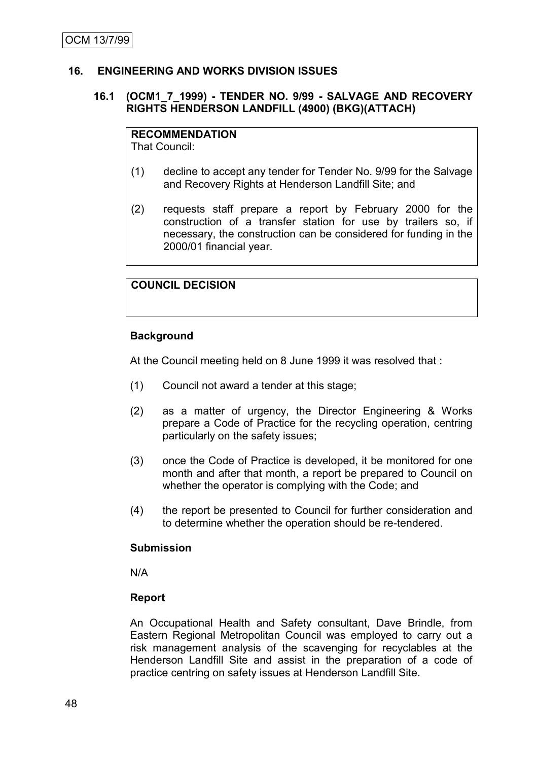## 16. ENGINEERING AND WORKS DIVISION ISSUES

### 16.1 (OCM1_7_1999) - TENDER NO. 9/99 - SALVAGE AND RECOVERY RIGHTS HENDERSON LANDFILL (4900) (BKG)(ATTACH)

**RECOMMENDATION**

That Council:

(1) decline to accept any tender for Tender No. 9/99 for the Salvage and Recovery Rights at Henderson Landfill Site; and

(2) requests staff prepare a report by February 2000 for the construction of a transfer station for use by trailers so, if necessary, the construction can be considered for funding in the 2000/01 financial year.

**COUNCIL DECISION**

**Background**

At the Council meeting held on 8 June 1999 it was resolved that :

(1) Council not award a tender at this stage;

(2) as a matter of urgency, the Director Engineering & Works prepare a Code of Practice for the recycling operation, centring particularly on the safety issues;

(3) once the Code of Practice is developed, it be monitored for one month and after that month, a report be prepared to Council on whether the operator is complying with the Code; and

(4) the report be presented to Council for further consideration and to determine whether the operation should be re-tendered.

**Submission**

N/A

**Report**

An Occupational Health and Safety consultant, Dave Brindle, from Eastern Regional Metropolitan Council was employed to carry out a risk management analysis of the scavenging for recyclables at the Henderson Landfill Site and assist in the preparation of a code of practice centring on safety issues at Henderson Landfill Site.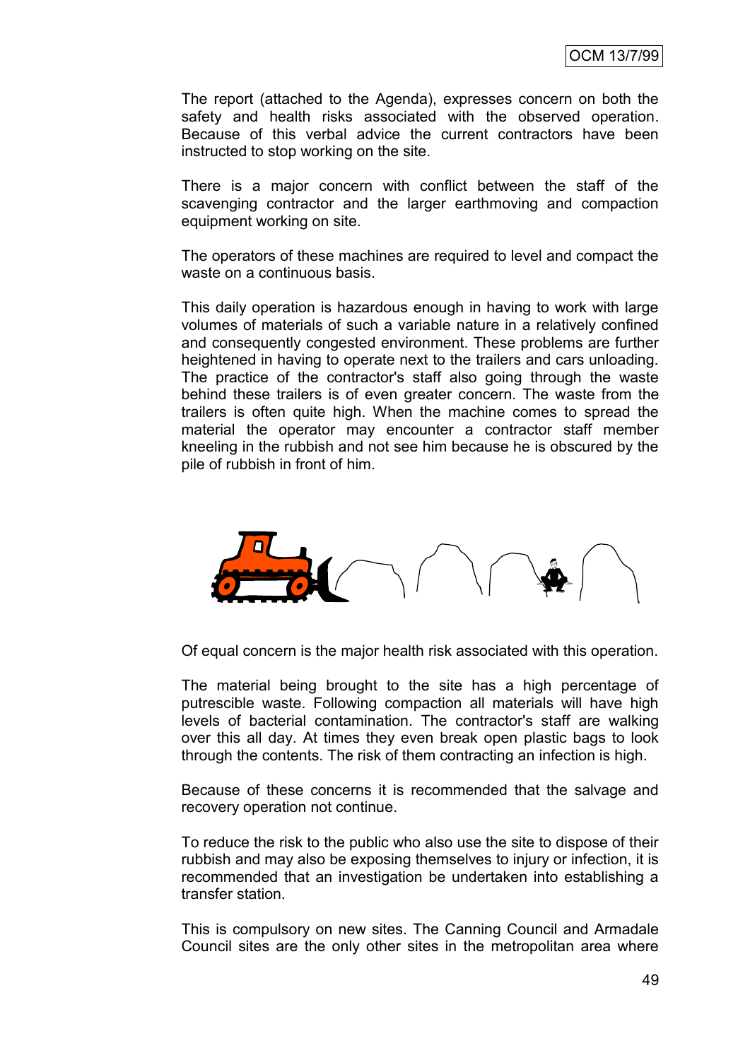The report (attached to the Agenda), expresses concern on both the safety and health risks associated with the observed operation. Because of this verbal advice the current contractors have been instructed to stop working on the site.

There is a major concern with conflict between the staff of the scavenging contractor and the larger earthmoving and compaction equipment working on site.

The operators of these machines are required to level and compact the waste on a continuous basis.

This daily operation is hazardous enough in having to work with large volumes of materials of such a variable nature in a relatively confined and consequently congested environment. These problems are further heightened in having to operate next to the trailers and cars unloading. The practice of the contractor's staff also going through the waste behind these trailers is of even greater concern. The waste from the trailers is often quite high. When the machine comes to spread the material the operator may encounter a contractor staff member kneeling in the rubbish and not see him because he is obscured by the pile of rubbish in front of him.

Of equal concern is the major health risk associated with this operation.

The material being brought to the site has a high percentage of putrescible waste. Following compaction all materials will have high levels of bacterial contamination. The contractor's staff are walking over this all day. At times they even break open plastic bags to look through the contents. The risk of them contracting an infection is high.

Because of these concerns it is recommended that the salvage and recovery operation not continue.

To reduce the risk to the public who also use the site to dispose of their rubbish and may also be exposing themselves to injury or infection, it is recommended that an investigation be undertaken into establishing a transfer station.

This is compulsory on new sites. The Canning Council and Armadale Council sites are the only other sites in the metropolitan area where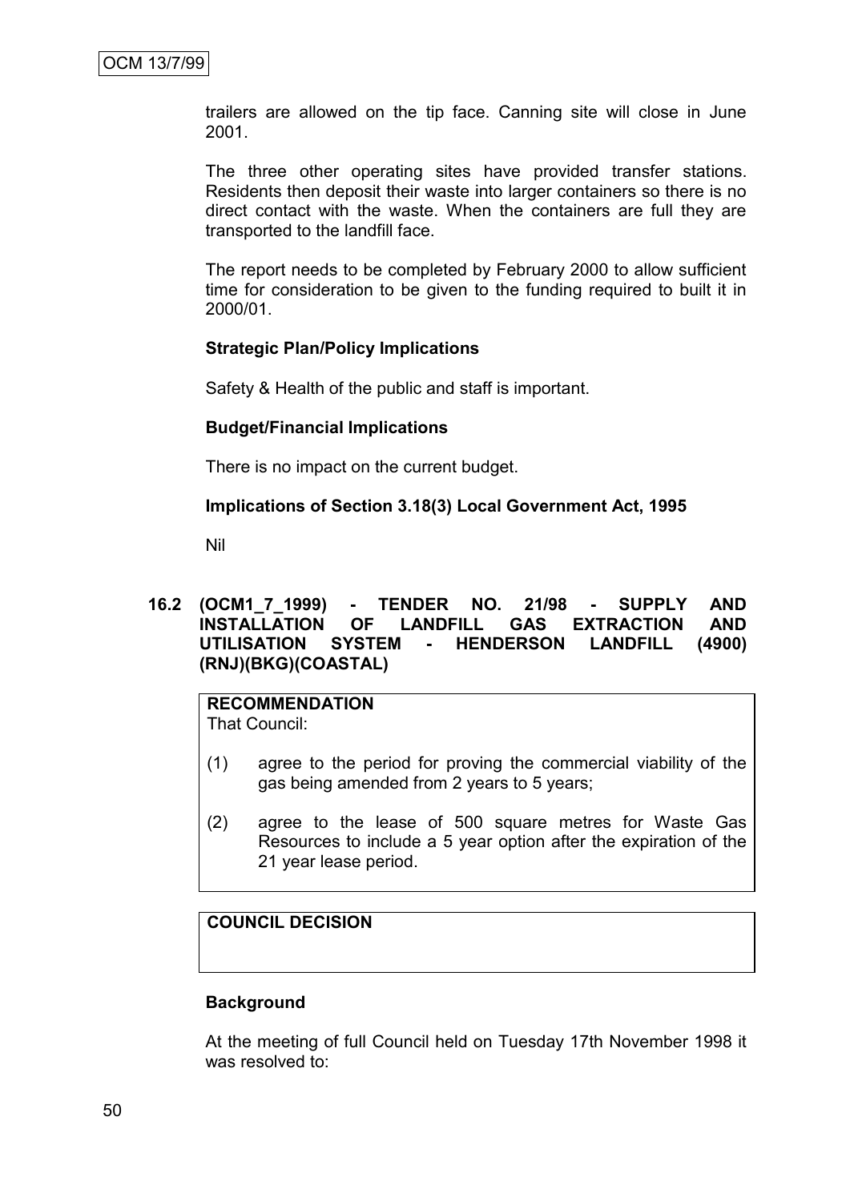trailers are allowed on the tip face. Canning site will close in June 2001.

The three other operating sites have provided transfer stations. Residents then deposit their waste into larger containers so there is no direct contact with the waste. When the containers are full they are transported to the landfill face.

The report needs to be completed by February 2000 to allow sufficient time for consideration to be given to the funding required to built it in 2000/01.

**Strategic Plan/Policy Implications**

Safety & Health of the public and staff is important.

**Budget/Financial Implications**

There is no impact on the current budget.

**Implications of Section 3.18(3) Local Government Act, 1995**

Nil

## 16.2 (OCM1_7_1999) - TENDER NO. 21/98 - SUPPLY AND INSTALLATION OF LANDFILL GAS EXTRACTION AND UTILISATION SYSTEM - HENDERSON LANDFILL (4900) (RNJ)(BKG)(COASTAL)

**RECOMMENDATION**
That Council:

(1) agree to the period for proving the commercial viability of the gas being amended from 2 years to 5 years;

(2) agree to the lease of 500 square metres for Waste Gas Resources to include a 5 year option after the expiration of the 21 year lease period.

**COUNCIL DECISION**

**Background**

At the meeting of full Council held on Tuesday 17th November 1998 it was resolved to: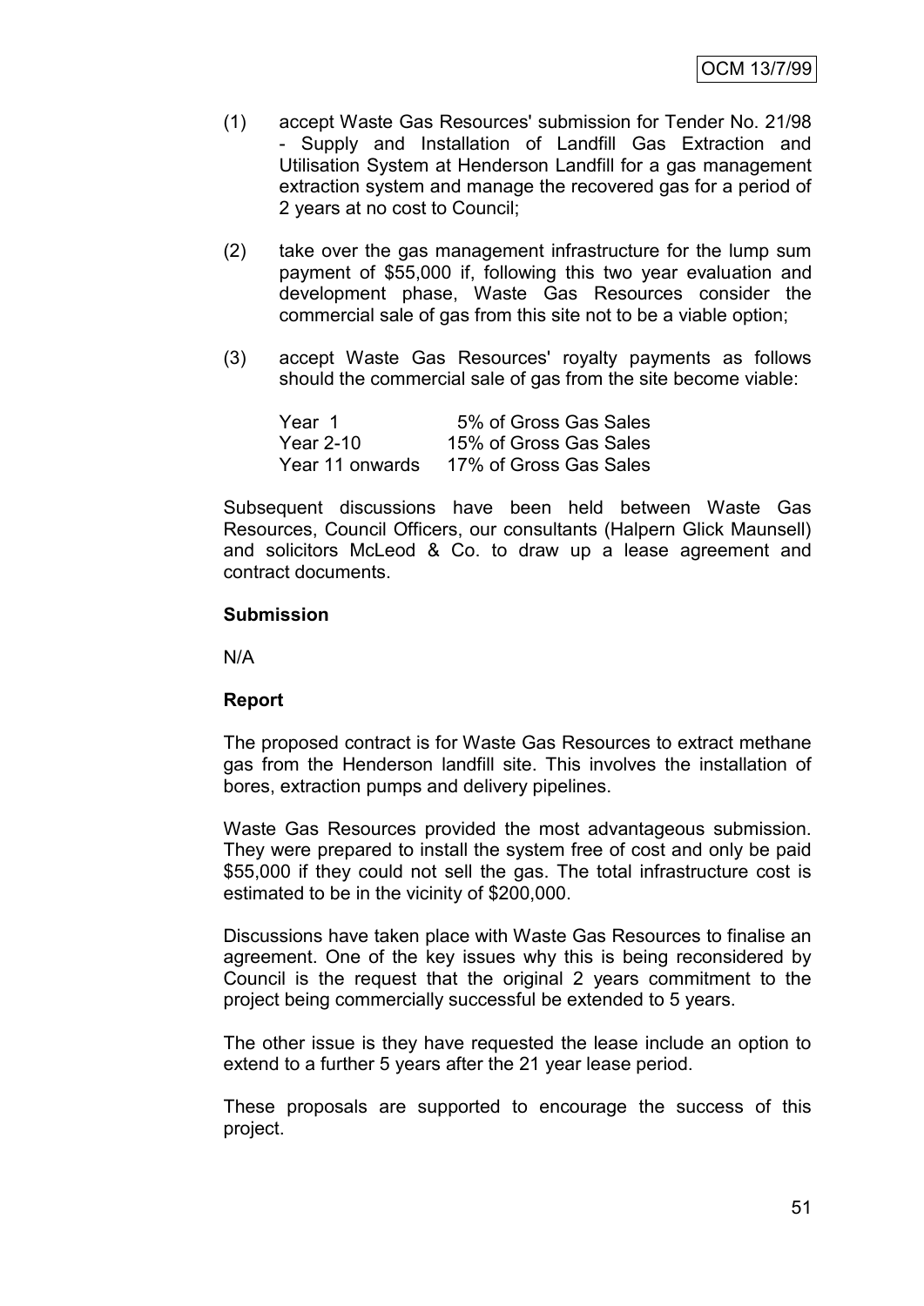(1) accept Waste Gas Resources' submission for Tender No. 21/98 - Supply and Installation of Landfill Gas Extraction and Utilisation System at Henderson Landfill for a gas management extraction system and manage the recovered gas for a period of 2 years at no cost to Council;

(2) take over the gas management infrastructure for the lump sum payment of $55,000 if, following this two year evaluation and development phase, Waste Gas Resources consider the commercial sale of gas from this site not to be a viable option;

(3) accept Waste Gas Resources' royalty payments as follows should the commercial sale of gas from the site become viable:

| | |
|---|---|
| Year 1 | 5% of Gross Gas Sales |
| Year 2-10 | 15% of Gross Gas Sales |
| Year 11 onwards | 17% of Gross Gas Sales |

Subsequent discussions have been held between Waste Gas Resources, Council Officers, our consultants (Halpern Glick Maunsell) and solicitors McLeod & Co. to draw up a lease agreement and contract documents.

**Submission**

N/A

**Report**

The proposed contract is for Waste Gas Resources to extract methane gas from the Henderson landfill site. This involves the installation of bores, extraction pumps and delivery pipelines.

Waste Gas Resources provided the most advantageous submission. They were prepared to install the system free of cost and only be paid $55,000 if they could not sell the gas. The total infrastructure cost is estimated to be in the vicinity of $200,000.

Discussions have taken place with Waste Gas Resources to finalise an agreement. One of the key issues why this is being reconsidered by Council is the request that the original 2 years commitment to the project being commercially successful be extended to 5 years.

The other issue is they have requested the lease include an option to extend to a further 5 years after the 21 year lease period.

These proposals are supported to encourage the success of this project.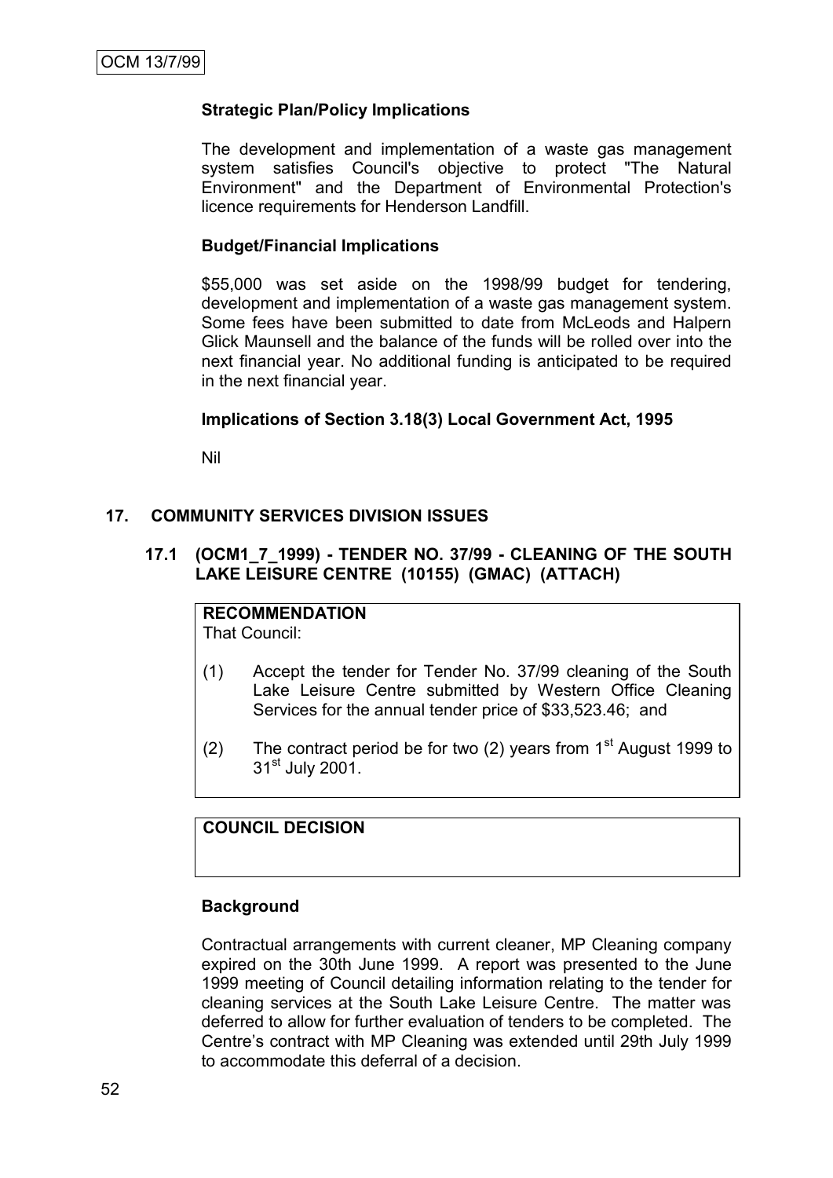**Strategic Plan/Policy Implications**

The development and implementation of a waste gas management system satisfies Council's objective to protect "The Natural Environment" and the Department of Environmental Protection's licence requirements for Henderson Landfill.

**Budget/Financial Implications**

$55,000 was set aside on the 1998/99 budget for tendering, development and implementation of a waste gas management system. Some fees have been submitted to date from McLeods and Halpern Glick Maunsell and the balance of the funds will be rolled over into the next financial year. No additional funding is anticipated to be required in the next financial year.

**Implications of Section 3.18(3) Local Government Act, 1995**

Nil

## 17. COMMUNITY SERVICES DIVISION ISSUES

### 17.1 (OCM1_7_1999) - TENDER NO. 37/99 - CLEANING OF THE SOUTH LAKE LEISURE CENTRE (10155) (GMAC) (ATTACH)

**RECOMMENDATION**

That Council:

(1) Accept the tender for Tender No. 37/99 cleaning of the South Lake Leisure Centre submitted by Western Office Cleaning Services for the annual tender price of $33,523.46; and

(2) The contract period be for two (2) years from 1st August 1999 to 31st July 2001.

**COUNCIL DECISION**

**Background**

Contractual arrangements with current cleaner, MP Cleaning company expired on the 30th June 1999. A report was presented to the June 1999 meeting of Council detailing information relating to the tender for cleaning services at the South Lake Leisure Centre. The matter was deferred to allow for further evaluation of tenders to be completed. The Centre's contract with MP Cleaning was extended until 29th July 1999 to accommodate this deferral of a decision.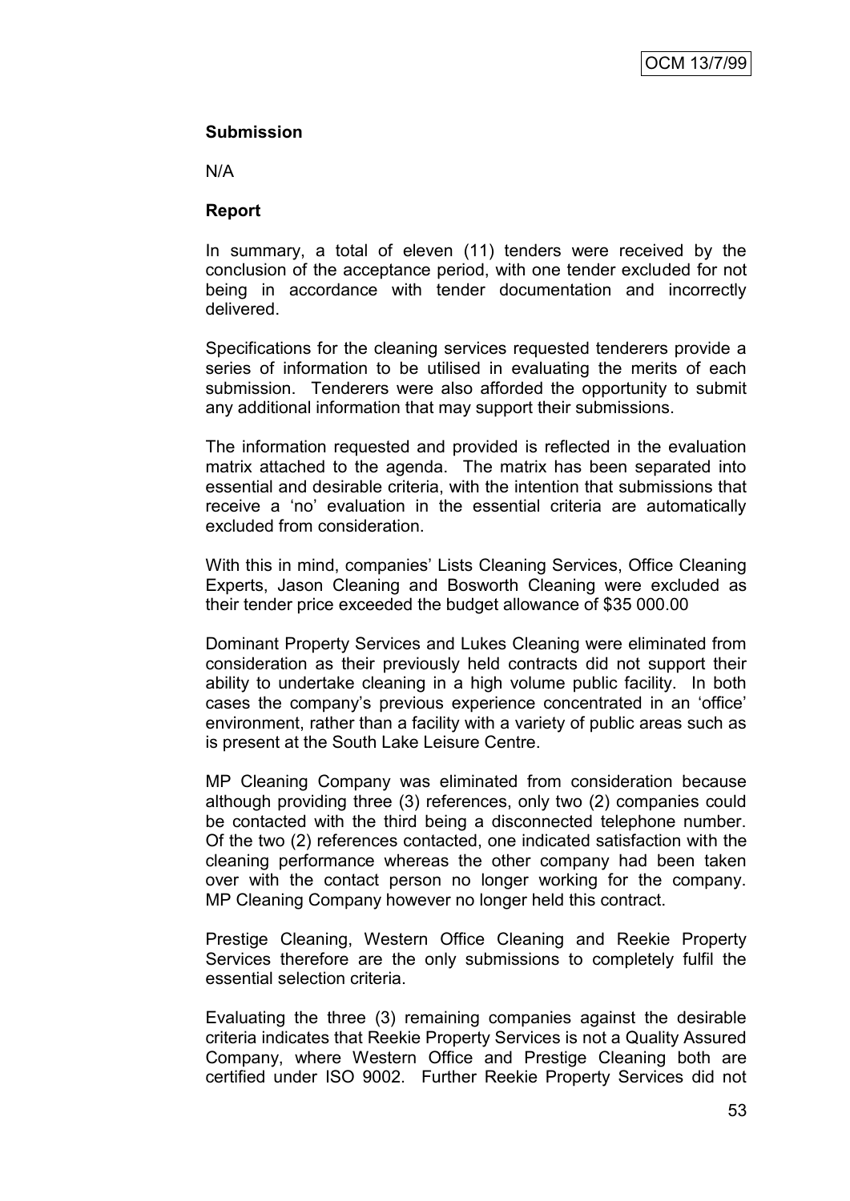**Submission**

N/A

**Report**

In summary, a total of eleven (11) tenders were received by the conclusion of the acceptance period, with one tender excluded for not being in accordance with tender documentation and incorrectly delivered.

Specifications for the cleaning services requested tenderers provide a series of information to be utilised in evaluating the merits of each submission. Tenderers were also afforded the opportunity to submit any additional information that may support their submissions.

The information requested and provided is reflected in the evaluation matrix attached to the agenda. The matrix has been separated into essential and desirable criteria, with the intention that submissions that receive a 'no' evaluation in the essential criteria are automatically excluded from consideration.

With this in mind, companies' Lists Cleaning Services, Office Cleaning Experts, Jason Cleaning and Bosworth Cleaning were excluded as their tender price exceeded the budget allowance of $35 000.00

Dominant Property Services and Lukes Cleaning were eliminated from consideration as their previously held contracts did not support their ability to undertake cleaning in a high volume public facility. In both cases the company's previous experience concentrated in an 'office' environment, rather than a facility with a variety of public areas such as is present at the South Lake Leisure Centre.

MP Cleaning Company was eliminated from consideration because although providing three (3) references, only two (2) companies could be contacted with the third being a disconnected telephone number. Of the two (2) references contacted, one indicated satisfaction with the cleaning performance whereas the other company had been taken over with the contact person no longer working for the company. MP Cleaning Company however no longer held this contract.

Prestige Cleaning, Western Office Cleaning and Reekie Property Services therefore are the only submissions to completely fulfil the essential selection criteria.

Evaluating the three (3) remaining companies against the desirable criteria indicates that Reekie Property Services is not a Quality Assured Company, where Western Office and Prestige Cleaning both are certified under ISO 9002. Further Reekie Property Services did not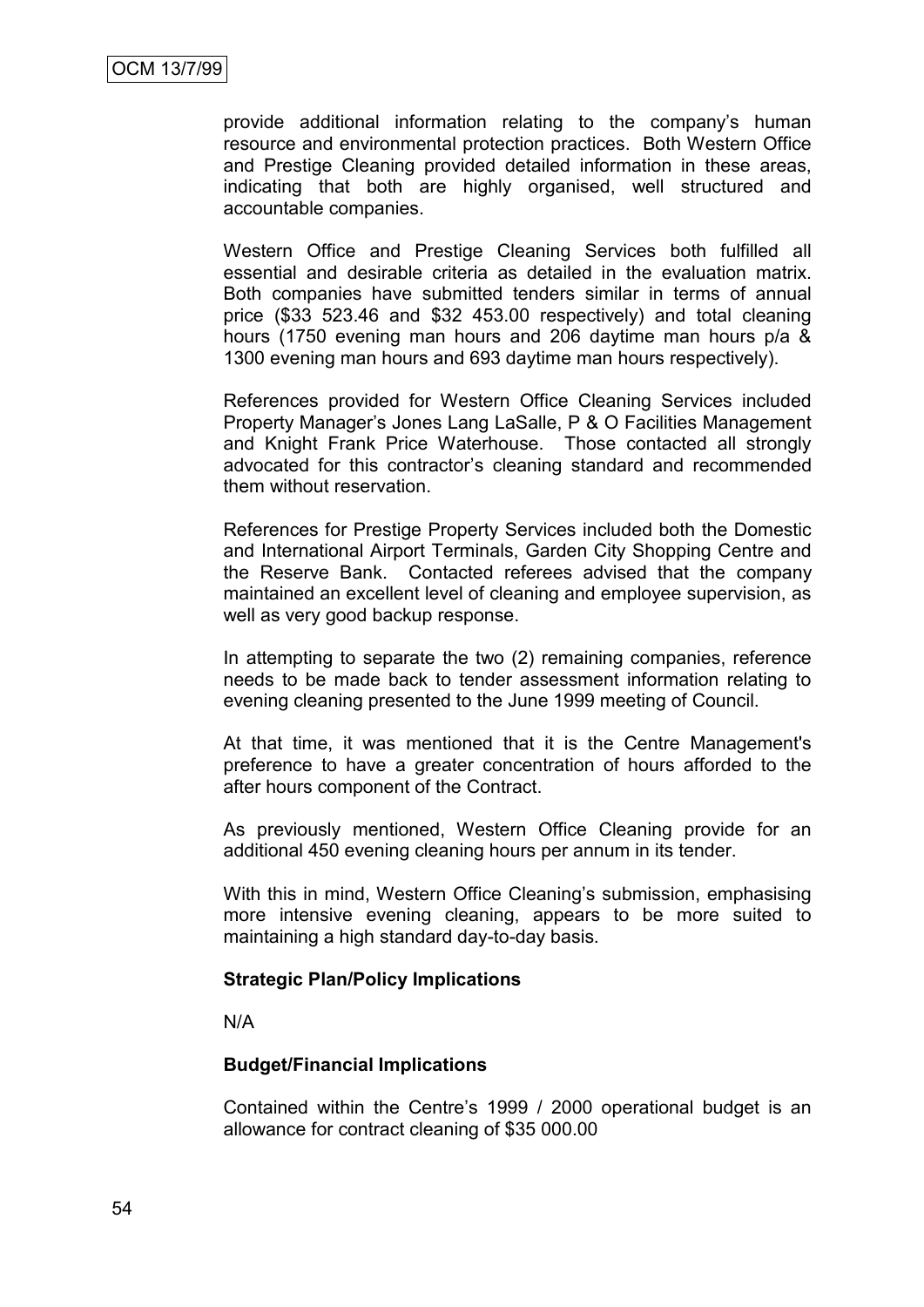provide additional information relating to the company's human resource and environmental protection practices. Both Western Office and Prestige Cleaning provided detailed information in these areas, indicating that both are highly organised, well structured and accountable companies.

Western Office and Prestige Cleaning Services both fulfilled all essential and desirable criteria as detailed in the evaluation matrix. Both companies have submitted tenders similar in terms of annual price ($33 523.46 and $32 453.00 respectively) and total cleaning hours (1750 evening man hours and 206 daytime man hours p/a & 1300 evening man hours and 693 daytime man hours respectively).

References provided for Western Office Cleaning Services included Property Manager's Jones Lang LaSalle, P & O Facilities Management and Knight Frank Price Waterhouse. Those contacted all strongly advocated for this contractor's cleaning standard and recommended them without reservation.

References for Prestige Property Services included both the Domestic and International Airport Terminals, Garden City Shopping Centre and the Reserve Bank. Contacted referees advised that the company maintained an excellent level of cleaning and employee supervision, as well as very good backup response.

In attempting to separate the two (2) remaining companies, reference needs to be made back to tender assessment information relating to evening cleaning presented to the June 1999 meeting of Council.

At that time, it was mentioned that it is the Centre Management's preference to have a greater concentration of hours afforded to the after hours component of the Contract.

As previously mentioned, Western Office Cleaning provide for an additional 450 evening cleaning hours per annum in its tender.

With this in mind, Western Office Cleaning's submission, emphasising more intensive evening cleaning, appears to be more suited to maintaining a high standard day-to-day basis.

**Strategic Plan/Policy Implications**

N/A

**Budget/Financial Implications**

Contained within the Centre's 1999 / 2000 operational budget is an allowance for contract cleaning of $35 000.00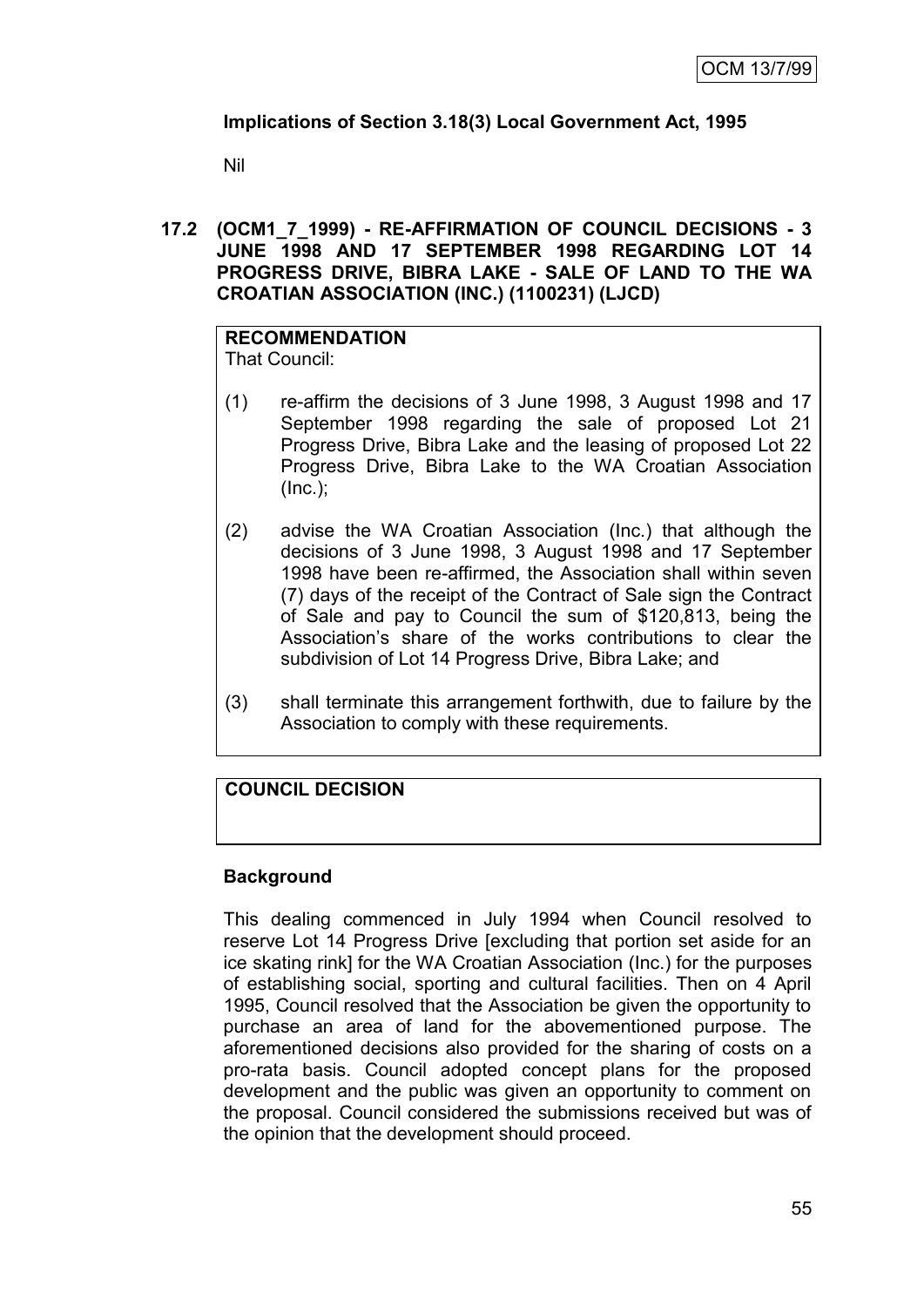**Implications of Section 3.18(3) Local Government Act, 1995**

Nil

**17.2 (OCM1_7_1999) - RE-AFFIRMATION OF COUNCIL DECISIONS - 3 JUNE 1998 AND 17 SEPTEMBER 1998 REGARDING LOT 14 PROGRESS DRIVE, BIBRA LAKE - SALE OF LAND TO THE WA CROATIAN ASSOCIATION (INC.) (1100231) (LJCD)**

**RECOMMENDATION**
That Council:

(1) re-affirm the decisions of 3 June 1998, 3 August 1998 and 17 September 1998 regarding the sale of proposed Lot 21 Progress Drive, Bibra Lake and the leasing of proposed Lot 22 Progress Drive, Bibra Lake to the WA Croatian Association (Inc.);

(2) advise the WA Croatian Association (Inc.) that although the decisions of 3 June 1998, 3 August 1998 and 17 September 1998 have been re-affirmed, the Association shall within seven (7) days of the receipt of the Contract of Sale sign the Contract of Sale and pay to Council the sum of $120,813, being the Association's share of the works contributions to clear the subdivision of Lot 14 Progress Drive, Bibra Lake; and

(3) shall terminate this arrangement forthwith, due to failure by the Association to comply with these requirements.

**COUNCIL DECISION**

**Background**

This dealing commenced in July 1994 when Council resolved to reserve Lot 14 Progress Drive [excluding that portion set aside for an ice skating rink] for the WA Croatian Association (Inc.) for the purposes of establishing social, sporting and cultural facilities. Then on 4 April 1995, Council resolved that the Association be given the opportunity to purchase an area of land for the abovementioned purpose. The aforementioned decisions also provided for the sharing of costs on a pro-rata basis. Council adopted concept plans for the proposed development and the public was given an opportunity to comment on the proposal. Council considered the submissions received but was of the opinion that the development should proceed.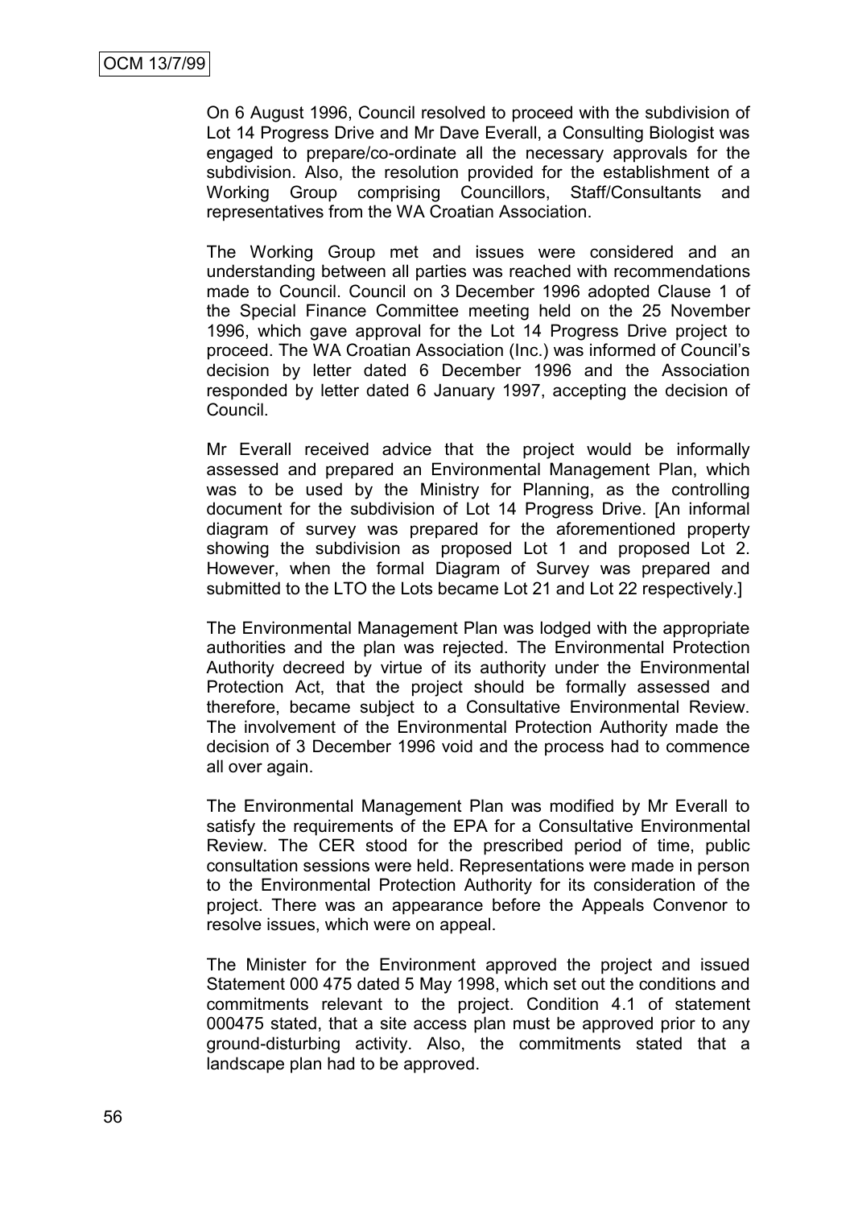On 6 August 1996, Council resolved to proceed with the subdivision of Lot 14 Progress Drive and Mr Dave Everall, a Consulting Biologist was engaged to prepare/co-ordinate all the necessary approvals for the subdivision. Also, the resolution provided for the establishment of a Working Group comprising Councillors, Staff/Consultants and representatives from the WA Croatian Association.

The Working Group met and issues were considered and an understanding between all parties was reached with recommendations made to Council. Council on 3 December 1996 adopted Clause 1 of the Special Finance Committee meeting held on the 25 November 1996, which gave approval for the Lot 14 Progress Drive project to proceed. The WA Croatian Association (Inc.) was informed of Council's decision by letter dated 6 December 1996 and the Association responded by letter dated 6 January 1997, accepting the decision of Council.

Mr Everall received advice that the project would be informally assessed and prepared an Environmental Management Plan, which was to be used by the Ministry for Planning, as the controlling document for the subdivision of Lot 14 Progress Drive. [An informal diagram of survey was prepared for the aforementioned property showing the subdivision as proposed Lot 1 and proposed Lot 2. However, when the formal Diagram of Survey was prepared and submitted to the LTO the Lots became Lot 21 and Lot 22 respectively.]

The Environmental Management Plan was lodged with the appropriate authorities and the plan was rejected. The Environmental Protection Authority decreed by virtue of its authority under the Environmental Protection Act, that the project should be formally assessed and therefore, became subject to a Consultative Environmental Review. The involvement of the Environmental Protection Authority made the decision of 3 December 1996 void and the process had to commence all over again.

The Environmental Management Plan was modified by Mr Everall to satisfy the requirements of the EPA for a Consultative Environmental Review. The CER stood for the prescribed period of time, public consultation sessions were held. Representations were made in person to the Environmental Protection Authority for its consideration of the project. There was an appearance before the Appeals Convenor to resolve issues, which were on appeal.

The Minister for the Environment approved the project and issued Statement 000 475 dated 5 May 1998, which set out the conditions and commitments relevant to the project. Condition 4.1 of statement 000475 stated, that a site access plan must be approved prior to any ground-disturbing activity. Also, the commitments stated that a landscape plan had to be approved.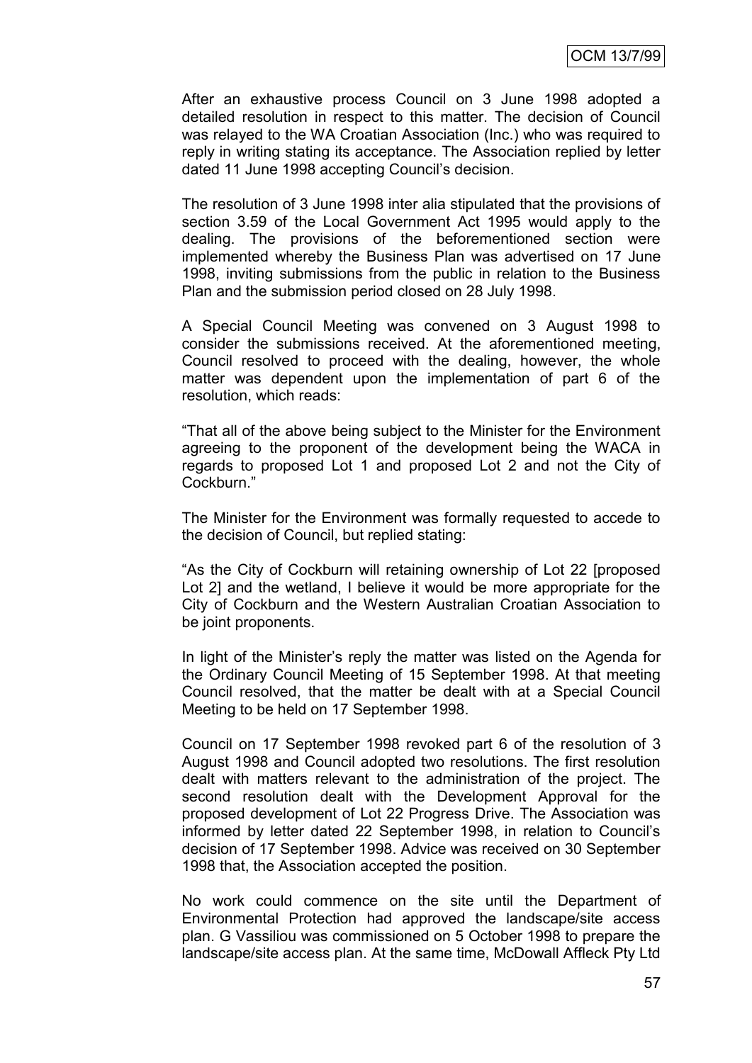After an exhaustive process Council on 3 June 1998 adopted a detailed resolution in respect to this matter. The decision of Council was relayed to the WA Croatian Association (Inc.) who was required to reply in writing stating its acceptance. The Association replied by letter dated 11 June 1998 accepting Council's decision.

The resolution of 3 June 1998 inter alia stipulated that the provisions of section 3.59 of the Local Government Act 1995 would apply to the dealing. The provisions of the beforementioned section were implemented whereby the Business Plan was advertised on 17 June 1998, inviting submissions from the public in relation to the Business Plan and the submission period closed on 28 July 1998.

A Special Council Meeting was convened on 3 August 1998 to consider the submissions received. At the aforementioned meeting, Council resolved to proceed with the dealing, however, the whole matter was dependent upon the implementation of part 6 of the resolution, which reads:

"That all of the above being subject to the Minister for the Environment agreeing to the proponent of the development being the WACA in regards to proposed Lot 1 and proposed Lot 2 and not the City of Cockburn."

The Minister for the Environment was formally requested to accede to the decision of Council, but replied stating:

"As the City of Cockburn will retaining ownership of Lot 22 [proposed Lot 2] and the wetland, I believe it would be more appropriate for the City of Cockburn and the Western Australian Croatian Association to be joint proponents.

In light of the Minister's reply the matter was listed on the Agenda for the Ordinary Council Meeting of 15 September 1998. At that meeting Council resolved, that the matter be dealt with at a Special Council Meeting to be held on 17 September 1998.

Council on 17 September 1998 revoked part 6 of the resolution of 3 August 1998 and Council adopted two resolutions. The first resolution dealt with matters relevant to the administration of the project. The second resolution dealt with the Development Approval for the proposed development of Lot 22 Progress Drive. The Association was informed by letter dated 22 September 1998, in relation to Council's decision of 17 September 1998. Advice was received on 30 September 1998 that, the Association accepted the position.

No work could commence on the site until the Department of Environmental Protection had approved the landscape/site access plan. G Vassiliou was commissioned on 5 October 1998 to prepare the landscape/site access plan. At the same time, McDowall Affleck Pty Ltd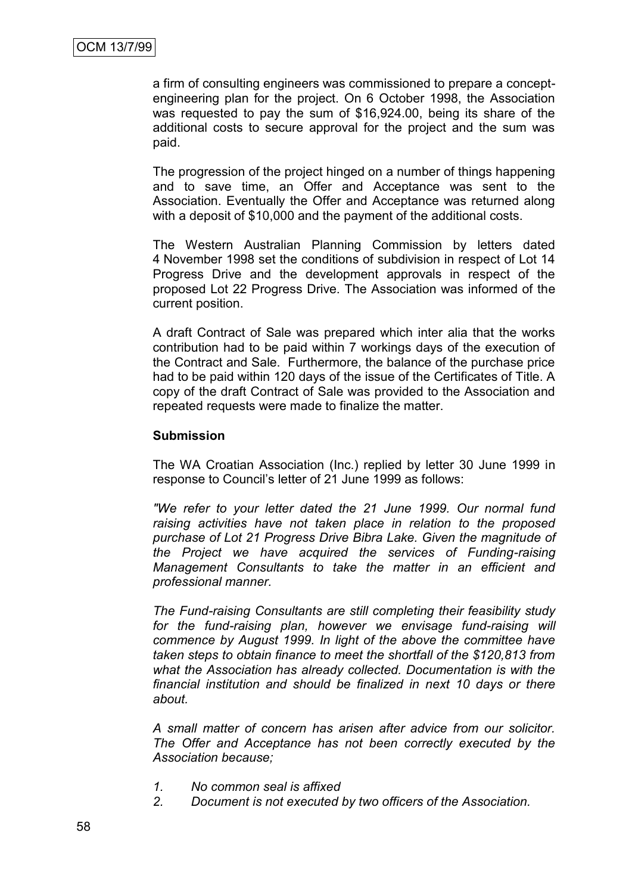a firm of consulting engineers was commissioned to prepare a concept-engineering plan for the project. On 6 October 1998, the Association was requested to pay the sum of $16,924.00, being its share of the additional costs to secure approval for the project and the sum was paid.

The progression of the project hinged on a number of things happening and to save time, an Offer and Acceptance was sent to the Association. Eventually the Offer and Acceptance was returned along with a deposit of $10,000 and the payment of the additional costs.

The Western Australian Planning Commission by letters dated 4 November 1998 set the conditions of subdivision in respect of Lot 14 Progress Drive and the development approvals in respect of the proposed Lot 22 Progress Drive. The Association was informed of the current position.

A draft Contract of Sale was prepared which inter alia that the works contribution had to be paid within 7 workings days of the execution of the Contract and Sale. Furthermore, the balance of the purchase price had to be paid within 120 days of the issue of the Certificates of Title. A copy of the draft Contract of Sale was provided to the Association and repeated requests were made to finalize the matter.

**Submission**

The WA Croatian Association (Inc.) replied by letter 30 June 1999 in response to Council's letter of 21 June 1999 as follows:

*"We refer to your letter dated the 21 June 1999. Our normal fund raising activities have not taken place in relation to the proposed purchase of Lot 21 Progress Drive Bibra Lake. Given the magnitude of the Project we have acquired the services of Funding-raising Management Consultants to take the matter in an efficient and professional manner.*

*The Fund-raising Consultants are still completing their feasibility study for the fund-raising plan, however we envisage fund-raising will commence by August 1999. In light of the above the committee have taken steps to obtain finance to meet the shortfall of the $120,813 from what the Association has already collected. Documentation is with the financial institution and should be finalized in next 10 days or there about.*

*A small matter of concern has arisen after advice from our solicitor. The Offer and Acceptance has not been correctly executed by the Association because;*

1. *No common seal is affixed*
2. *Document is not executed by two officers of the Association.*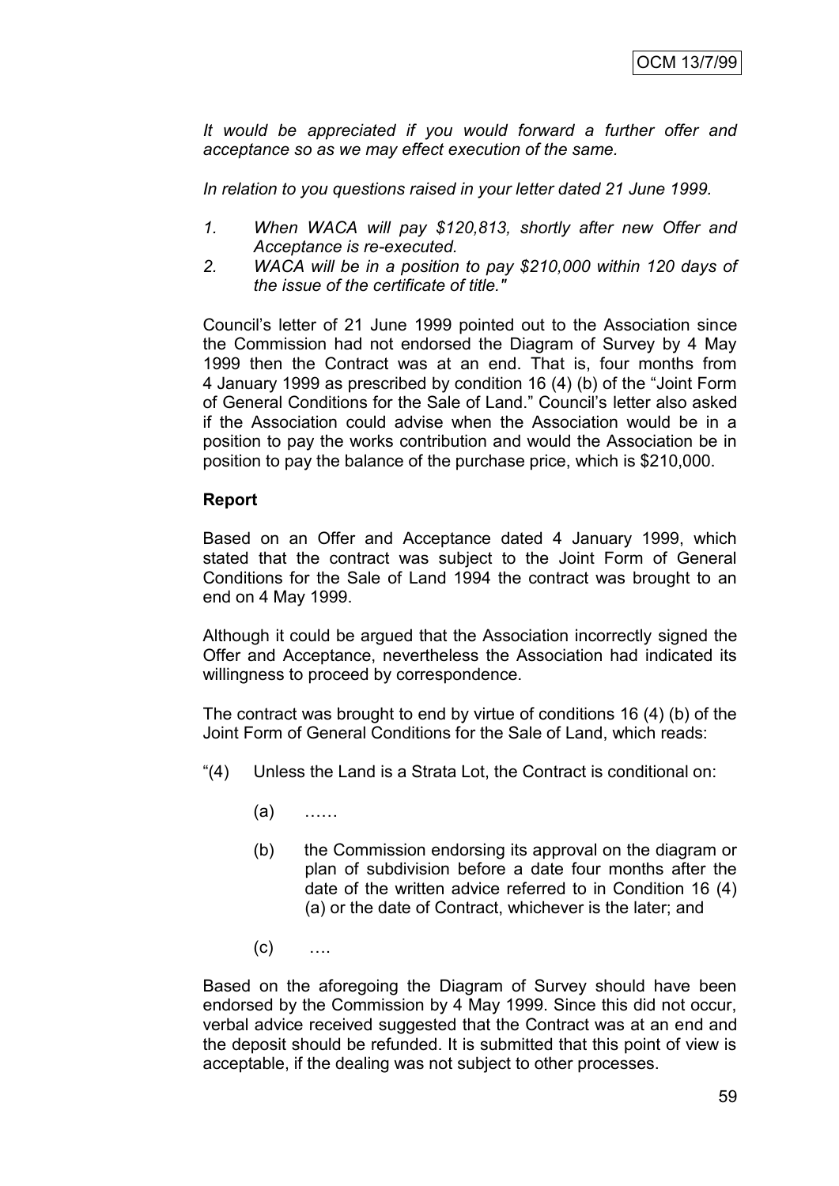*It would be appreciated if you would forward a further offer and acceptance so as we may effect execution of the same.*

*In relation to you questions raised in your letter dated 21 June 1999.*

1. *When WACA will pay $120,813, shortly after new Offer and Acceptance is re-executed.*
2. *WACA will be in a position to pay $210,000 within 120 days of the issue of the certificate of title."*

Council's letter of 21 June 1999 pointed out to the Association since the Commission had not endorsed the Diagram of Survey by 4 May 1999 then the Contract was at an end. That is, four months from 4 January 1999 as prescribed by condition 16 (4) (b) of the "Joint Form of General Conditions for the Sale of Land." Council's letter also asked if the Association could advise when the Association would be in a position to pay the works contribution and would the Association be in position to pay the balance of the purchase price, which is $210,000.

**Report**

Based on an Offer and Acceptance dated 4 January 1999, which stated that the contract was subject to the Joint Form of General Conditions for the Sale of Land 1994 the contract was brought to an end on 4 May 1999.

Although it could be argued that the Association incorrectly signed the Offer and Acceptance, nevertheless the Association had indicated its willingness to proceed by correspondence.

The contract was brought to end by virtue of conditions 16 (4) (b) of the Joint Form of General Conditions for the Sale of Land, which reads:

"(4) Unless the Land is a Strata Lot, the Contract is conditional on:

(a) ……

(b) the Commission endorsing its approval on the diagram or plan of subdivision before a date four months after the date of the written advice referred to in Condition 16 (4) (a) or the date of Contract, whichever is the later; and

(c) ….

Based on the aforegoing the Diagram of Survey should have been endorsed by the Commission by 4 May 1999. Since this did not occur, verbal advice received suggested that the Contract was at an end and the deposit should be refunded. It is submitted that this point of view is acceptable, if the dealing was not subject to other processes.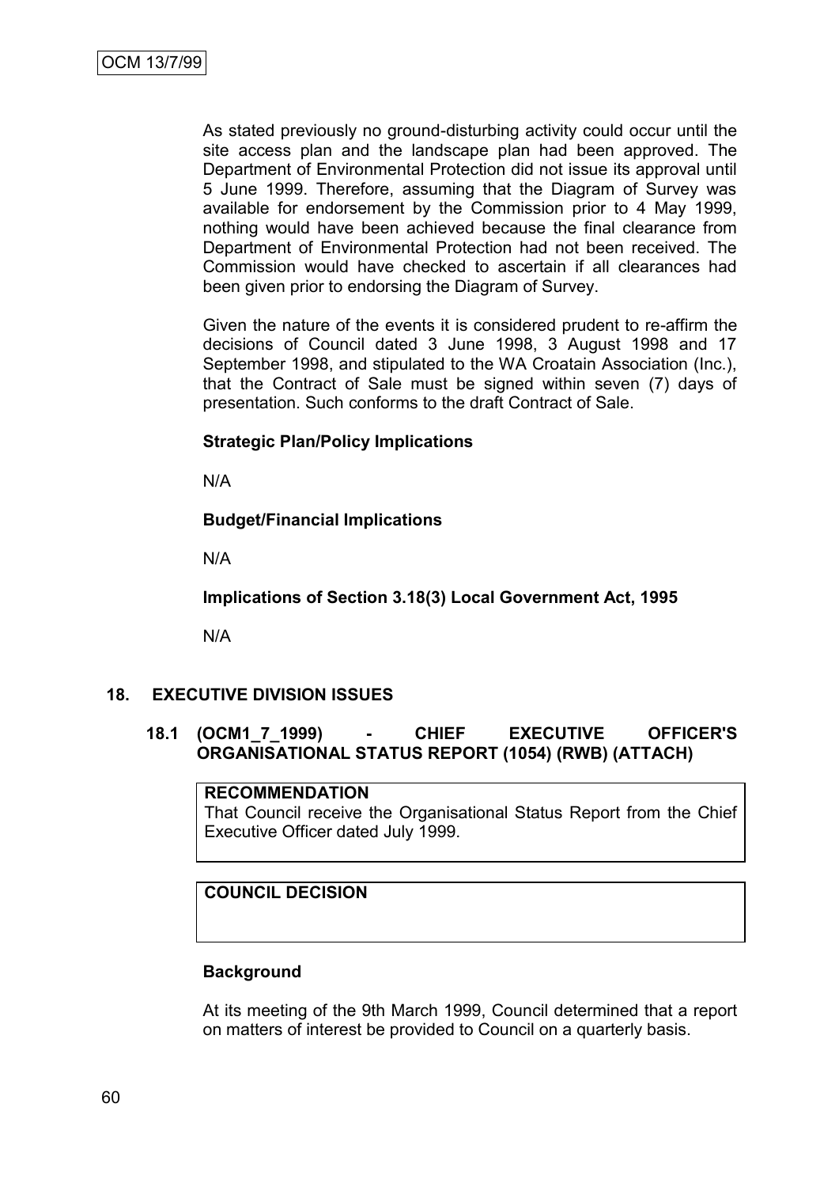As stated previously no ground-disturbing activity could occur until the site access plan and the landscape plan had been approved. The Department of Environmental Protection did not issue its approval until 5 June 1999. Therefore, assuming that the Diagram of Survey was available for endorsement by the Commission prior to 4 May 1999, nothing would have been achieved because the final clearance from Department of Environmental Protection had not been received. The Commission would have checked to ascertain if all clearances had been given prior to endorsing the Diagram of Survey.

Given the nature of the events it is considered prudent to re-affirm the decisions of Council dated 3 June 1998, 3 August 1998 and 17 September 1998, and stipulated to the WA Croatain Association (Inc.), that the Contract of Sale must be signed within seven (7) days of presentation. Such conforms to the draft Contract of Sale.

**Strategic Plan/Policy Implications**

N/A

**Budget/Financial Implications**

N/A

**Implications of Section 3.18(3) Local Government Act, 1995**

N/A

## 18. EXECUTIVE DIVISION ISSUES

### 18.1 (OCM1_7_1999) - CHIEF EXECUTIVE OFFICER'S ORGANISATIONAL STATUS REPORT (1054) (RWB) (ATTACH)

**RECOMMENDATION**
That Council receive the Organisational Status Report from the Chief Executive Officer dated July 1999.

**COUNCIL DECISION**

**Background**

At its meeting of the 9th March 1999, Council determined that a report on matters of interest be provided to Council on a quarterly basis.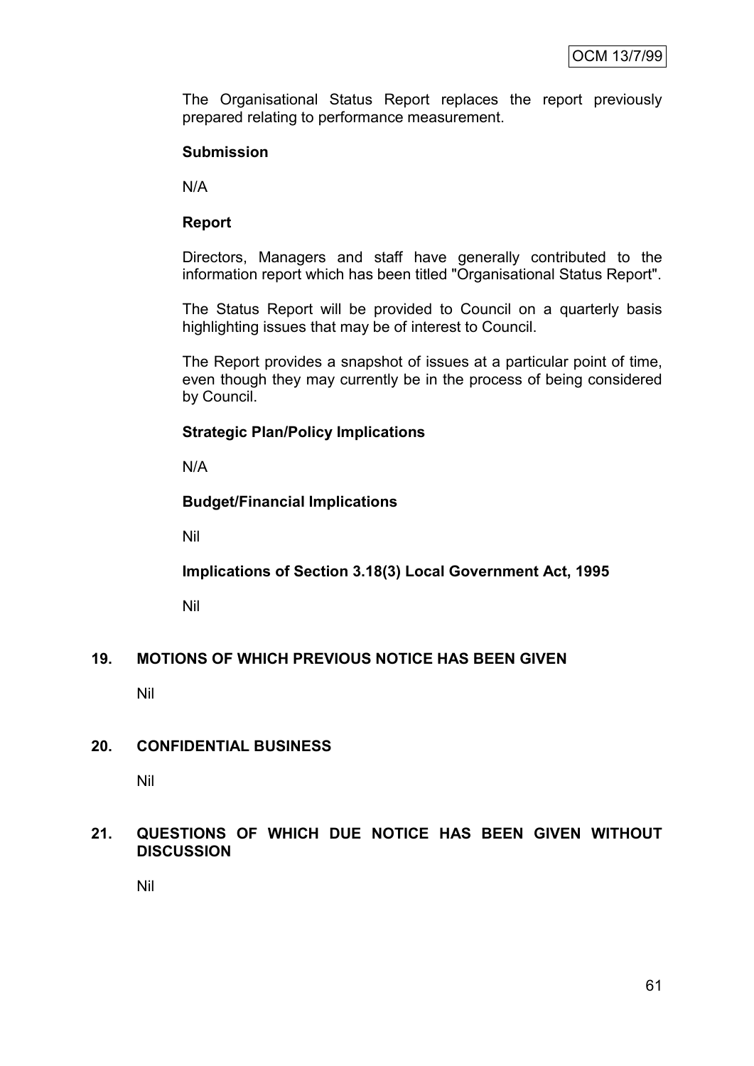The Organisational Status Report replaces the report previously prepared relating to performance measurement.

**Submission**

N/A

**Report**

Directors, Managers and staff have generally contributed to the information report which has been titled "Organisational Status Report".

The Status Report will be provided to Council on a quarterly basis highlighting issues that may be of interest to Council.

The Report provides a snapshot of issues at a particular point of time, even though they may currently be in the process of being considered by Council.

**Strategic Plan/Policy Implications**

N/A

**Budget/Financial Implications**

Nil

**Implications of Section 3.18(3) Local Government Act, 1995**

Nil

## 19. MOTIONS OF WHICH PREVIOUS NOTICE HAS BEEN GIVEN

Nil

## 20. CONFIDENTIAL BUSINESS

Nil

## 21. QUESTIONS OF WHICH DUE NOTICE HAS BEEN GIVEN WITHOUT DISCUSSION

Nil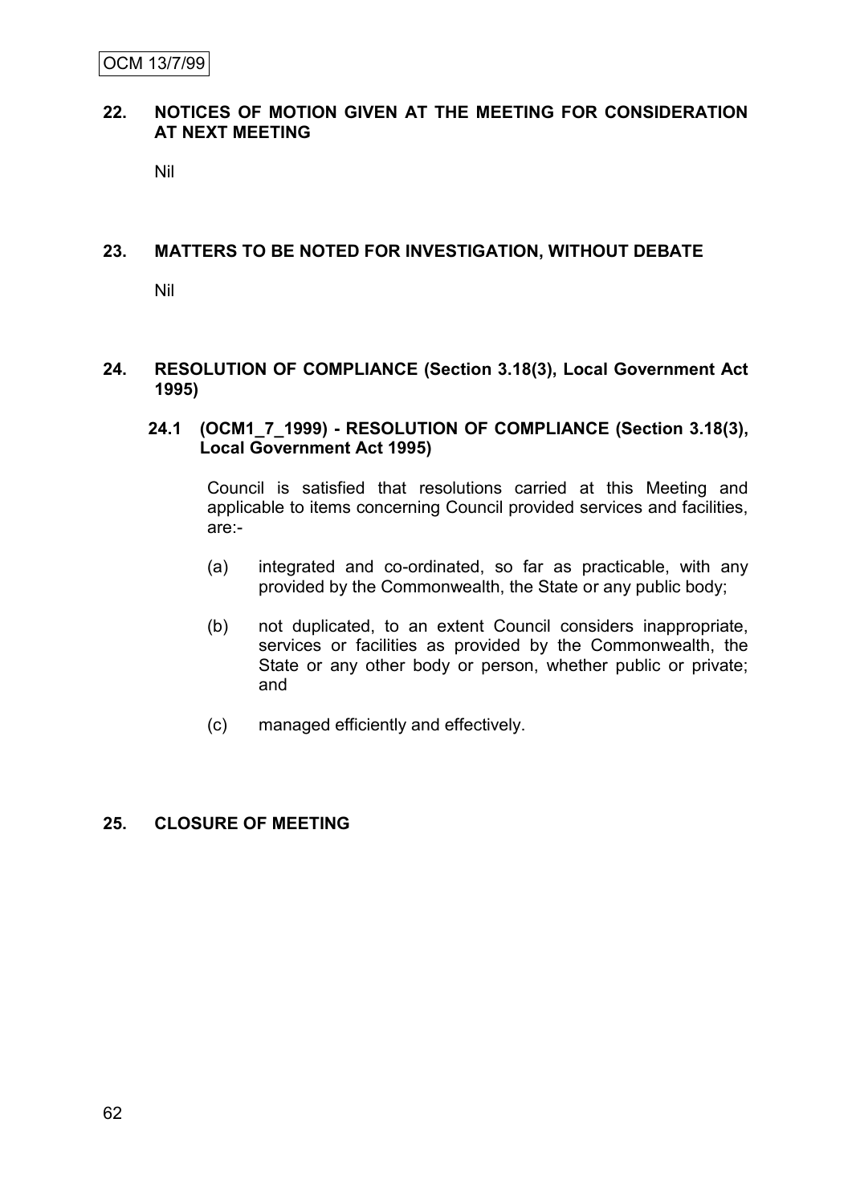## 22. NOTICES OF MOTION GIVEN AT THE MEETING FOR CONSIDERATION AT NEXT MEETING

Nil

## 23. MATTERS TO BE NOTED FOR INVESTIGATION, WITHOUT DEBATE

Nil

## 24. RESOLUTION OF COMPLIANCE (Section 3.18(3), Local Government Act 1995)

### 24.1 (OCM1_7_1999) - RESOLUTION OF COMPLIANCE (Section 3.18(3), Local Government Act 1995)

Council is satisfied that resolutions carried at this Meeting and applicable to items concerning Council provided services and facilities, are:-

(a) integrated and co-ordinated, so far as practicable, with any provided by the Commonwealth, the State or any public body;

(b) not duplicated, to an extent Council considers inappropriate, services or facilities as provided by the Commonwealth, the State or any other body or person, whether public or private; and

(c) managed efficiently and effectively.

## 25. CLOSURE OF MEETING